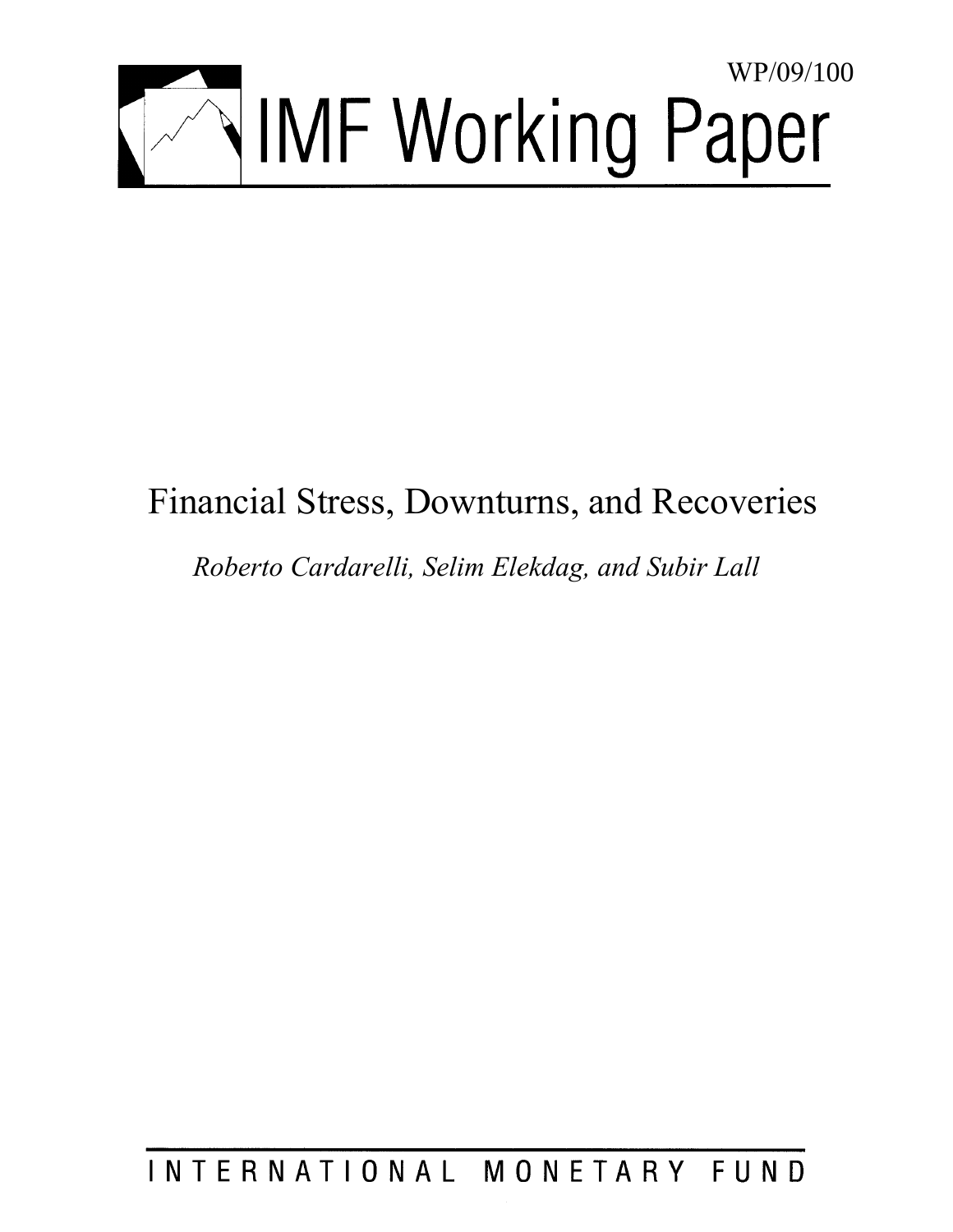WP/09/100

# IMF Working Paper

## Financial Stress, Downturns, and Recoveries

*Roberto Cardarelli, Selim Elekdag, and Subir Lall*

INTERNATIONAL MONETARY FUND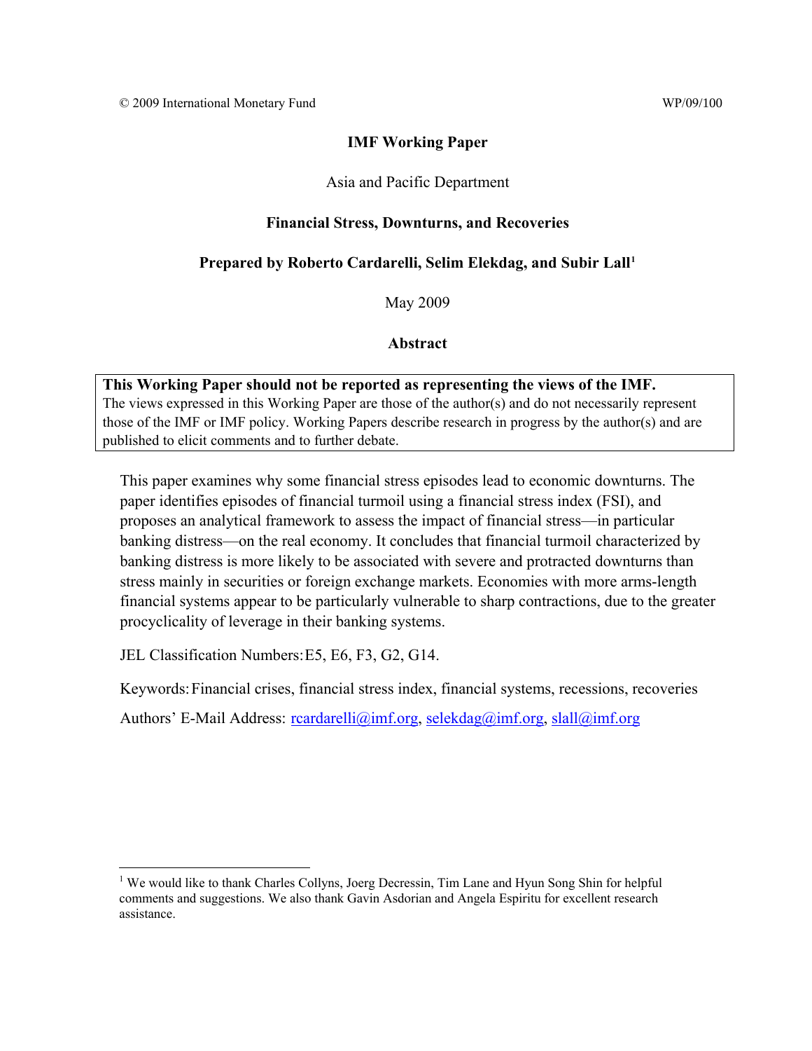© 2009 International Monetary Fund WP/09/100

# IMF Working Paper

Asia and Pacific Department

## Financial Stress, Downturns, and Recoveries

### Prepared by Roberto Cardarelli, Selim Elekdag, and Subir Lall[1]

May 2009

### Abstract

**This Working Paper should not be reported as representing the views of the IMF.**
The views expressed in this Working Paper are those of the author(s) and do not necessarily represent those of the IMF or IMF policy. Working Papers describe research in progress by the author(s) and are published to elicit comments and to further debate.

This paper examines why some financial stress episodes lead to economic downturns. The paper identifies episodes of financial turmoil using a financial stress index (FSI), and proposes an analytical framework to assess the impact of financial stress—in particular banking distress—on the real economy. It concludes that financial turmoil characterized by banking distress is more likely to be associated with severe and protracted downturns than stress mainly in securities or foreign exchange markets. Economies with more arms-length financial systems appear to be particularly vulnerable to sharp contractions, due to the greater procyclicality of leverage in their banking systems.

JEL Classification Numbers: E5, E6, F3, G2, G14.

Keywords: Financial crises, financial stress index, financial systems, recessions, recoveries

Authors' E-Mail Address: rcardarelli@imf.org, selekdag@imf.org, slall@imf.org

[1] We would like to thank Charles Collyns, Joerg Decressin, Tim Lane and Hyun Song Shin for helpful comments and suggestions. We also thank Gavin Asdorian and Angela Espiritu for excellent research assistance.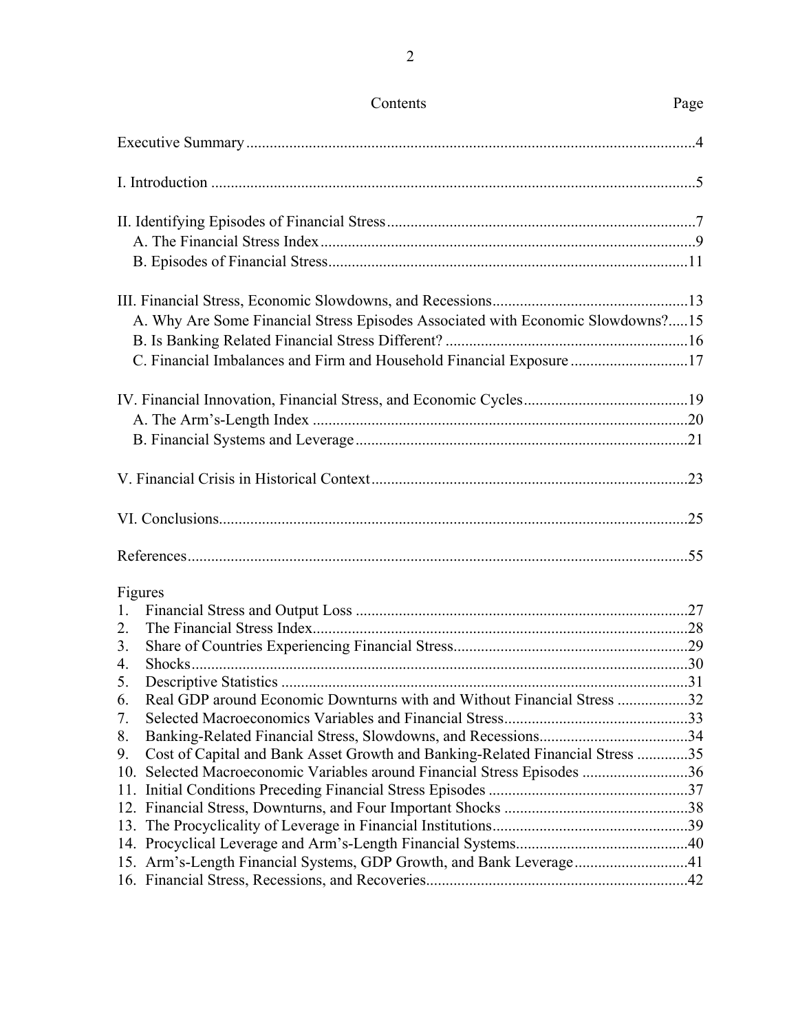## Contents

| Contents | Page |
| --- | --- |
| Executive Summary | 4 |
| I. Introduction | 5 |
| II. Identifying Episodes of Financial Stress | 7 |
| A. The Financial Stress Index | 9 |
| B. Episodes of Financial Stress | 11 |
| III. Financial Stress, Economic Slowdowns, and Recessions | 13 |
| A. Why Are Some Financial Stress Episodes Associated with Economic Slowdowns? | 15 |
| B. Is Banking Related Financial Stress Different? | 16 |
| C. Financial Imbalances and Firm and Household Financial Exposure | 17 |
| IV. Financial Innovation, Financial Stress, and Economic Cycles | 19 |
| A. The Arm's-Length Index | 20 |
| B. Financial Systems and Leverage | 21 |
| V. Financial Crisis in Historical Context | 23 |
| VI. Conclusions | 25 |
| References | 55 |

Figures

| Figure | Page |
| --- | --- |
| 1. Financial Stress and Output Loss | 27 |
| 2. The Financial Stress Index | 28 |
| 3. Share of Countries Experiencing Financial Stress | 29 |
| 4. Shocks | 30 |
| 5. Descriptive Statistics | 31 |
| 6. Real GDP around Economic Downturns with and Without Financial Stress | 32 |
| 7. Selected Macroeconomics Variables and Financial Stress | 33 |
| 8. Banking-Related Financial Stress, Slowdowns, and Recessions | 34 |
| 9. Cost of Capital and Bank Asset Growth and Banking-Related Financial Stress | 35 |
| 10. Selected Macroeconomic Variables around Financial Stress Episodes | 36 |
| 11. Initial Conditions Preceding Financial Stress Episodes | 37 |
| 12. Financial Stress, Downturns, and Four Important Shocks | 38 |
| 13. The Procyclicality of Leverage in Financial Institutions | 39 |
| 14. Procyclical Leverage and Arm's-Length Financial Systems | 40 |
| 15. Arm's-Length Financial Systems, GDP Growth, and Bank Leverage | 41 |
| 16. Financial Stress, Recessions, and Recoveries | 42 |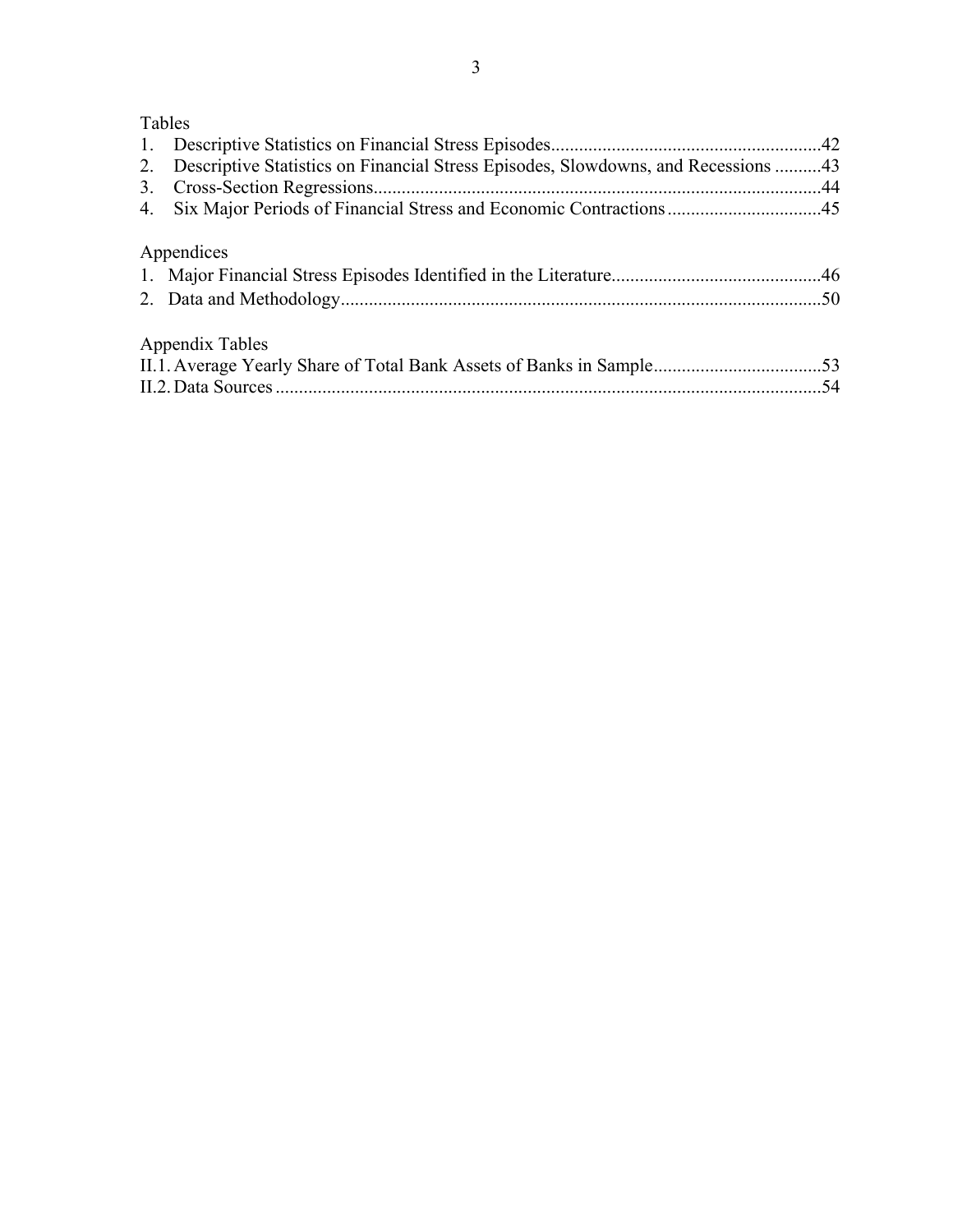Tables

1. Descriptive Statistics on Financial Stress Episodes..........................................................42
2. Descriptive Statistics on Financial Stress Episodes, Slowdowns, and Recessions ..........43
3. Cross-Section Regressions................................................................................................44
4. Six Major Periods of Financial Stress and Economic Contractions.................................45

Appendices

1. Major Financial Stress Episodes Identified in the Literature.............................................46
2. Data and Methodology......................................................................................................50

Appendix Tables

II.1. Average Yearly Share of Total Bank Assets of Banks in Sample....................................53

II.2. Data Sources....................................................................................................................54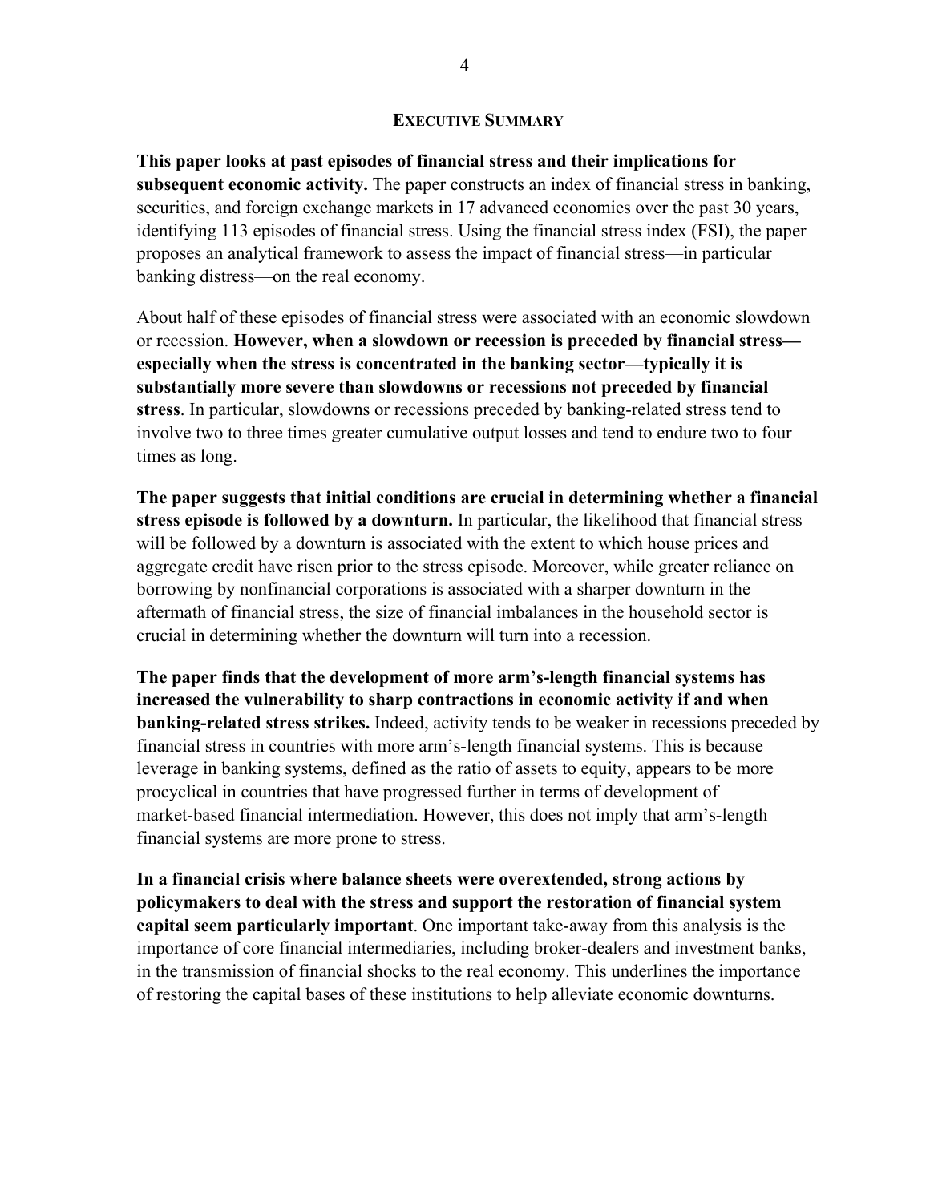## Executive Summary

**This paper looks at past episodes of financial stress and their implications for subsequent economic activity.** The paper constructs an index of financial stress in banking, securities, and foreign exchange markets in 17 advanced economies over the past 30 years, identifying 113 episodes of financial stress. Using the financial stress index (FSI), the paper proposes an analytical framework to assess the impact of financial stress—in particular banking distress—on the real economy.

About half of these episodes of financial stress were associated with an economic slowdown or recession. **However, when a slowdown or recession is preceded by financial stress—especially when the stress is concentrated in the banking sector—typically it is substantially more severe than slowdowns or recessions not preceded by financial stress**. In particular, slowdowns or recessions preceded by banking-related stress tend to involve two to three times greater cumulative output losses and tend to endure two to four times as long.

**The paper suggests that initial conditions are crucial in determining whether a financial stress episode is followed by a downturn.** In particular, the likelihood that financial stress will be followed by a downturn is associated with the extent to which house prices and aggregate credit have risen prior to the stress episode. Moreover, while greater reliance on borrowing by nonfinancial corporations is associated with a sharper downturn in the aftermath of financial stress, the size of financial imbalances in the household sector is crucial in determining whether the downturn will turn into a recession.

**The paper finds that the development of more arm's-length financial systems has increased the vulnerability to sharp contractions in economic activity if and when banking-related stress strikes.** Indeed, activity tends to be weaker in recessions preceded by financial stress in countries with more arm's-length financial systems. This is because leverage in banking systems, defined as the ratio of assets to equity, appears to be more procyclical in countries that have progressed further in terms of development of market-based financial intermediation. However, this does not imply that arm's-length financial systems are more prone to stress.

**In a financial crisis where balance sheets were overextended, strong actions by policymakers to deal with the stress and support the restoration of financial system capital seem particularly important**. One important take-away from this analysis is the importance of core financial intermediaries, including broker-dealers and investment banks, in the transmission of financial shocks to the real economy. This underlines the importance of restoring the capital bases of these institutions to help alleviate economic downturns.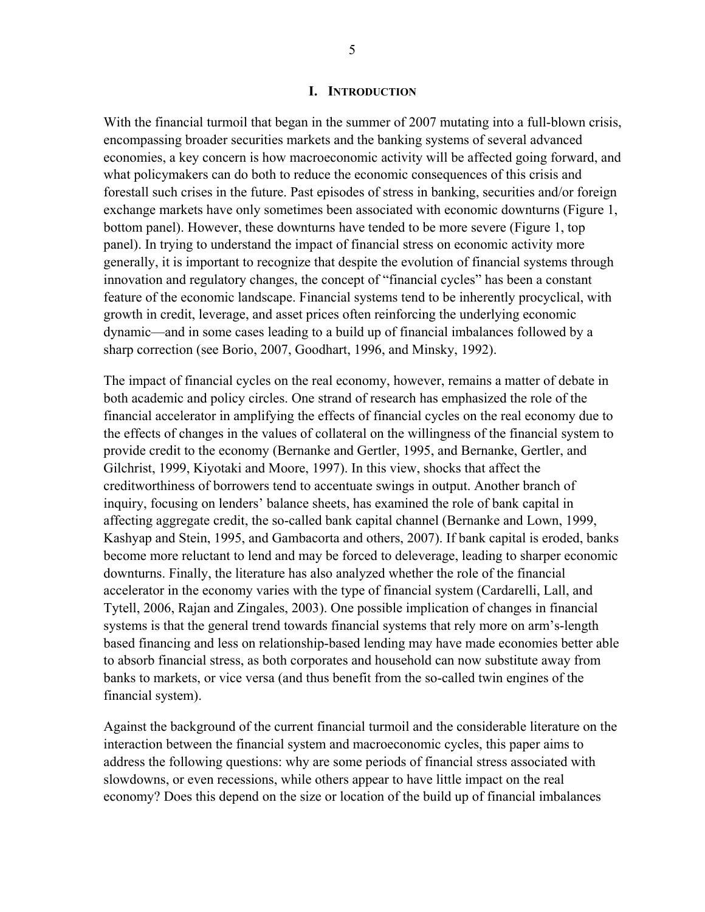# I. Introduction

With the financial turmoil that began in the summer of 2007 mutating into a full-blown crisis, encompassing broader securities markets and the banking systems of several advanced economies, a key concern is how macroeconomic activity will be affected going forward, and what policymakers can do both to reduce the economic consequences of this crisis and forestall such crises in the future. Past episodes of stress in banking, securities and/or foreign exchange markets have only sometimes been associated with economic downturns (Figure 1, bottom panel). However, these downturns have tended to be more severe (Figure 1, top panel). In trying to understand the impact of financial stress on economic activity more generally, it is important to recognize that despite the evolution of financial systems through innovation and regulatory changes, the concept of "financial cycles" has been a constant feature of the economic landscape. Financial systems tend to be inherently procyclical, with growth in credit, leverage, and asset prices often reinforcing the underlying economic dynamic—and in some cases leading to a build up of financial imbalances followed by a sharp correction (see Borio, 2007, Goodhart, 1996, and Minsky, 1992).

The impact of financial cycles on the real economy, however, remains a matter of debate in both academic and policy circles. One strand of research has emphasized the role of the financial accelerator in amplifying the effects of financial cycles on the real economy due to the effects of changes in the values of collateral on the willingness of the financial system to provide credit to the economy (Bernanke and Gertler, 1995, and Bernanke, Gertler, and Gilchrist, 1999, Kiyotaki and Moore, 1997). In this view, shocks that affect the creditworthiness of borrowers tend to accentuate swings in output. Another branch of inquiry, focusing on lenders' balance sheets, has examined the role of bank capital in affecting aggregate credit, the so-called bank capital channel (Bernanke and Lown, 1999, Kashyap and Stein, 1995, and Gambacorta and others, 2007). If bank capital is eroded, banks become more reluctant to lend and may be forced to deleverage, leading to sharper economic downturns. Finally, the literature has also analyzed whether the role of the financial accelerator in the economy varies with the type of financial system (Cardarelli, Lall, and Tytell, 2006, Rajan and Zingales, 2003). One possible implication of changes in financial systems is that the general trend towards financial systems that rely more on arm's-length based financing and less on relationship-based lending may have made economies better able to absorb financial stress, as both corporates and household can now substitute away from banks to markets, or vice versa (and thus benefit from the so-called twin engines of the financial system).

Against the background of the current financial turmoil and the considerable literature on the interaction between the financial system and macroeconomic cycles, this paper aims to address the following questions: why are some periods of financial stress associated with slowdowns, or even recessions, while others appear to have little impact on the real economy? Does this depend on the size or location of the build up of financial imbalances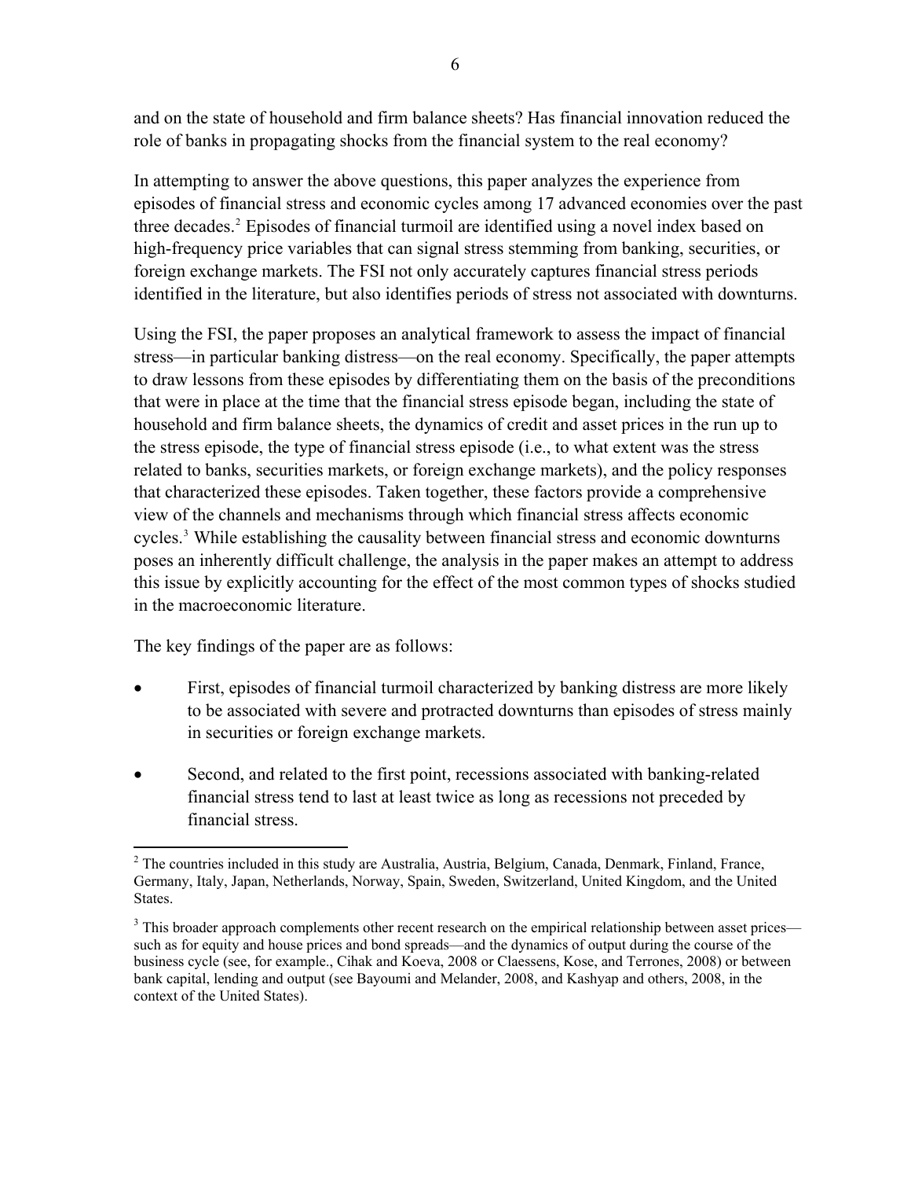and on the state of household and firm balance sheets? Has financial innovation reduced the role of banks in propagating shocks from the financial system to the real economy?

In attempting to answer the above questions, this paper analyzes the experience from episodes of financial stress and economic cycles among 17 advanced economies over the past three decades.[2] Episodes of financial turmoil are identified using a novel index based on high-frequency price variables that can signal stress stemming from banking, securities, or foreign exchange markets. The FSI not only accurately captures financial stress periods identified in the literature, but also identifies periods of stress not associated with downturns.

Using the FSI, the paper proposes an analytical framework to assess the impact of financial stress—in particular banking distress—on the real economy. Specifically, the paper attempts to draw lessons from these episodes by differentiating them on the basis of the preconditions that were in place at the time that the financial stress episode began, including the state of household and firm balance sheets, the dynamics of credit and asset prices in the run up to the stress episode, the type of financial stress episode (i.e., to what extent was the stress related to banks, securities markets, or foreign exchange markets), and the policy responses that characterized these episodes. Taken together, these factors provide a comprehensive view of the channels and mechanisms through which financial stress affects economic cycles.[3] While establishing the causality between financial stress and economic downturns poses an inherently difficult challenge, the analysis in the paper makes an attempt to address this issue by explicitly accounting for the effect of the most common types of shocks studied in the macroeconomic literature.

The key findings of the paper are as follows:

- First, episodes of financial turmoil characterized by banking distress are more likely to be associated with severe and protracted downturns than episodes of stress mainly in securities or foreign exchange markets.
- Second, and related to the first point, recessions associated with banking-related financial stress tend to last at least twice as long as recessions not preceded by financial stress.

[2] The countries included in this study are Australia, Austria, Belgium, Canada, Denmark, Finland, France, Germany, Italy, Japan, Netherlands, Norway, Spain, Sweden, Switzerland, United Kingdom, and the United States.

[3] This broader approach complements other recent research on the empirical relationship between asset prices—such as for equity and house prices and bond spreads—and the dynamics of output during the course of the business cycle (see, for example., Cihak and Koeva, 2008 or Claessens, Kose, and Terrones, 2008) or between bank capital, lending and output (see Bayoumi and Melander, 2008, and Kashyap and others, 2008, in the context of the United States).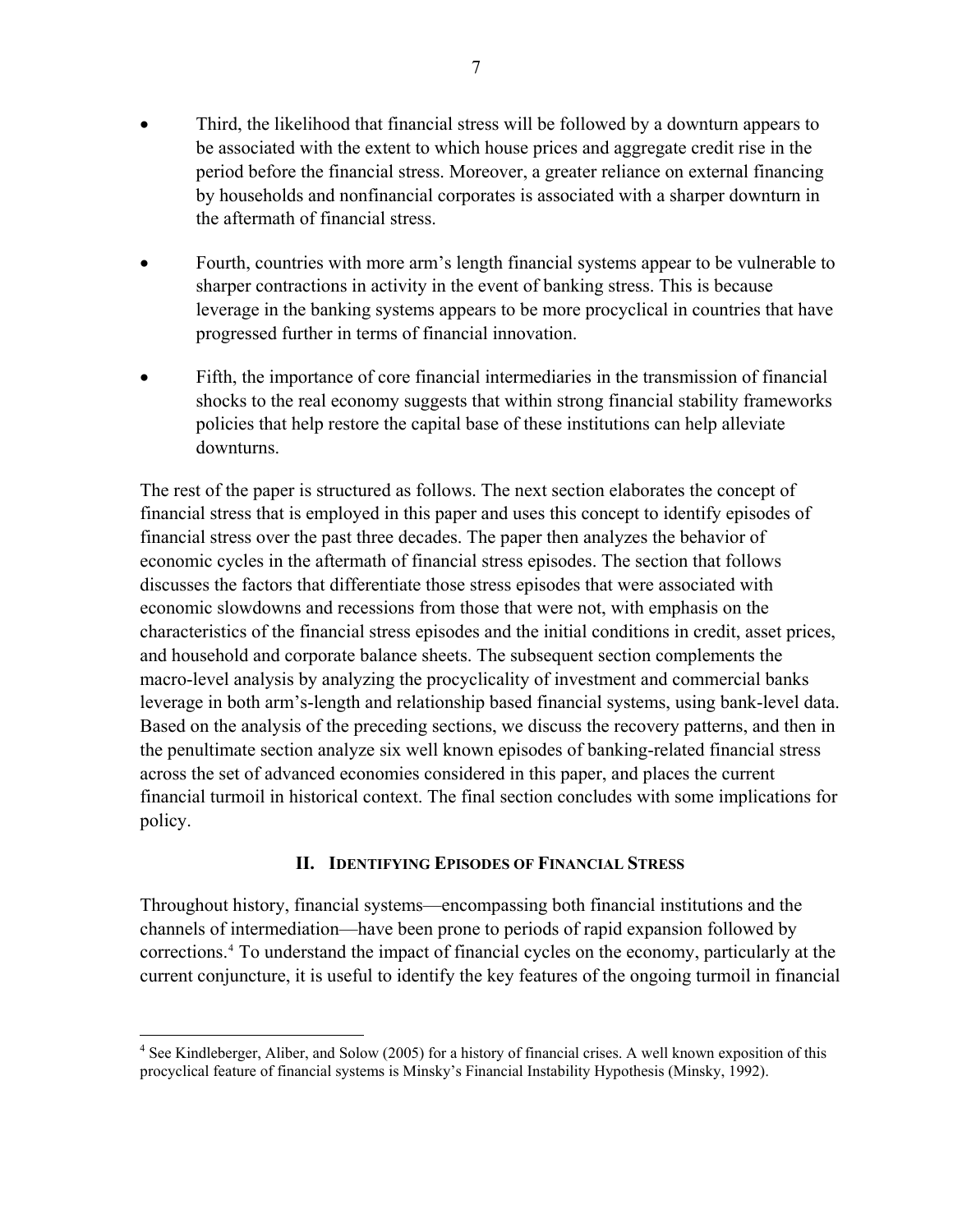- Third, the likelihood that financial stress will be followed by a downturn appears to be associated with the extent to which house prices and aggregate credit rise in the period before the financial stress. Moreover, a greater reliance on external financing by households and nonfinancial corporates is associated with a sharper downturn in the aftermath of financial stress.

- Fourth, countries with more arm's length financial systems appear to be vulnerable to sharper contractions in activity in the event of banking stress. This is because leverage in the banking systems appears to be more procyclical in countries that have progressed further in terms of financial innovation.

- Fifth, the importance of core financial intermediaries in the transmission of financial shocks to the real economy suggests that within strong financial stability frameworks policies that help restore the capital base of these institutions can help alleviate downturns.

The rest of the paper is structured as follows. The next section elaborates the concept of financial stress that is employed in this paper and uses this concept to identify episodes of financial stress over the past three decades. The paper then analyzes the behavior of economic cycles in the aftermath of financial stress episodes. The section that follows discusses the factors that differentiate those stress episodes that were associated with economic slowdowns and recessions from those that were not, with emphasis on the characteristics of the financial stress episodes and the initial conditions in credit, asset prices, and household and corporate balance sheets. The subsequent section complements the macro-level analysis by analyzing the procyclicality of investment and commercial banks leverage in both arm's-length and relationship based financial systems, using bank-level data. Based on the analysis of the preceding sections, we discuss the recovery patterns, and then in the penultimate section analyze six well known episodes of banking-related financial stress across the set of advanced economies considered in this paper, and places the current financial turmoil in historical context. The final section concludes with some implications for policy.

## II. Identifying Episodes of Financial Stress

Throughout history, financial systems—encompassing both financial institutions and the channels of intermediation—have been prone to periods of rapid expansion followed by corrections.[4] To understand the impact of financial cycles on the economy, particularly at the current conjuncture, it is useful to identify the key features of the ongoing turmoil in financial

[4] See Kindleberger, Aliber, and Solow (2005) for a history of financial crises. A well known exposition of this procyclical feature of financial systems is Minsky's Financial Instability Hypothesis (Minsky, 1992).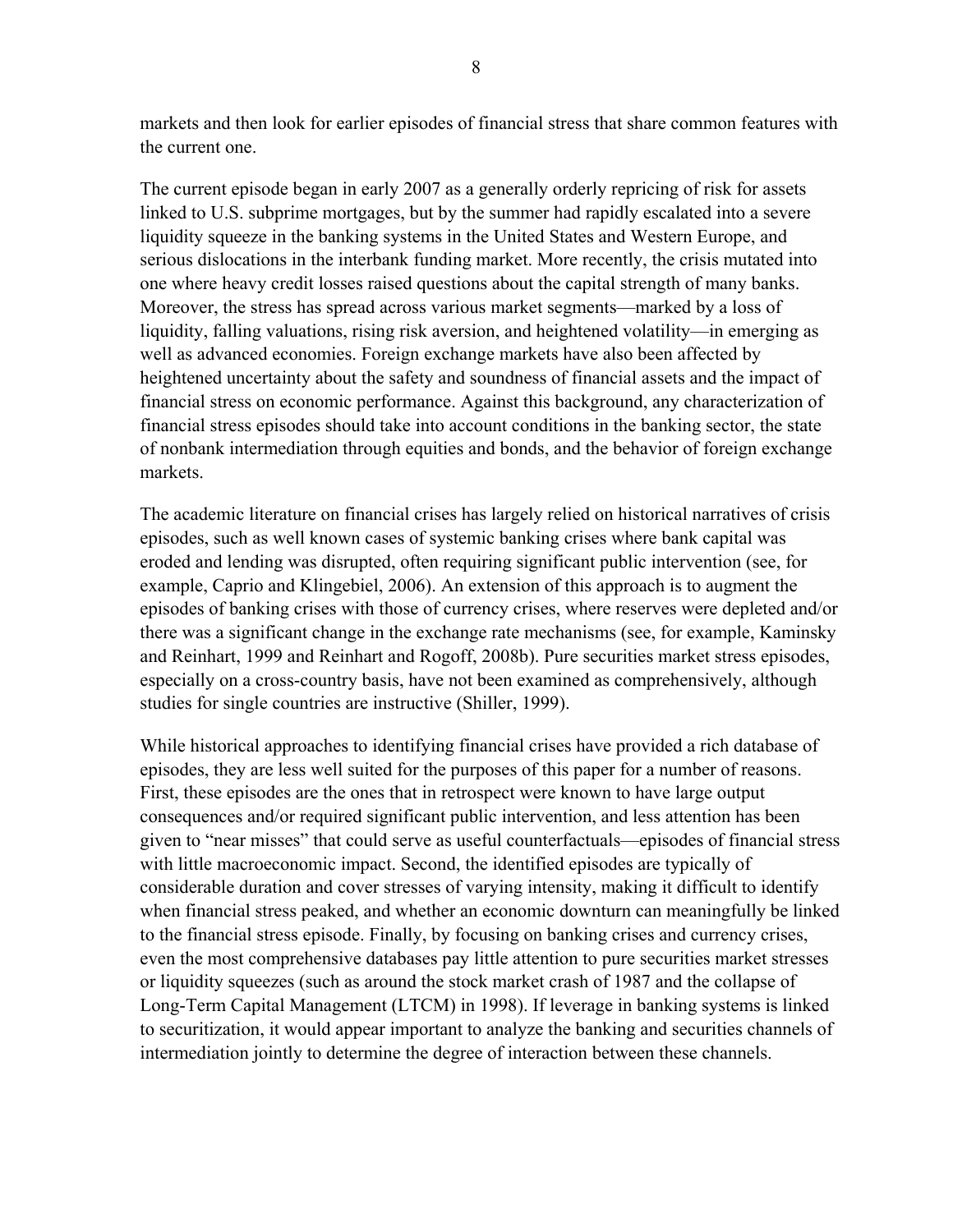markets and then look for earlier episodes of financial stress that share common features with the current one.

The current episode began in early 2007 as a generally orderly repricing of risk for assets linked to U.S. subprime mortgages, but by the summer had rapidly escalated into a severe liquidity squeeze in the banking systems in the United States and Western Europe, and serious dislocations in the interbank funding market. More recently, the crisis mutated into one where heavy credit losses raised questions about the capital strength of many banks. Moreover, the stress has spread across various market segments—marked by a loss of liquidity, falling valuations, rising risk aversion, and heightened volatility—in emerging as well as advanced economies. Foreign exchange markets have also been affected by heightened uncertainty about the safety and soundness of financial assets and the impact of financial stress on economic performance. Against this background, any characterization of financial stress episodes should take into account conditions in the banking sector, the state of nonbank intermediation through equities and bonds, and the behavior of foreign exchange markets.

The academic literature on financial crises has largely relied on historical narratives of crisis episodes, such as well known cases of systemic banking crises where bank capital was eroded and lending was disrupted, often requiring significant public intervention (see, for example, Caprio and Klingebiel, 2006). An extension of this approach is to augment the episodes of banking crises with those of currency crises, where reserves were depleted and/or there was a significant change in the exchange rate mechanisms (see, for example, Kaminsky and Reinhart, 1999 and Reinhart and Rogoff, 2008b). Pure securities market stress episodes, especially on a cross-country basis, have not been examined as comprehensively, although studies for single countries are instructive (Shiller, 1999).

While historical approaches to identifying financial crises have provided a rich database of episodes, they are less well suited for the purposes of this paper for a number of reasons. First, these episodes are the ones that in retrospect were known to have large output consequences and/or required significant public intervention, and less attention has been given to "near misses" that could serve as useful counterfactuals—episodes of financial stress with little macroeconomic impact. Second, the identified episodes are typically of considerable duration and cover stresses of varying intensity, making it difficult to identify when financial stress peaked, and whether an economic downturn can meaningfully be linked to the financial stress episode. Finally, by focusing on banking crises and currency crises, even the most comprehensive databases pay little attention to pure securities market stresses or liquidity squeezes (such as around the stock market crash of 1987 and the collapse of Long-Term Capital Management (LTCM) in 1998). If leverage in banking systems is linked to securitization, it would appear important to analyze the banking and securities channels of intermediation jointly to determine the degree of interaction between these channels.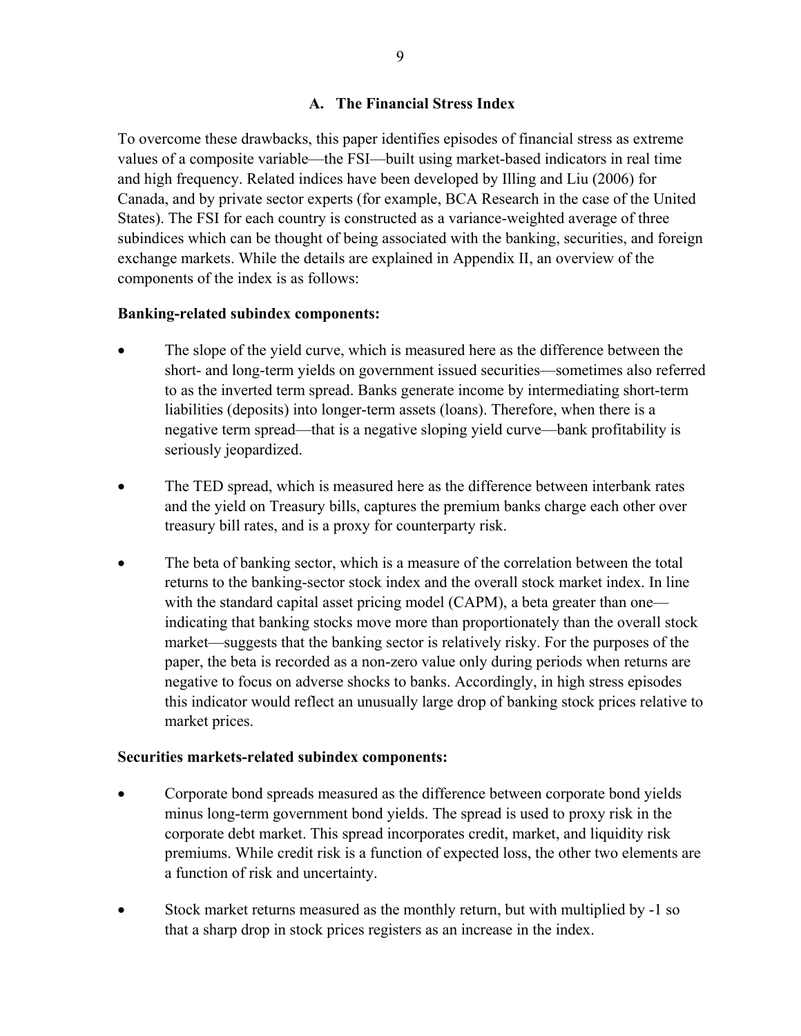### A. The Financial Stress Index

To overcome these drawbacks, this paper identifies episodes of financial stress as extreme values of a composite variable—the FSI—built using market-based indicators in real time and high frequency. Related indices have been developed by Illing and Liu (2006) for Canada, and by private sector experts (for example, BCA Research in the case of the United States). The FSI for each country is constructed as a variance-weighted average of three subindices which can be thought of being associated with the banking, securities, and foreign exchange markets. While the details are explained in Appendix II, an overview of the components of the index is as follows:

**Banking-related subindex components:**

- The slope of the yield curve, which is measured here as the difference between the short- and long-term yields on government issued securities—sometimes also referred to as the inverted term spread. Banks generate income by intermediating short-term liabilities (deposits) into longer-term assets (loans). Therefore, when there is a negative term spread—that is a negative sloping yield curve—bank profitability is seriously jeopardized.

- The TED spread, which is measured here as the difference between interbank rates and the yield on Treasury bills, captures the premium banks charge each other over treasury bill rates, and is a proxy for counterparty risk.

- The beta of banking sector, which is a measure of the correlation between the total returns to the banking-sector stock index and the overall stock market index. In line with the standard capital asset pricing model (CAPM), a beta greater than one—indicating that banking stocks move more than proportionately than the overall stock market—suggests that the banking sector is relatively risky. For the purposes of the paper, the beta is recorded as a non-zero value only during periods when returns are negative to focus on adverse shocks to banks. Accordingly, in high stress episodes this indicator would reflect an unusually large drop of banking stock prices relative to market prices.

**Securities markets-related subindex components:**

- Corporate bond spreads measured as the difference between corporate bond yields minus long-term government bond yields. The spread is used to proxy risk in the corporate debt market. This spread incorporates credit, market, and liquidity risk premiums. While credit risk is a function of expected loss, the other two elements are a function of risk and uncertainty.

- Stock market returns measured as the monthly return, but with multiplied by -1 so that a sharp drop in stock prices registers as an increase in the index.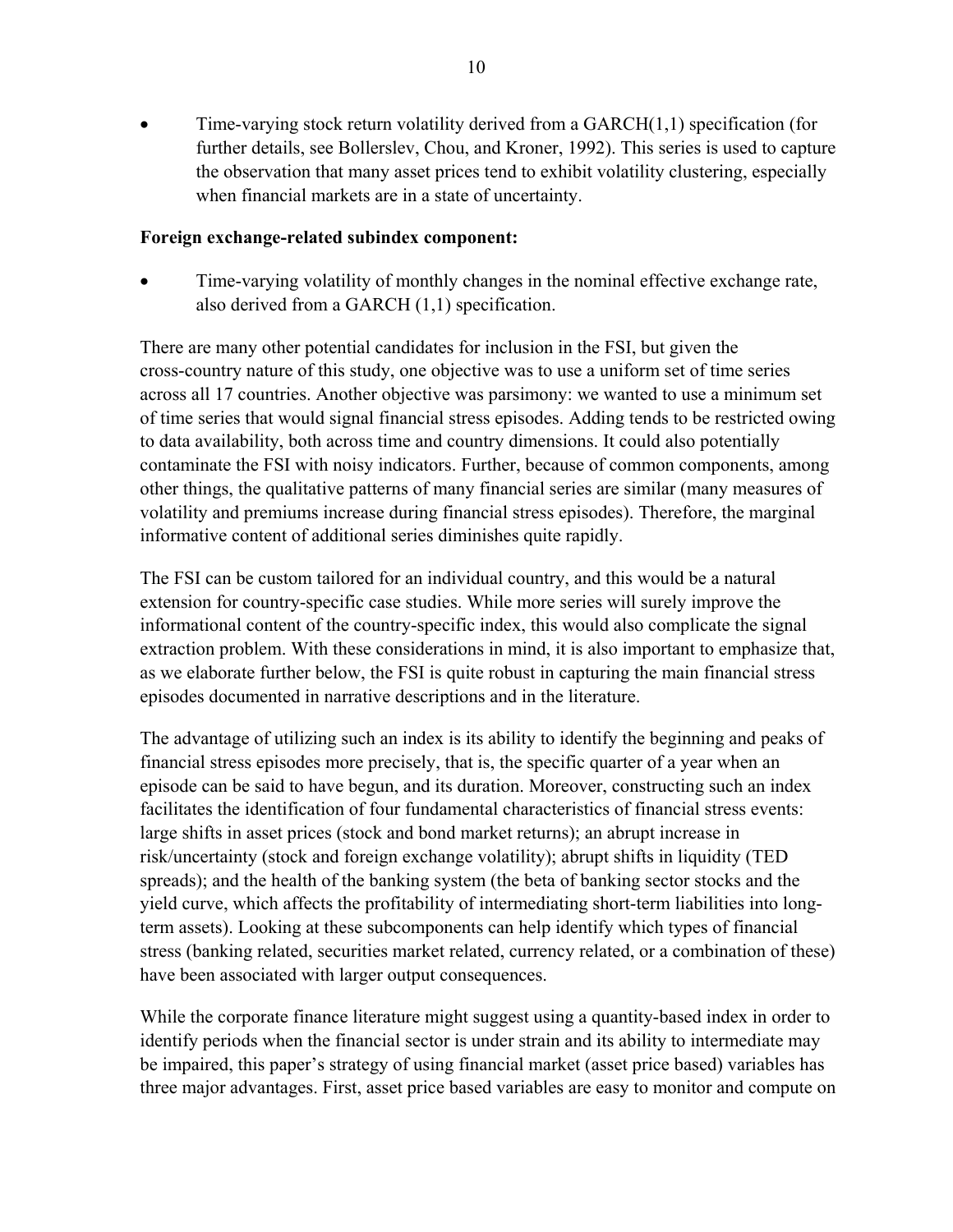- Time-varying stock return volatility derived from a GARCH(1,1) specification (for further details, see Bollerslev, Chou, and Kroner, 1992). This series is used to capture the observation that many asset prices tend to exhibit volatility clustering, especially when financial markets are in a state of uncertainty.

**Foreign exchange-related subindex component:**

- Time-varying volatility of monthly changes in the nominal effective exchange rate, also derived from a GARCH (1,1) specification.

There are many other potential candidates for inclusion in the FSI, but given the cross-country nature of this study, one objective was to use a uniform set of time series across all 17 countries. Another objective was parsimony: we wanted to use a minimum set of time series that would signal financial stress episodes. Adding tends to be restricted owing to data availability, both across time and country dimensions. It could also potentially contaminate the FSI with noisy indicators. Further, because of common components, among other things, the qualitative patterns of many financial series are similar (many measures of volatility and premiums increase during financial stress episodes). Therefore, the marginal informative content of additional series diminishes quite rapidly.

The FSI can be custom tailored for an individual country, and this would be a natural extension for country-specific case studies. While more series will surely improve the informational content of the country-specific index, this would also complicate the signal extraction problem. With these considerations in mind, it is also important to emphasize that, as we elaborate further below, the FSI is quite robust in capturing the main financial stress episodes documented in narrative descriptions and in the literature.

The advantage of utilizing such an index is its ability to identify the beginning and peaks of financial stress episodes more precisely, that is, the specific quarter of a year when an episode can be said to have begun, and its duration. Moreover, constructing such an index facilitates the identification of four fundamental characteristics of financial stress events: large shifts in asset prices (stock and bond market returns); an abrupt increase in risk/uncertainty (stock and foreign exchange volatility); abrupt shifts in liquidity (TED spreads); and the health of the banking system (the beta of banking sector stocks and the yield curve, which affects the profitability of intermediating short-term liabilities into long-term assets). Looking at these subcomponents can help identify which types of financial stress (banking related, securities market related, currency related, or a combination of these) have been associated with larger output consequences.

While the corporate finance literature might suggest using a quantity-based index in order to identify periods when the financial sector is under strain and its ability to intermediate may be impaired, this paper's strategy of using financial market (asset price based) variables has three major advantages. First, asset price based variables are easy to monitor and compute on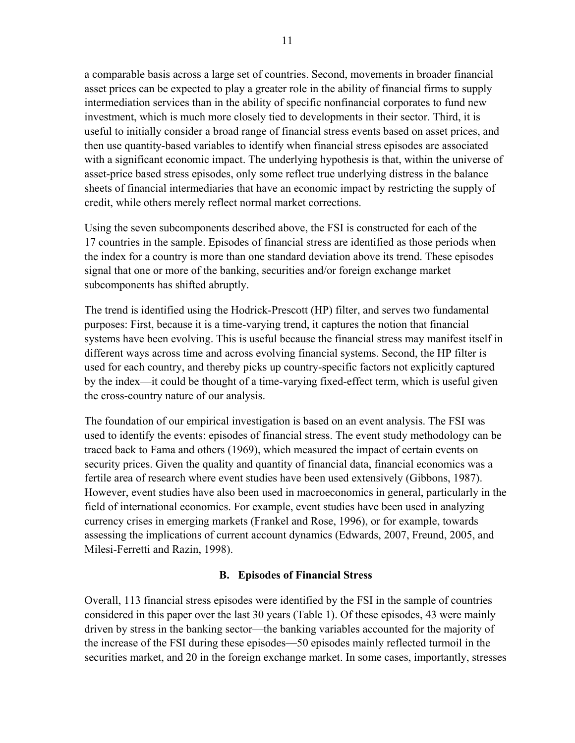a comparable basis across a large set of countries. Second, movements in broader financial asset prices can be expected to play a greater role in the ability of financial firms to supply intermediation services than in the ability of specific nonfinancial corporates to fund new investment, which is much more closely tied to developments in their sector. Third, it is useful to initially consider a broad range of financial stress events based on asset prices, and then use quantity-based variables to identify when financial stress episodes are associated with a significant economic impact. The underlying hypothesis is that, within the universe of asset-price based stress episodes, only some reflect true underlying distress in the balance sheets of financial intermediaries that have an economic impact by restricting the supply of credit, while others merely reflect normal market corrections.

Using the seven subcomponents described above, the FSI is constructed for each of the 17 countries in the sample. Episodes of financial stress are identified as those periods when the index for a country is more than one standard deviation above its trend. These episodes signal that one or more of the banking, securities and/or foreign exchange market subcomponents has shifted abruptly.

The trend is identified using the Hodrick-Prescott (HP) filter, and serves two fundamental purposes: First, because it is a time-varying trend, it captures the notion that financial systems have been evolving. This is useful because the financial stress may manifest itself in different ways across time and across evolving financial systems. Second, the HP filter is used for each country, and thereby picks up country-specific factors not explicitly captured by the index—it could be thought of a time-varying fixed-effect term, which is useful given the cross-country nature of our analysis.

The foundation of our empirical investigation is based on an event analysis. The FSI was used to identify the events: episodes of financial stress. The event study methodology can be traced back to Fama and others (1969), which measured the impact of certain events on security prices. Given the quality and quantity of financial data, financial economics was a fertile area of research where event studies have been used extensively (Gibbons, 1987). However, event studies have also been used in macroeconomics in general, particularly in the field of international economics. For example, event studies have been used in analyzing currency crises in emerging markets (Frankel and Rose, 1996), or for example, towards assessing the implications of current account dynamics (Edwards, 2007, Freund, 2005, and Milesi-Ferretti and Razin, 1998).

### B. Episodes of Financial Stress

Overall, 113 financial stress episodes were identified by the FSI in the sample of countries considered in this paper over the last 30 years (Table 1). Of these episodes, 43 were mainly driven by stress in the banking sector—the banking variables accounted for the majority of the increase of the FSI during these episodes—50 episodes mainly reflected turmoil in the securities market, and 20 in the foreign exchange market. In some cases, importantly, stresses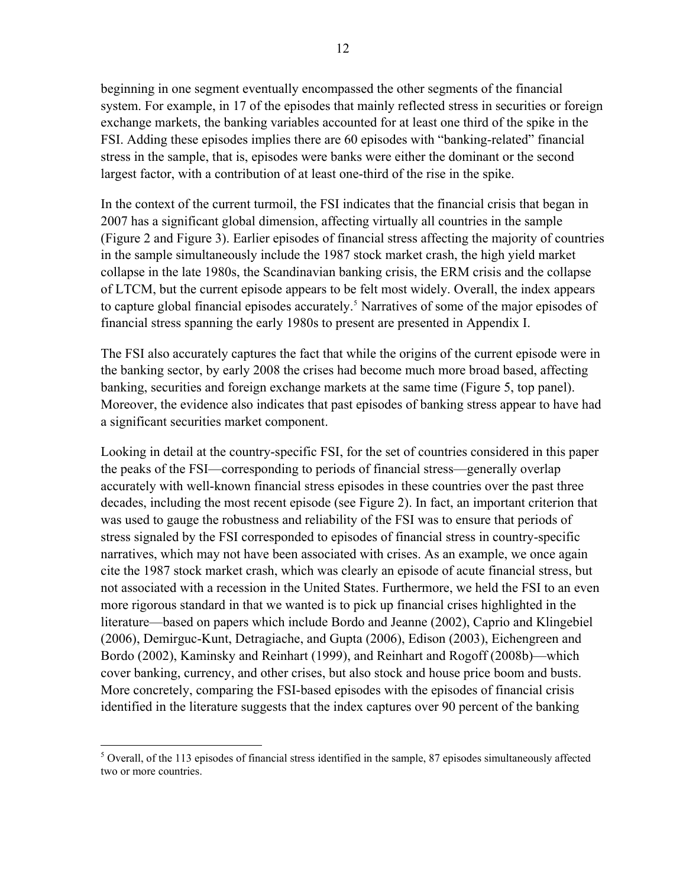beginning in one segment eventually encompassed the other segments of the financial system. For example, in 17 of the episodes that mainly reflected stress in securities or foreign exchange markets, the banking variables accounted for at least one third of the spike in the FSI. Adding these episodes implies there are 60 episodes with "banking-related" financial stress in the sample, that is, episodes were banks were either the dominant or the second largest factor, with a contribution of at least one-third of the rise in the spike.

In the context of the current turmoil, the FSI indicates that the financial crisis that began in 2007 has a significant global dimension, affecting virtually all countries in the sample (Figure 2 and Figure 3). Earlier episodes of financial stress affecting the majority of countries in the sample simultaneously include the 1987 stock market crash, the high yield market collapse in the late 1980s, the Scandinavian banking crisis, the ERM crisis and the collapse of LTCM, but the current episode appears to be felt most widely. Overall, the index appears to capture global financial episodes accurately.[5] Narratives of some of the major episodes of financial stress spanning the early 1980s to present are presented in Appendix I.

The FSI also accurately captures the fact that while the origins of the current episode were in the banking sector, by early 2008 the crises had become much more broad based, affecting banking, securities and foreign exchange markets at the same time (Figure 5, top panel). Moreover, the evidence also indicates that past episodes of banking stress appear to have had a significant securities market component.

Looking in detail at the country-specific FSI, for the set of countries considered in this paper the peaks of the FSI—corresponding to periods of financial stress—generally overlap accurately with well-known financial stress episodes in these countries over the past three decades, including the most recent episode (see Figure 2). In fact, an important criterion that was used to gauge the robustness and reliability of the FSI was to ensure that periods of stress signaled by the FSI corresponded to episodes of financial stress in country-specific narratives, which may not have been associated with crises. As an example, we once again cite the 1987 stock market crash, which was clearly an episode of acute financial stress, but not associated with a recession in the United States. Furthermore, we held the FSI to an even more rigorous standard in that we wanted is to pick up financial crises highlighted in the literature—based on papers which include Bordo and Jeanne (2002), Caprio and Klingebiel (2006), Demirguc-Kunt, Detragiache, and Gupta (2006), Edison (2003), Eichengreen and Bordo (2002), Kaminsky and Reinhart (1999), and Reinhart and Rogoff (2008b)—which cover banking, currency, and other crises, but also stock and house price boom and busts. More concretely, comparing the FSI-based episodes with the episodes of financial crisis identified in the literature suggests that the index captures over 90 percent of the banking

---

[5] Overall, of the 113 episodes of financial stress identified in the sample, 87 episodes simultaneously affected two or more countries.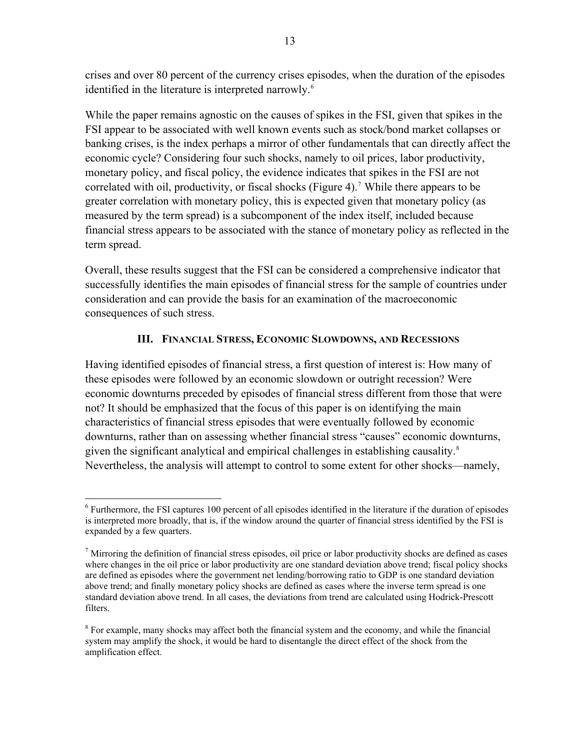crises and over 80 percent of the currency crises episodes, when the duration of the episodes identified in the literature is interpreted narrowly.[6]

While the paper remains agnostic on the causes of spikes in the FSI, given that spikes in the FSI appear to be associated with well known events such as stock/bond market collapses or banking crises, is the index perhaps a mirror of other fundamentals that can directly affect the economic cycle? Considering four such shocks, namely to oil prices, labor productivity, monetary policy, and fiscal policy, the evidence indicates that spikes in the FSI are not correlated with oil, productivity, or fiscal shocks (Figure 4).[7] While there appears to be greater correlation with monetary policy, this is expected given that monetary policy (as measured by the term spread) is a subcomponent of the index itself, included because financial stress appears to be associated with the stance of monetary policy as reflected in the term spread.

Overall, these results suggest that the FSI can be considered a comprehensive indicator that successfully identifies the main episodes of financial stress for the sample of countries under consideration and can provide the basis for an examination of the macroeconomic consequences of such stress.

## III. Financial Stress, Economic Slowdowns, and Recessions

Having identified episodes of financial stress, a first question of interest is: How many of these episodes were followed by an economic slowdown or outright recession? Were economic downturns preceded by episodes of financial stress different from those that were not? It should be emphasized that the focus of this paper is on identifying the main characteristics of financial stress episodes that were eventually followed by economic downturns, rather than on assessing whether financial stress "causes" economic downturns, given the significant analytical and empirical challenges in establishing causality.[8] Nevertheless, the analysis will attempt to control to some extent for other shocks—namely,

---

[6] Furthermore, the FSI captures 100 percent of all episodes identified in the literature if the duration of episodes is interpreted more broadly, that is, if the window around the quarter of financial stress identified by the FSI is expanded by a few quarters.

[7] Mirroring the definition of financial stress episodes, oil price or labor productivity shocks are defined as cases where changes in the oil price or labor productivity are one standard deviation above trend; fiscal policy shocks are defined as episodes where the government net lending/borrowing ratio to GDP is one standard deviation above trend; and finally monetary policy shocks are defined as cases where the inverse term spread is one standard deviation above trend. In all cases, the deviations from trend are calculated using Hodrick-Prescott filters.

[8] For example, many shocks may affect both the financial system and the economy, and while the financial system may amplify the shock, it would be hard to disentangle the direct effect of the shock from the amplification effect.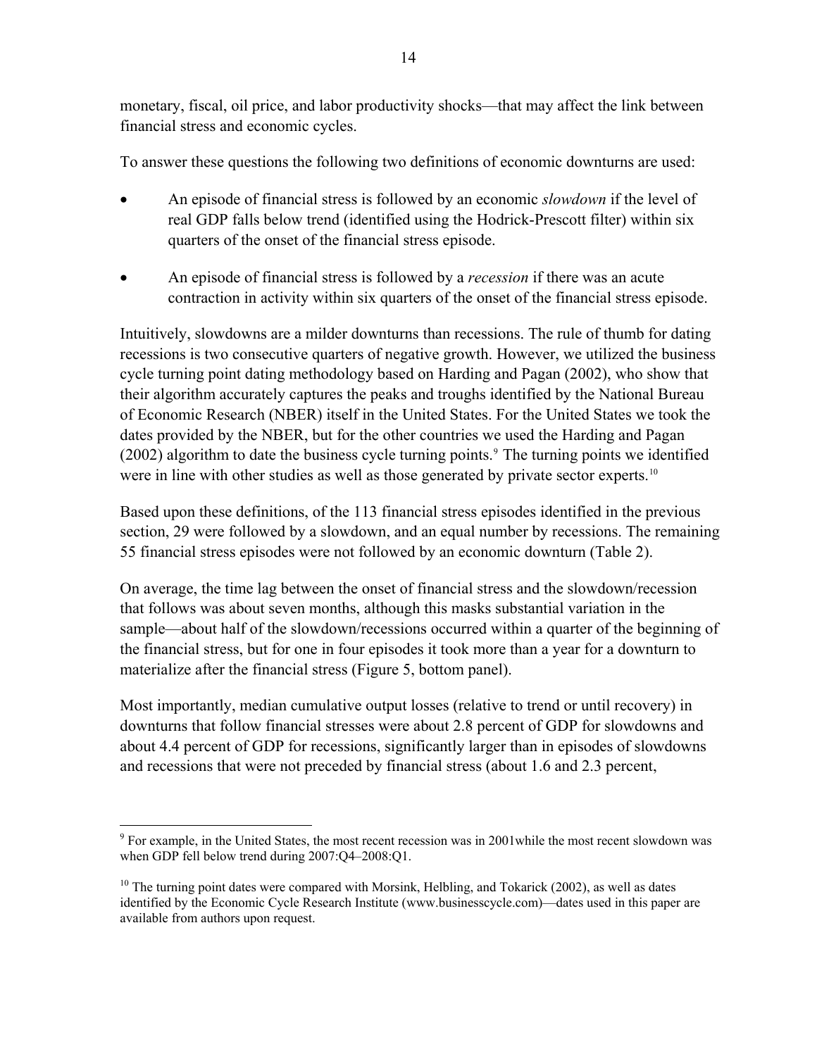monetary, fiscal, oil price, and labor productivity shocks—that may affect the link between financial stress and economic cycles.

To answer these questions the following two definitions of economic downturns are used:

- An episode of financial stress is followed by an economic *slowdown* if the level of real GDP falls below trend (identified using the Hodrick-Prescott filter) within six quarters of the onset of the financial stress episode.
- An episode of financial stress is followed by a *recession* if there was an acute contraction in activity within six quarters of the onset of the financial stress episode.

Intuitively, slowdowns are a milder downturns than recessions. The rule of thumb for dating recessions is two consecutive quarters of negative growth. However, we utilized the business cycle turning point dating methodology based on Harding and Pagan (2002), who show that their algorithm accurately captures the peaks and troughs identified by the National Bureau of Economic Research (NBER) itself in the United States. For the United States we took the dates provided by the NBER, but for the other countries we used the Harding and Pagan (2002) algorithm to date the business cycle turning points.[9] The turning points we identified were in line with other studies as well as those generated by private sector experts.[10]

Based upon these definitions, of the 113 financial stress episodes identified in the previous section, 29 were followed by a slowdown, and an equal number by recessions. The remaining 55 financial stress episodes were not followed by an economic downturn (Table 2).

On average, the time lag between the onset of financial stress and the slowdown/recession that follows was about seven months, although this masks substantial variation in the sample—about half of the slowdown/recessions occurred within a quarter of the beginning of the financial stress, but for one in four episodes it took more than a year for a downturn to materialize after the financial stress (Figure 5, bottom panel).

Most importantly, median cumulative output losses (relative to trend or until recovery) in downturns that follow financial stresses were about 2.8 percent of GDP for slowdowns and about 4.4 percent of GDP for recessions, significantly larger than in episodes of slowdowns and recessions that were not preceded by financial stress (about 1.6 and 2.3 percent,

---

[9] For example, in the United States, the most recent recession was in 2001while the most recent slowdown was when GDP fell below trend during 2007:Q4–2008:Q1.

[10] The turning point dates were compared with Morsink, Helbling, and Tokarick (2002), as well as dates identified by the Economic Cycle Research Institute (www.businesscycle.com)—dates used in this paper are available from authors upon request.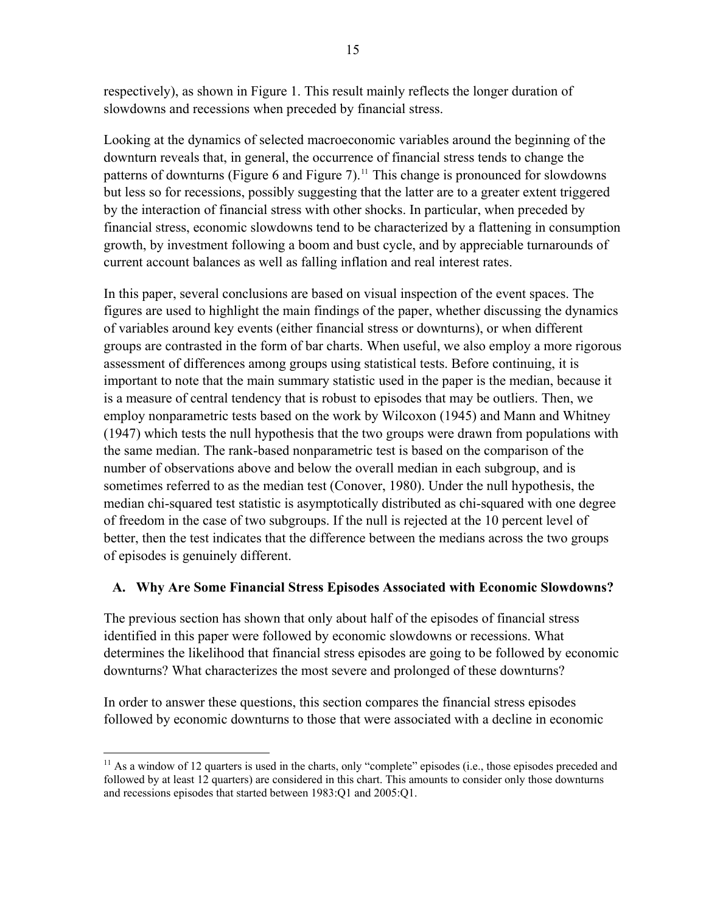respectively), as shown in Figure 1. This result mainly reflects the longer duration of slowdowns and recessions when preceded by financial stress.

Looking at the dynamics of selected macroeconomic variables around the beginning of the downturn reveals that, in general, the occurrence of financial stress tends to change the patterns of downturns (Figure 6 and Figure 7).[11] This change is pronounced for slowdowns but less so for recessions, possibly suggesting that the latter are to a greater extent triggered by the interaction of financial stress with other shocks. In particular, when preceded by financial stress, economic slowdowns tend to be characterized by a flattening in consumption growth, by investment following a boom and bust cycle, and by appreciable turnarounds of current account balances as well as falling inflation and real interest rates.

In this paper, several conclusions are based on visual inspection of the event spaces. The figures are used to highlight the main findings of the paper, whether discussing the dynamics of variables around key events (either financial stress or downturns), or when different groups are contrasted in the form of bar charts. When useful, we also employ a more rigorous assessment of differences among groups using statistical tests. Before continuing, it is important to note that the main summary statistic used in the paper is the median, because it is a measure of central tendency that is robust to episodes that may be outliers. Then, we employ nonparametric tests based on the work by Wilcoxon (1945) and Mann and Whitney (1947) which tests the null hypothesis that the two groups were drawn from populations with the same median. The rank-based nonparametric test is based on the comparison of the number of observations above and below the overall median in each subgroup, and is sometimes referred to as the median test (Conover, 1980). Under the null hypothesis, the median chi-squared test statistic is asymptotically distributed as chi-squared with one degree of freedom in the case of two subgroups. If the null is rejected at the 10 percent level of better, then the test indicates that the difference between the medians across the two groups of episodes is genuinely different.

## A. Why Are Some Financial Stress Episodes Associated with Economic Slowdowns?

The previous section has shown that only about half of the episodes of financial stress identified in this paper were followed by economic slowdowns or recessions. What determines the likelihood that financial stress episodes are going to be followed by economic downturns? What characterizes the most severe and prolonged of these downturns?

In order to answer these questions, this section compares the financial stress episodes followed by economic downturns to those that were associated with a decline in economic

[11] As a window of 12 quarters is used in the charts, only "complete" episodes (i.e., those episodes preceded and followed by at least 12 quarters) are considered in this chart. This amounts to consider only those downturns and recessions episodes that started between 1983:Q1 and 2005:Q1.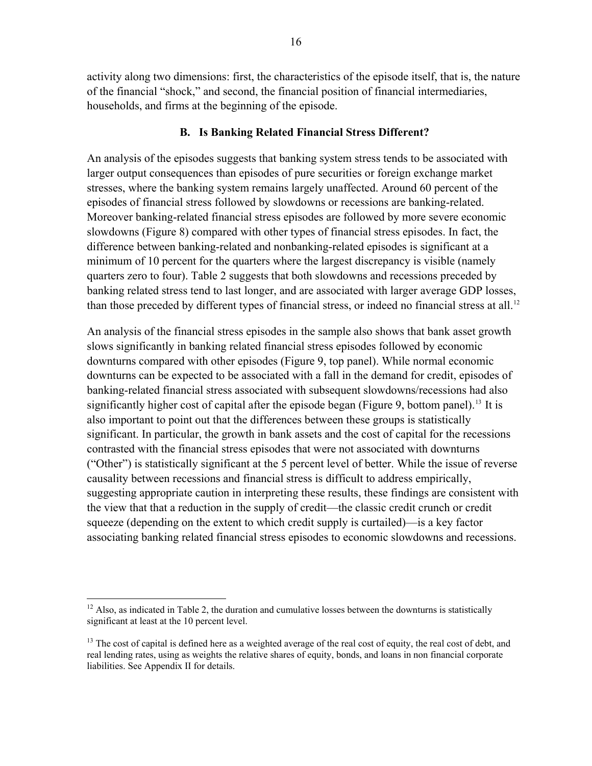activity along two dimensions: first, the characteristics of the episode itself, that is, the nature of the financial "shock," and second, the financial position of financial intermediaries, households, and firms at the beginning of the episode.

### B. Is Banking Related Financial Stress Different?

An analysis of the episodes suggests that banking system stress tends to be associated with larger output consequences than episodes of pure securities or foreign exchange market stresses, where the banking system remains largely unaffected. Around 60 percent of the episodes of financial stress followed by slowdowns or recessions are banking-related. Moreover banking-related financial stress episodes are followed by more severe economic slowdowns (Figure 8) compared with other types of financial stress episodes. In fact, the difference between banking-related and nonbanking-related episodes is significant at a minimum of 10 percent for the quarters where the largest discrepancy is visible (namely quarters zero to four). Table 2 suggests that both slowdowns and recessions preceded by banking related stress tend to last longer, and are associated with larger average GDP losses, than those preceded by different types of financial stress, or indeed no financial stress at all.[12]

An analysis of the financial stress episodes in the sample also shows that bank asset growth slows significantly in banking related financial stress episodes followed by economic downturns compared with other episodes (Figure 9, top panel). While normal economic downturns can be expected to be associated with a fall in the demand for credit, episodes of banking-related financial stress associated with subsequent slowdowns/recessions had also significantly higher cost of capital after the episode began (Figure 9, bottom panel).[13] It is also important to point out that the differences between these groups is statistically significant. In particular, the growth in bank assets and the cost of capital for the recessions contrasted with the financial stress episodes that were not associated with downturns ("Other") is statistically significant at the 5 percent level of better. While the issue of reverse causality between recessions and financial stress is difficult to address empirically, suggesting appropriate caution in interpreting these results, these findings are consistent with the view that that a reduction in the supply of credit—the classic credit crunch or credit squeeze (depending on the extent to which credit supply is curtailed)—is a key factor associating banking related financial stress episodes to economic slowdowns and recessions.

---

[12] Also, as indicated in Table 2, the duration and cumulative losses between the downturns is statistically significant at least at the 10 percent level.

[13] The cost of capital is defined here as a weighted average of the real cost of equity, the real cost of debt, and real lending rates, using as weights the relative shares of equity, bonds, and loans in non financial corporate liabilities. See Appendix II for details.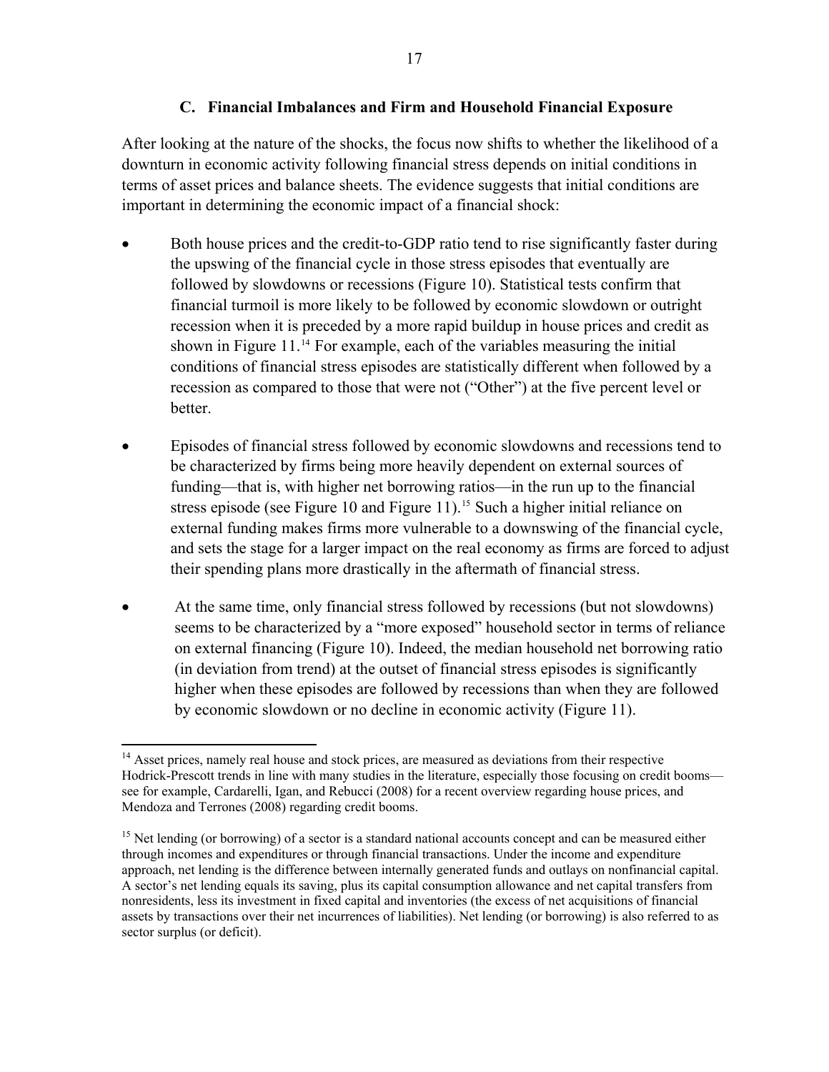### C. Financial Imbalances and Firm and Household Financial Exposure

After looking at the nature of the shocks, the focus now shifts to whether the likelihood of a downturn in economic activity following financial stress depends on initial conditions in terms of asset prices and balance sheets. The evidence suggests that initial conditions are important in determining the economic impact of a financial shock:

- Both house prices and the credit-to-GDP ratio tend to rise significantly faster during the upswing of the financial cycle in those stress episodes that eventually are followed by slowdowns or recessions (Figure 10). Statistical tests confirm that financial turmoil is more likely to be followed by economic slowdown or outright recession when it is preceded by a more rapid buildup in house prices and credit as shown in Figure 11.[14] For example, each of the variables measuring the initial conditions of financial stress episodes are statistically different when followed by a recession as compared to those that were not ("Other") at the five percent level or better.

- Episodes of financial stress followed by economic slowdowns and recessions tend to be characterized by firms being more heavily dependent on external sources of funding—that is, with higher net borrowing ratios—in the run up to the financial stress episode (see Figure 10 and Figure 11).[15] Such a higher initial reliance on external funding makes firms more vulnerable to a downswing of the financial cycle, and sets the stage for a larger impact on the real economy as firms are forced to adjust their spending plans more drastically in the aftermath of financial stress.

- At the same time, only financial stress followed by recessions (but not slowdowns) seems to be characterized by a "more exposed" household sector in terms of reliance on external financing (Figure 10). Indeed, the median household net borrowing ratio (in deviation from trend) at the outset of financial stress episodes is significantly higher when these episodes are followed by recessions than when they are followed by economic slowdown or no decline in economic activity (Figure 11).

---

[14] Asset prices, namely real house and stock prices, are measured as deviations from their respective Hodrick-Prescott trends in line with many studies in the literature, especially those focusing on credit booms—see for example, Cardarelli, Igan, and Rebucci (2008) for a recent overview regarding house prices, and Mendoza and Terrones (2008) regarding credit booms.

[15] Net lending (or borrowing) of a sector is a standard national accounts concept and can be measured either through incomes and expenditures or through financial transactions. Under the income and expenditure approach, net lending is the difference between internally generated funds and outlays on nonfinancial capital. A sector's net lending equals its saving, plus its capital consumption allowance and net capital transfers from nonresidents, less its investment in fixed capital and inventories (the excess of net acquisitions of financial assets by transactions over their net incurrences of liabilities). Net lending (or borrowing) is also referred to as sector surplus (or deficit).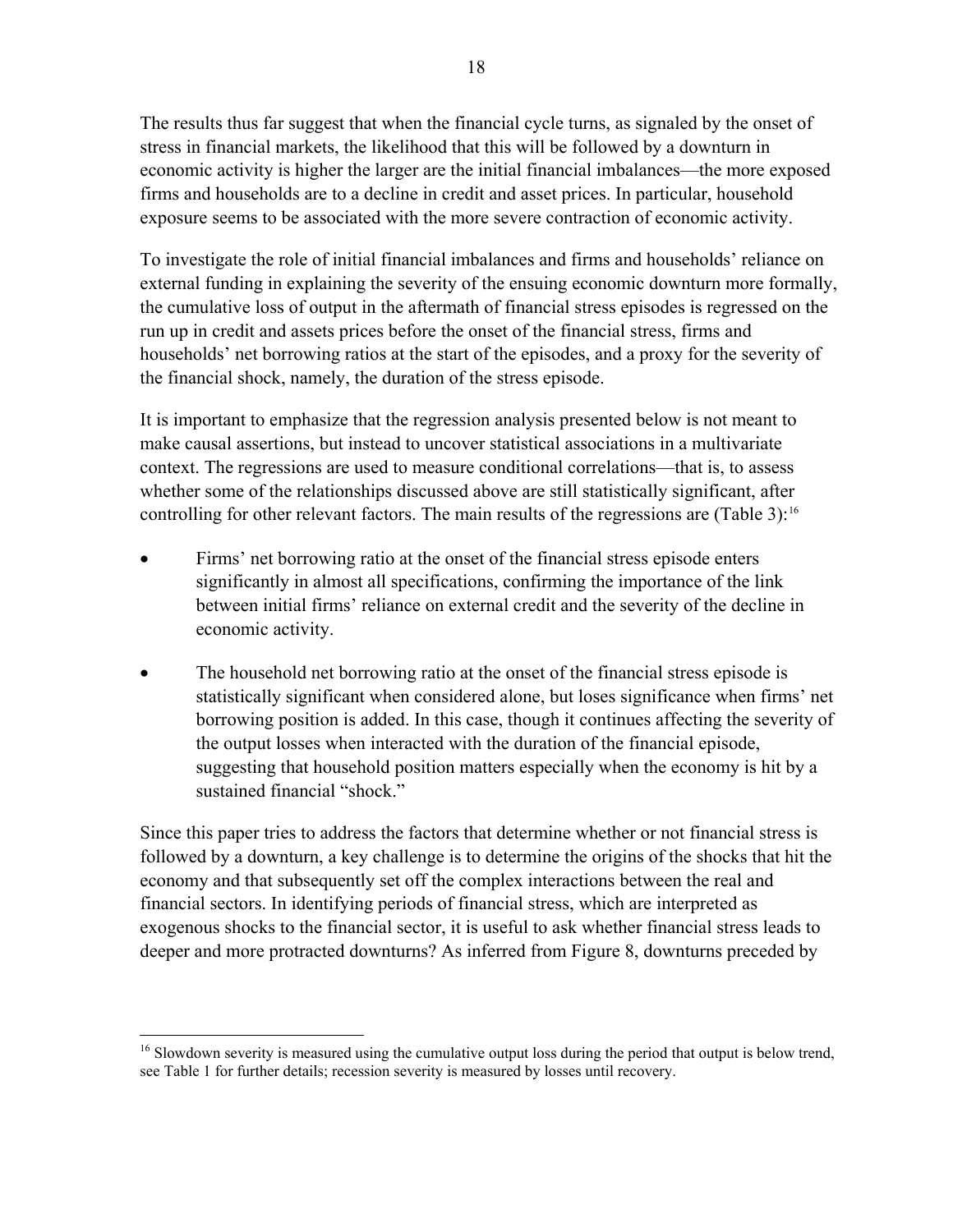The results thus far suggest that when the financial cycle turns, as signaled by the onset of stress in financial markets, the likelihood that this will be followed by a downturn in economic activity is higher the larger are the initial financial imbalances—the more exposed firms and households are to a decline in credit and asset prices. In particular, household exposure seems to be associated with the more severe contraction of economic activity.

To investigate the role of initial financial imbalances and firms and households' reliance on external funding in explaining the severity of the ensuing economic downturn more formally, the cumulative loss of output in the aftermath of financial stress episodes is regressed on the run up in credit and assets prices before the onset of the financial stress, firms and households' net borrowing ratios at the start of the episodes, and a proxy for the severity of the financial shock, namely, the duration of the stress episode.

It is important to emphasize that the regression analysis presented below is not meant to make causal assertions, but instead to uncover statistical associations in a multivariate context. The regressions are used to measure conditional correlations—that is, to assess whether some of the relationships discussed above are still statistically significant, after controlling for other relevant factors. The main results of the regressions are (Table 3):[16]

- Firms' net borrowing ratio at the onset of the financial stress episode enters significantly in almost all specifications, confirming the importance of the link between initial firms' reliance on external credit and the severity of the decline in economic activity.
- The household net borrowing ratio at the onset of the financial stress episode is statistically significant when considered alone, but loses significance when firms' net borrowing position is added. In this case, though it continues affecting the severity of the output losses when interacted with the duration of the financial episode, suggesting that household position matters especially when the economy is hit by a sustained financial "shock."

Since this paper tries to address the factors that determine whether or not financial stress is followed by a downturn, a key challenge is to determine the origins of the shocks that hit the economy and that subsequently set off the complex interactions between the real and financial sectors. In identifying periods of financial stress, which are interpreted as exogenous shocks to the financial sector, it is useful to ask whether financial stress leads to deeper and more protracted downturns? As inferred from Figure 8, downturns preceded by

[16] Slowdown severity is measured using the cumulative output loss during the period that output is below trend, see Table 1 for further details; recession severity is measured by losses until recovery.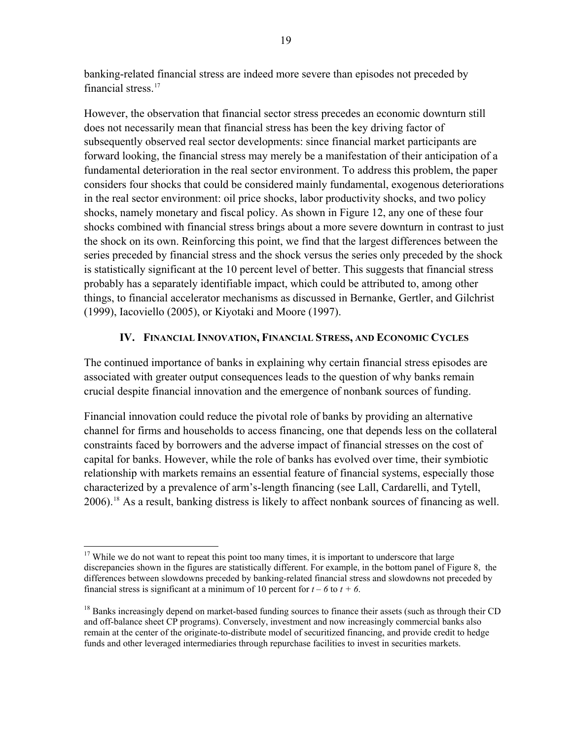banking-related financial stress are indeed more severe than episodes not preceded by financial stress.[17]

However, the observation that financial sector stress precedes an economic downturn still does not necessarily mean that financial stress has been the key driving factor of subsequently observed real sector developments: since financial market participants are forward looking, the financial stress may merely be a manifestation of their anticipation of a fundamental deterioration in the real sector environment. To address this problem, the paper considers four shocks that could be considered mainly fundamental, exogenous deteriorations in the real sector environment: oil price shocks, labor productivity shocks, and two policy shocks, namely monetary and fiscal policy. As shown in Figure 12, any one of these four shocks combined with financial stress brings about a more severe downturn in contrast to just the shock on its own. Reinforcing this point, we find that the largest differences between the series preceded by financial stress and the shock versus the series only preceded by the shock is statistically significant at the 10 percent level of better. This suggests that financial stress probably has a separately identifiable impact, which could be attributed to, among other things, to financial accelerator mechanisms as discussed in Bernanke, Gertler, and Gilchrist (1999), Iacoviello (2005), or Kiyotaki and Moore (1997).

## IV. Financial Innovation, Financial Stress, and Economic Cycles

The continued importance of banks in explaining why certain financial stress episodes are associated with greater output consequences leads to the question of why banks remain crucial despite financial innovation and the emergence of nonbank sources of funding.

Financial innovation could reduce the pivotal role of banks by providing an alternative channel for firms and households to access financing, one that depends less on the collateral constraints faced by borrowers and the adverse impact of financial stresses on the cost of capital for banks. However, while the role of banks has evolved over time, their symbiotic relationship with markets remains an essential feature of financial systems, especially those characterized by a prevalence of arm's-length financing (see Lall, Cardarelli, and Tytell, 2006).[18] As a result, banking distress is likely to affect nonbank sources of financing as well.

---

[17] While we do not want to repeat this point too many times, it is important to underscore that large discrepancies shown in the figures are statistically different. For example, in the bottom panel of Figure 8, the differences between slowdowns preceded by banking-related financial stress and slowdowns not preceded by financial stress is significant at a minimum of 10 percent for $t - 6$ to $t + 6$.

[18] Banks increasingly depend on market-based funding sources to finance their assets (such as through their CD and off-balance sheet CP programs). Conversely, investment and now increasingly commercial banks also remain at the center of the originate-to-distribute model of securitized financing, and provide credit to hedge funds and other leveraged intermediaries through repurchase facilities to invest in securities markets.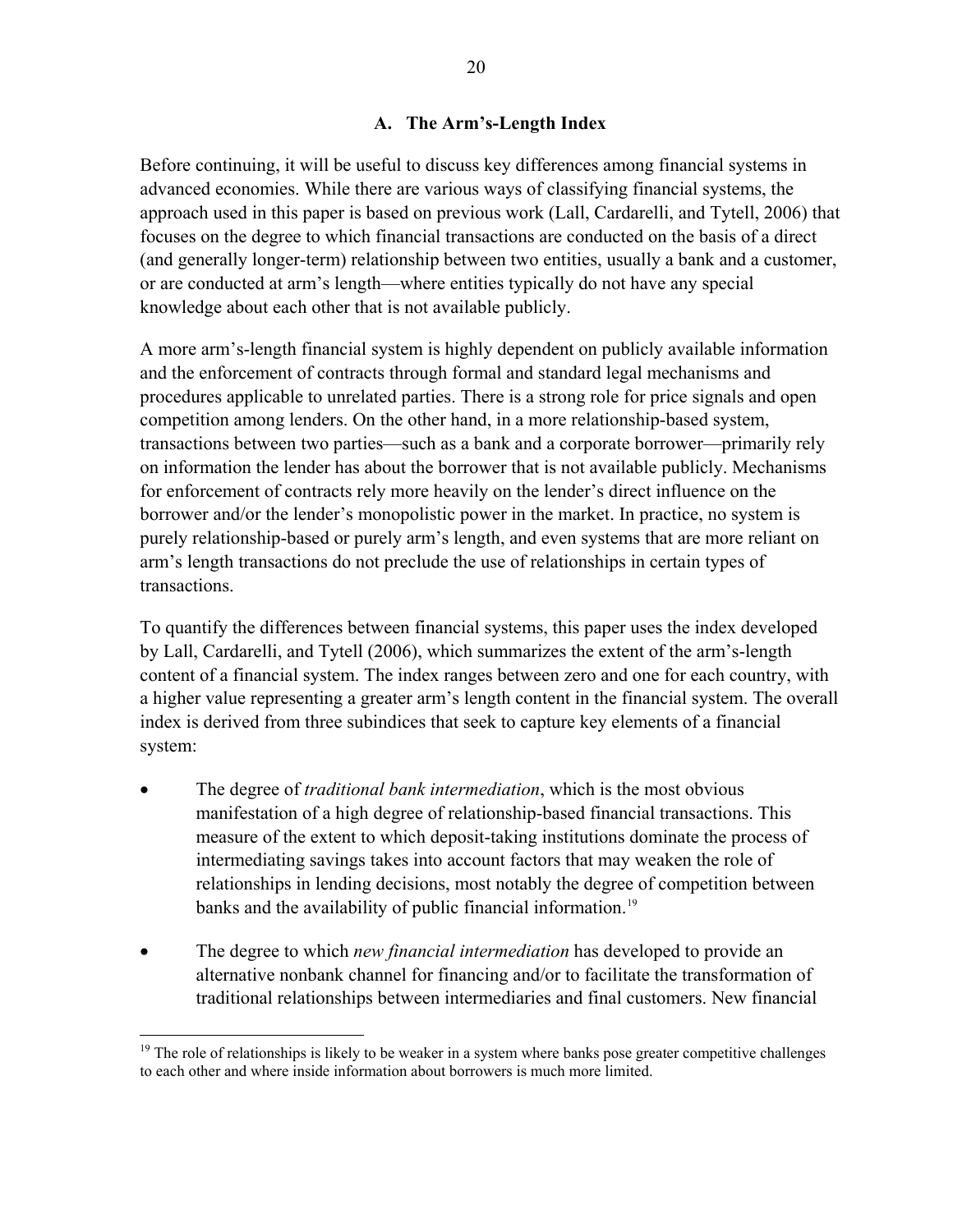### A. The Arm's-Length Index

Before continuing, it will be useful to discuss key differences among financial systems in advanced economies. While there are various ways of classifying financial systems, the approach used in this paper is based on previous work (Lall, Cardarelli, and Tytell, 2006) that focuses on the degree to which financial transactions are conducted on the basis of a direct (and generally longer-term) relationship between two entities, usually a bank and a customer, or are conducted at arm's length—where entities typically do not have any special knowledge about each other that is not available publicly.

A more arm's-length financial system is highly dependent on publicly available information and the enforcement of contracts through formal and standard legal mechanisms and procedures applicable to unrelated parties. There is a strong role for price signals and open competition among lenders. On the other hand, in a more relationship-based system, transactions between two parties—such as a bank and a corporate borrower—primarily rely on information the lender has about the borrower that is not available publicly. Mechanisms for enforcement of contracts rely more heavily on the lender's direct influence on the borrower and/or the lender's monopolistic power in the market. In practice, no system is purely relationship-based or purely arm's length, and even systems that are more reliant on arm's length transactions do not preclude the use of relationships in certain types of transactions.

To quantify the differences between financial systems, this paper uses the index developed by Lall, Cardarelli, and Tytell (2006), which summarizes the extent of the arm's-length content of a financial system. The index ranges between zero and one for each country, with a higher value representing a greater arm's length content in the financial system. The overall index is derived from three subindices that seek to capture key elements of a financial system:

- The degree of *traditional bank intermediation*, which is the most obvious manifestation of a high degree of relationship-based financial transactions. This measure of the extent to which deposit-taking institutions dominate the process of intermediating savings takes into account factors that may weaken the role of relationships in lending decisions, most notably the degree of competition between banks and the availability of public financial information.[19]

- The degree to which *new financial intermediation* has developed to provide an alternative nonbank channel for financing and/or to facilitate the transformation of traditional relationships between intermediaries and final customers. New financial

[19] The role of relationships is likely to be weaker in a system where banks pose greater competitive challenges to each other and where inside information about borrowers is much more limited.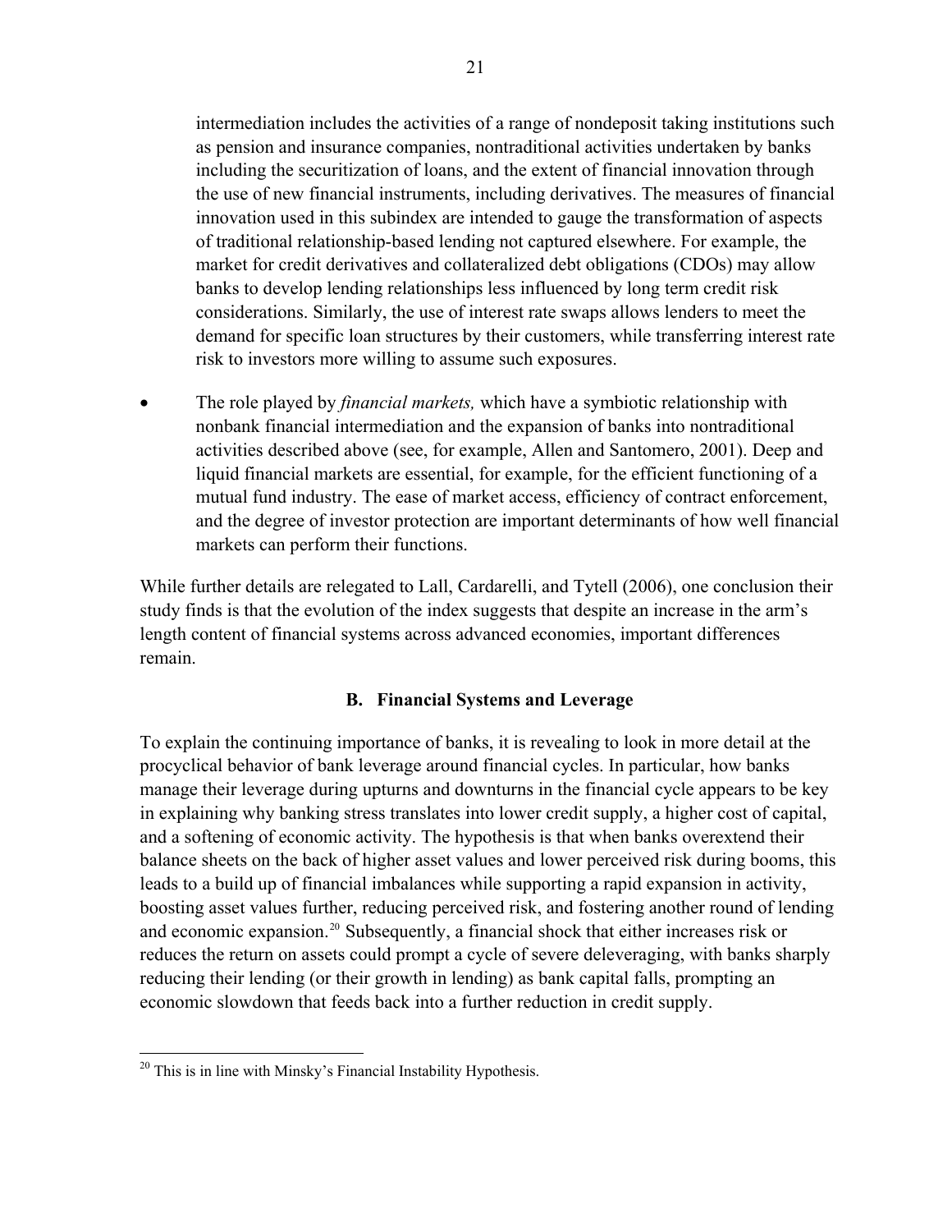intermediation includes the activities of a range of nondeposit taking institutions such as pension and insurance companies, nontraditional activities undertaken by banks including the securitization of loans, and the extent of financial innovation through the use of new financial instruments, including derivatives. The measures of financial innovation used in this subindex are intended to gauge the transformation of aspects of traditional relationship-based lending not captured elsewhere. For example, the market for credit derivatives and collateralized debt obligations (CDOs) may allow banks to develop lending relationships less influenced by long term credit risk considerations. Similarly, the use of interest rate swaps allows lenders to meet the demand for specific loan structures by their customers, while transferring interest rate risk to investors more willing to assume such exposures.

- The role played by *financial markets,* which have a symbiotic relationship with nonbank financial intermediation and the expansion of banks into nontraditional activities described above (see, for example, Allen and Santomero, 2001). Deep and liquid financial markets are essential, for example, for the efficient functioning of a mutual fund industry. The ease of market access, efficiency of contract enforcement, and the degree of investor protection are important determinants of how well financial markets can perform their functions.

While further details are relegated to Lall, Cardarelli, and Tytell (2006), one conclusion their study finds is that the evolution of the index suggests that despite an increase in the arm's length content of financial systems across advanced economies, important differences remain.

### B. Financial Systems and Leverage

To explain the continuing importance of banks, it is revealing to look in more detail at the procyclical behavior of bank leverage around financial cycles. In particular, how banks manage their leverage during upturns and downturns in the financial cycle appears to be key in explaining why banking stress translates into lower credit supply, a higher cost of capital, and a softening of economic activity. The hypothesis is that when banks overextend their balance sheets on the back of higher asset values and lower perceived risk during booms, this leads to a build up of financial imbalances while supporting a rapid expansion in activity, boosting asset values further, reducing perceived risk, and fostering another round of lending and economic expansion.[20] Subsequently, a financial shock that either increases risk or reduces the return on assets could prompt a cycle of severe deleveraging, with banks sharply reducing their lending (or their growth in lending) as bank capital falls, prompting an economic slowdown that feeds back into a further reduction in credit supply.

[20] This is in line with Minsky's Financial Instability Hypothesis.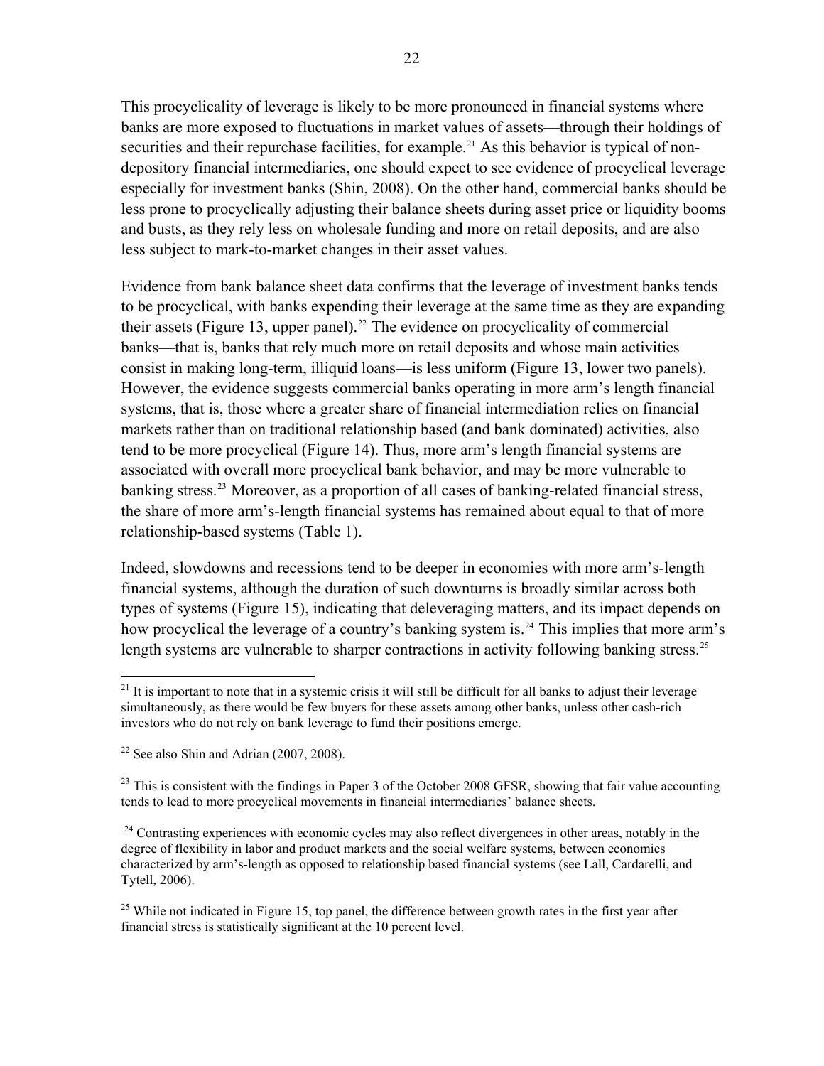This procyclicality of leverage is likely to be more pronounced in financial systems where banks are more exposed to fluctuations in market values of assets—through their holdings of securities and their repurchase facilities, for example.[21] As this behavior is typical of non-depository financial intermediaries, one should expect to see evidence of procyclical leverage especially for investment banks (Shin, 2008). On the other hand, commercial banks should be less prone to procyclically adjusting their balance sheets during asset price or liquidity booms and busts, as they rely less on wholesale funding and more on retail deposits, and are also less subject to mark-to-market changes in their asset values.

Evidence from bank balance sheet data confirms that the leverage of investment banks tends to be procyclical, with banks expending their leverage at the same time as they are expanding their assets (Figure 13, upper panel).[22] The evidence on procyclicality of commercial banks—that is, banks that rely much more on retail deposits and whose main activities consist in making long-term, illiquid loans—is less uniform (Figure 13, lower two panels). However, the evidence suggests commercial banks operating in more arm's length financial systems, that is, those where a greater share of financial intermediation relies on financial markets rather than on traditional relationship based (and bank dominated) activities, also tend to be more procyclical (Figure 14). Thus, more arm's length financial systems are associated with overall more procyclical bank behavior, and may be more vulnerable to banking stress.[23] Moreover, as a proportion of all cases of banking-related financial stress, the share of more arm's-length financial systems has remained about equal to that of more relationship-based systems (Table 1).

Indeed, slowdowns and recessions tend to be deeper in economies with more arm's-length financial systems, although the duration of such downturns is broadly similar across both types of systems (Figure 15), indicating that deleveraging matters, and its impact depends on how procyclical the leverage of a country's banking system is.[24] This implies that more arm's length systems are vulnerable to sharper contractions in activity following banking stress.[25]

---

[21] It is important to note that in a systemic crisis it will still be difficult for all banks to adjust their leverage simultaneously, as there would be few buyers for these assets among other banks, unless other cash-rich investors who do not rely on bank leverage to fund their positions emerge.

[22] See also Shin and Adrian (2007, 2008).

[23] This is consistent with the findings in Paper 3 of the October 2008 GFSR, showing that fair value accounting tends to lead to more procyclical movements in financial intermediaries' balance sheets.

[24] Contrasting experiences with economic cycles may also reflect divergences in other areas, notably in the degree of flexibility in labor and product markets and the social welfare systems, between economies characterized by arm's-length as opposed to relationship based financial systems (see Lall, Cardarelli, and Tytell, 2006).

[25] While not indicated in Figure 15, top panel, the difference between growth rates in the first year after financial stress is statistically significant at the 10 percent level.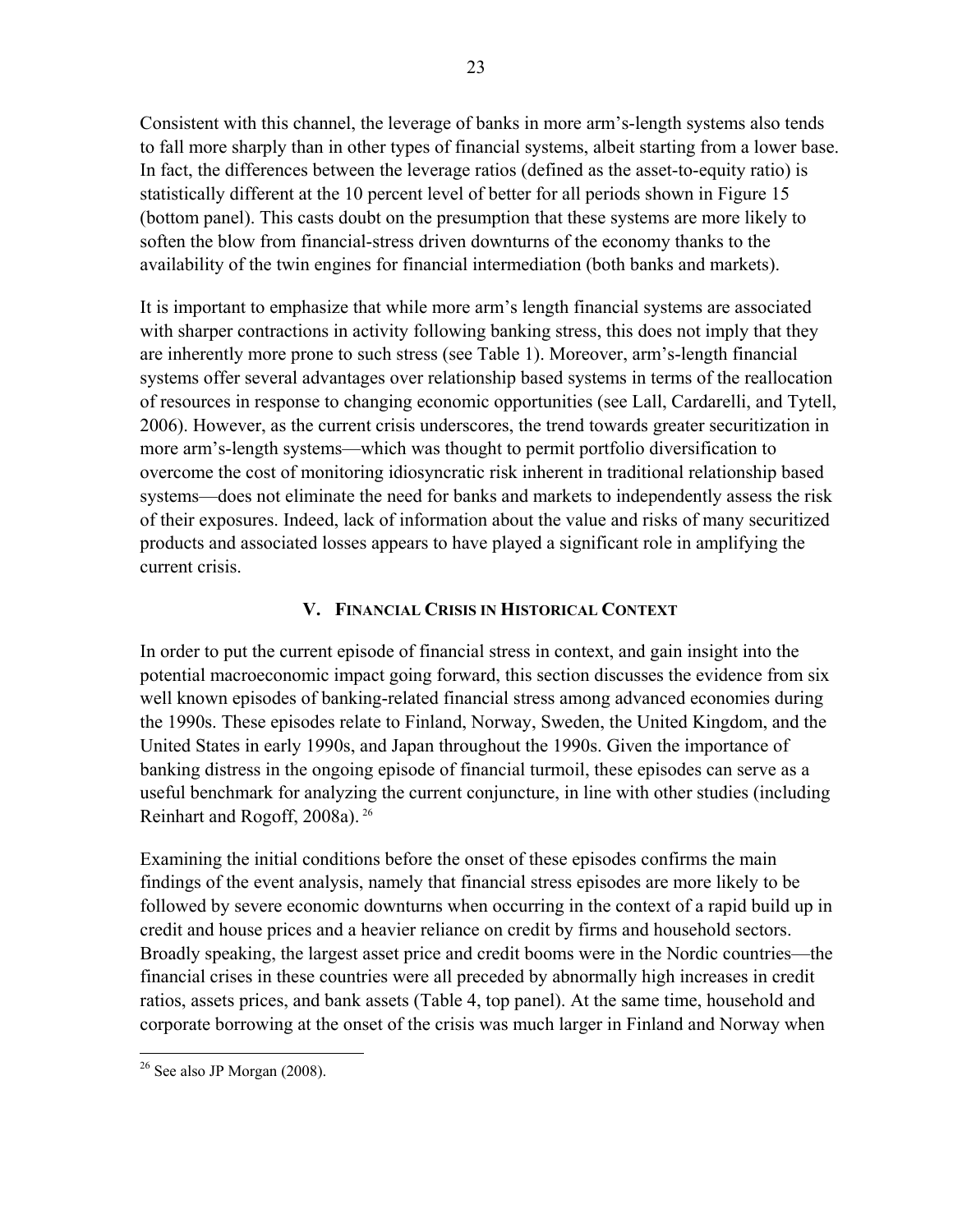Consistent with this channel, the leverage of banks in more arm's-length systems also tends to fall more sharply than in other types of financial systems, albeit starting from a lower base. In fact, the differences between the leverage ratios (defined as the asset-to-equity ratio) is statistically different at the 10 percent level of better for all periods shown in Figure 15 (bottom panel). This casts doubt on the presumption that these systems are more likely to soften the blow from financial-stress driven downturns of the economy thanks to the availability of the twin engines for financial intermediation (both banks and markets).

It is important to emphasize that while more arm's length financial systems are associated with sharper contractions in activity following banking stress, this does not imply that they are inherently more prone to such stress (see Table 1). Moreover, arm's-length financial systems offer several advantages over relationship based systems in terms of the reallocation of resources in response to changing economic opportunities (see Lall, Cardarelli, and Tytell, 2006). However, as the current crisis underscores, the trend towards greater securitization in more arm's-length systems—which was thought to permit portfolio diversification to overcome the cost of monitoring idiosyncratic risk inherent in traditional relationship based systems—does not eliminate the need for banks and markets to independently assess the risk of their exposures. Indeed, lack of information about the value and risks of many securitized products and associated losses appears to have played a significant role in amplifying the current crisis.

## V. Financial Crisis in Historical Context

In order to put the current episode of financial stress in context, and gain insight into the potential macroeconomic impact going forward, this section discusses the evidence from six well known episodes of banking-related financial stress among advanced economies during the 1990s. These episodes relate to Finland, Norway, Sweden, the United Kingdom, and the United States in early 1990s, and Japan throughout the 1990s. Given the importance of banking distress in the ongoing episode of financial turmoil, these episodes can serve as a useful benchmark for analyzing the current conjuncture, in line with other studies (including Reinhart and Rogoff, 2008a). [26]

Examining the initial conditions before the onset of these episodes confirms the main findings of the event analysis, namely that financial stress episodes are more likely to be followed by severe economic downturns when occurring in the context of a rapid build up in credit and house prices and a heavier reliance on credit by firms and household sectors. Broadly speaking, the largest asset price and credit booms were in the Nordic countries—the financial crises in these countries were all preceded by abnormally high increases in credit ratios, assets prices, and bank assets (Table 4, top panel). At the same time, household and corporate borrowing at the onset of the crisis was much larger in Finland and Norway when

[26] See also JP Morgan (2008).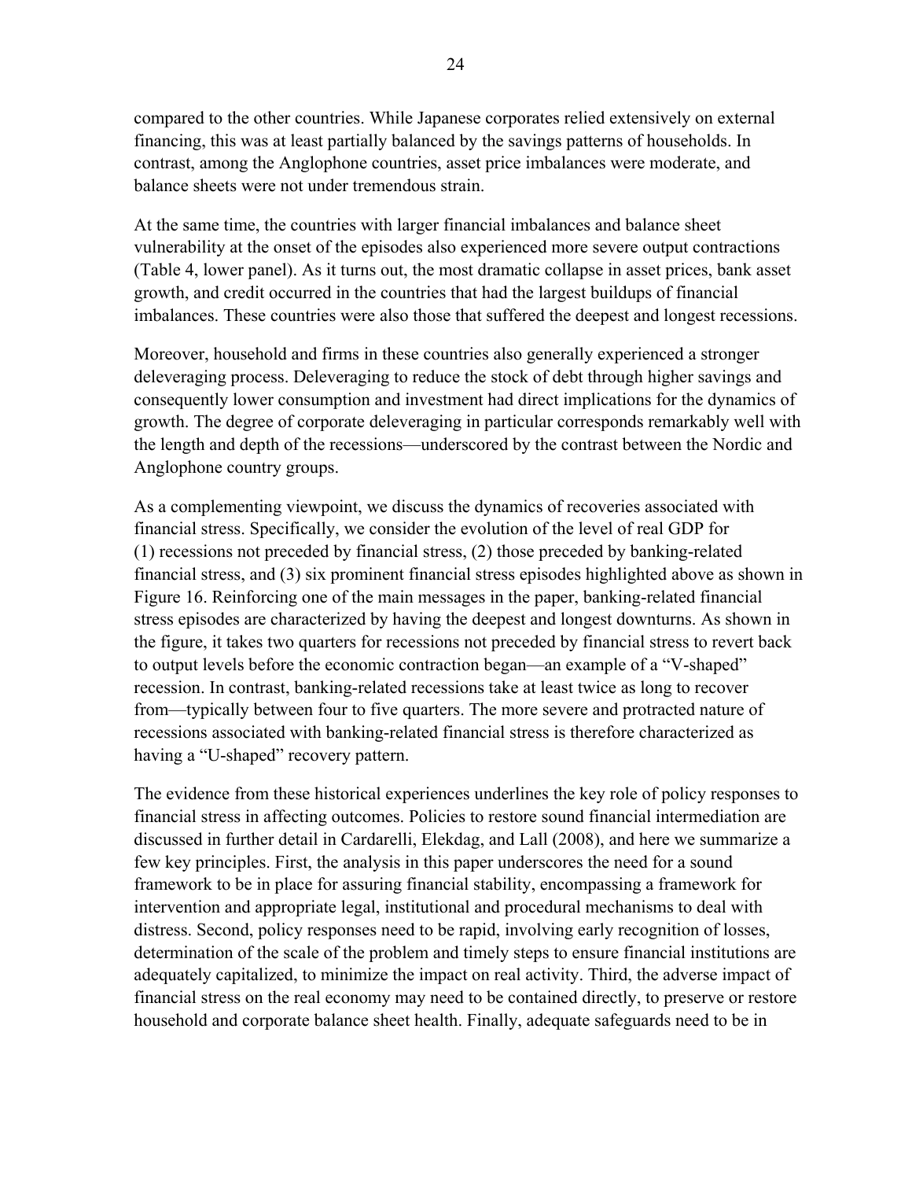compared to the other countries. While Japanese corporates relied extensively on external financing, this was at least partially balanced by the savings patterns of households. In contrast, among the Anglophone countries, asset price imbalances were moderate, and balance sheets were not under tremendous strain.

At the same time, the countries with larger financial imbalances and balance sheet vulnerability at the onset of the episodes also experienced more severe output contractions (Table 4, lower panel). As it turns out, the most dramatic collapse in asset prices, bank asset growth, and credit occurred in the countries that had the largest buildups of financial imbalances. These countries were also those that suffered the deepest and longest recessions.

Moreover, household and firms in these countries also generally experienced a stronger deleveraging process. Deleveraging to reduce the stock of debt through higher savings and consequently lower consumption and investment had direct implications for the dynamics of growth. The degree of corporate deleveraging in particular corresponds remarkably well with the length and depth of the recessions—underscored by the contrast between the Nordic and Anglophone country groups.

As a complementing viewpoint, we discuss the dynamics of recoveries associated with financial stress. Specifically, we consider the evolution of the level of real GDP for (1) recessions not preceded by financial stress, (2) those preceded by banking-related financial stress, and (3) six prominent financial stress episodes highlighted above as shown in Figure 16. Reinforcing one of the main messages in the paper, banking-related financial stress episodes are characterized by having the deepest and longest downturns. As shown in the figure, it takes two quarters for recessions not preceded by financial stress to revert back to output levels before the economic contraction began—an example of a "V-shaped" recession. In contrast, banking-related recessions take at least twice as long to recover from—typically between four to five quarters. The more severe and protracted nature of recessions associated with banking-related financial stress is therefore characterized as having a "U-shaped" recovery pattern.

The evidence from these historical experiences underlines the key role of policy responses to financial stress in affecting outcomes. Policies to restore sound financial intermediation are discussed in further detail in Cardarelli, Elekdag, and Lall (2008), and here we summarize a few key principles. First, the analysis in this paper underscores the need for a sound framework to be in place for assuring financial stability, encompassing a framework for intervention and appropriate legal, institutional and procedural mechanisms to deal with distress. Second, policy responses need to be rapid, involving early recognition of losses, determination of the scale of the problem and timely steps to ensure financial institutions are adequately capitalized, to minimize the impact on real activity. Third, the adverse impact of financial stress on the real economy may need to be contained directly, to preserve or restore household and corporate balance sheet health. Finally, adequate safeguards need to be in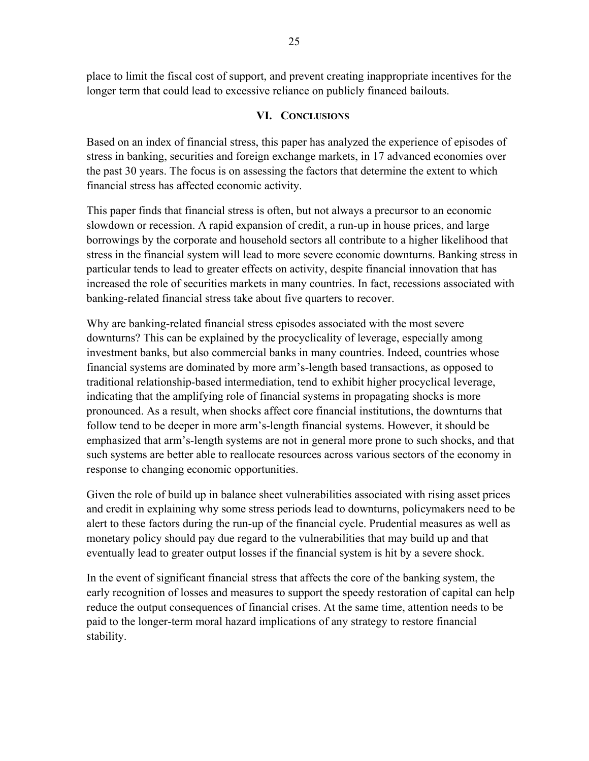place to limit the fiscal cost of support, and prevent creating inappropriate incentives for the longer term that could lead to excessive reliance on publicly financed bailouts.

## VI. Conclusions

Based on an index of financial stress, this paper has analyzed the experience of episodes of stress in banking, securities and foreign exchange markets, in 17 advanced economies over the past 30 years. The focus is on assessing the factors that determine the extent to which financial stress has affected economic activity.

This paper finds that financial stress is often, but not always a precursor to an economic slowdown or recession. A rapid expansion of credit, a run-up in house prices, and large borrowings by the corporate and household sectors all contribute to a higher likelihood that stress in the financial system will lead to more severe economic downturns. Banking stress in particular tends to lead to greater effects on activity, despite financial innovation that has increased the role of securities markets in many countries. In fact, recessions associated with banking-related financial stress take about five quarters to recover.

Why are banking-related financial stress episodes associated with the most severe downturns? This can be explained by the procyclicality of leverage, especially among investment banks, but also commercial banks in many countries. Indeed, countries whose financial systems are dominated by more arm's-length based transactions, as opposed to traditional relationship-based intermediation, tend to exhibit higher procyclical leverage, indicating that the amplifying role of financial systems in propagating shocks is more pronounced. As a result, when shocks affect core financial institutions, the downturns that follow tend to be deeper in more arm's-length financial systems. However, it should be emphasized that arm's-length systems are not in general more prone to such shocks, and that such systems are better able to reallocate resources across various sectors of the economy in response to changing economic opportunities.

Given the role of build up in balance sheet vulnerabilities associated with rising asset prices and credit in explaining why some stress periods lead to downturns, policymakers need to be alert to these factors during the run-up of the financial cycle. Prudential measures as well as monetary policy should pay due regard to the vulnerabilities that may build up and that eventually lead to greater output losses if the financial system is hit by a severe shock.

In the event of significant financial stress that affects the core of the banking system, the early recognition of losses and measures to support the speedy restoration of capital can help reduce the output consequences of financial crises. At the same time, attention needs to be paid to the longer-term moral hazard implications of any strategy to restore financial stability.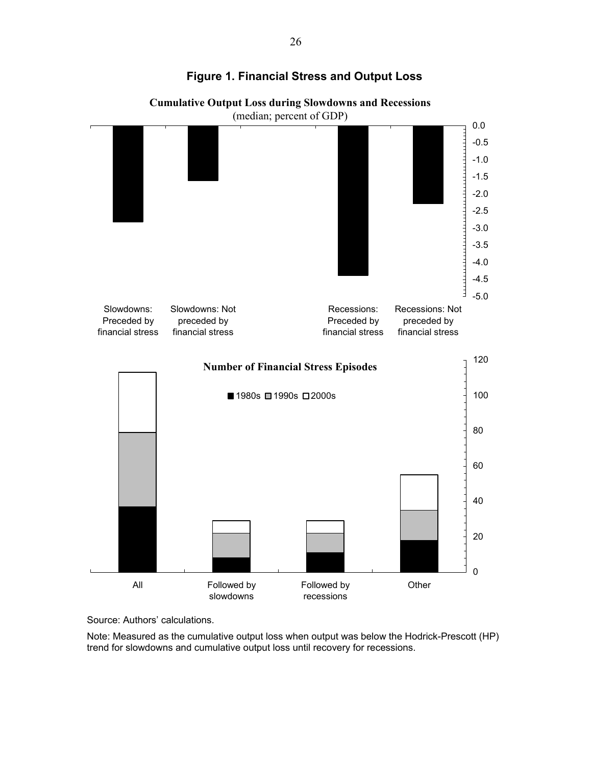# Figure 1. Financial Stress and Output Loss

**Cumulative Output Loss during Slowdowns and Recessions**
(median; percent of GDP)

**Number of Financial Stress Episodes**

Source: Authors' calculations.

Note: Measured as the cumulative output loss when output was below the Hodrick-Prescott (HP) trend for slowdowns and cumulative output loss until recovery for recessions.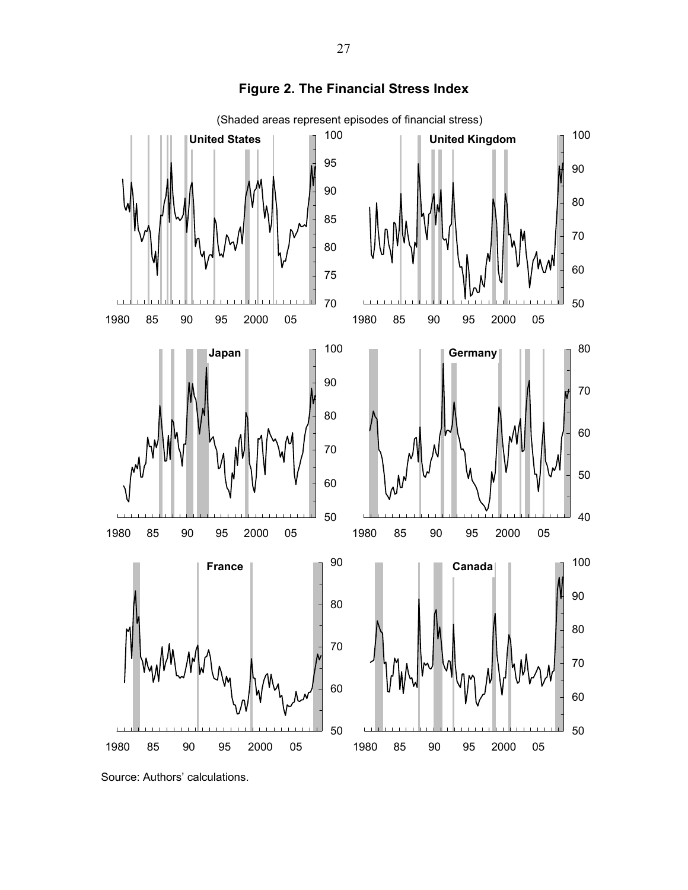**Figure 2. The Financial Stress Index**

(Shaded areas represent episodes of financial stress)

Source: Authors' calculations.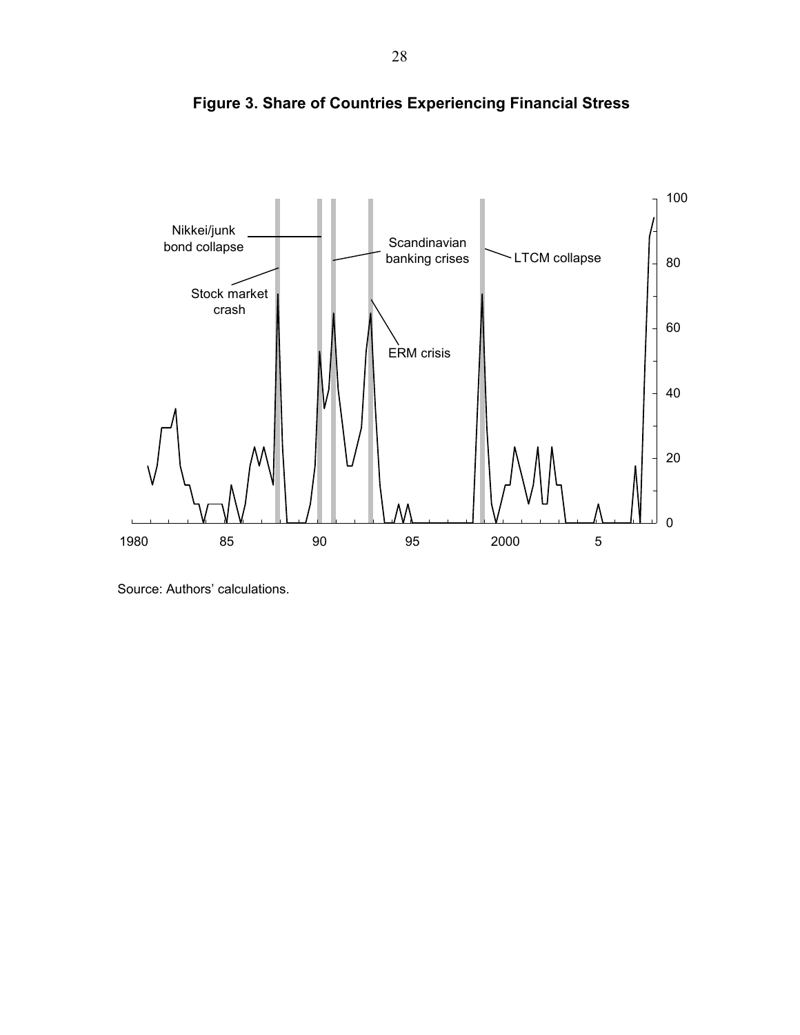**Figure 3. Share of Countries Experiencing Financial Stress**

Source: Authors' calculations.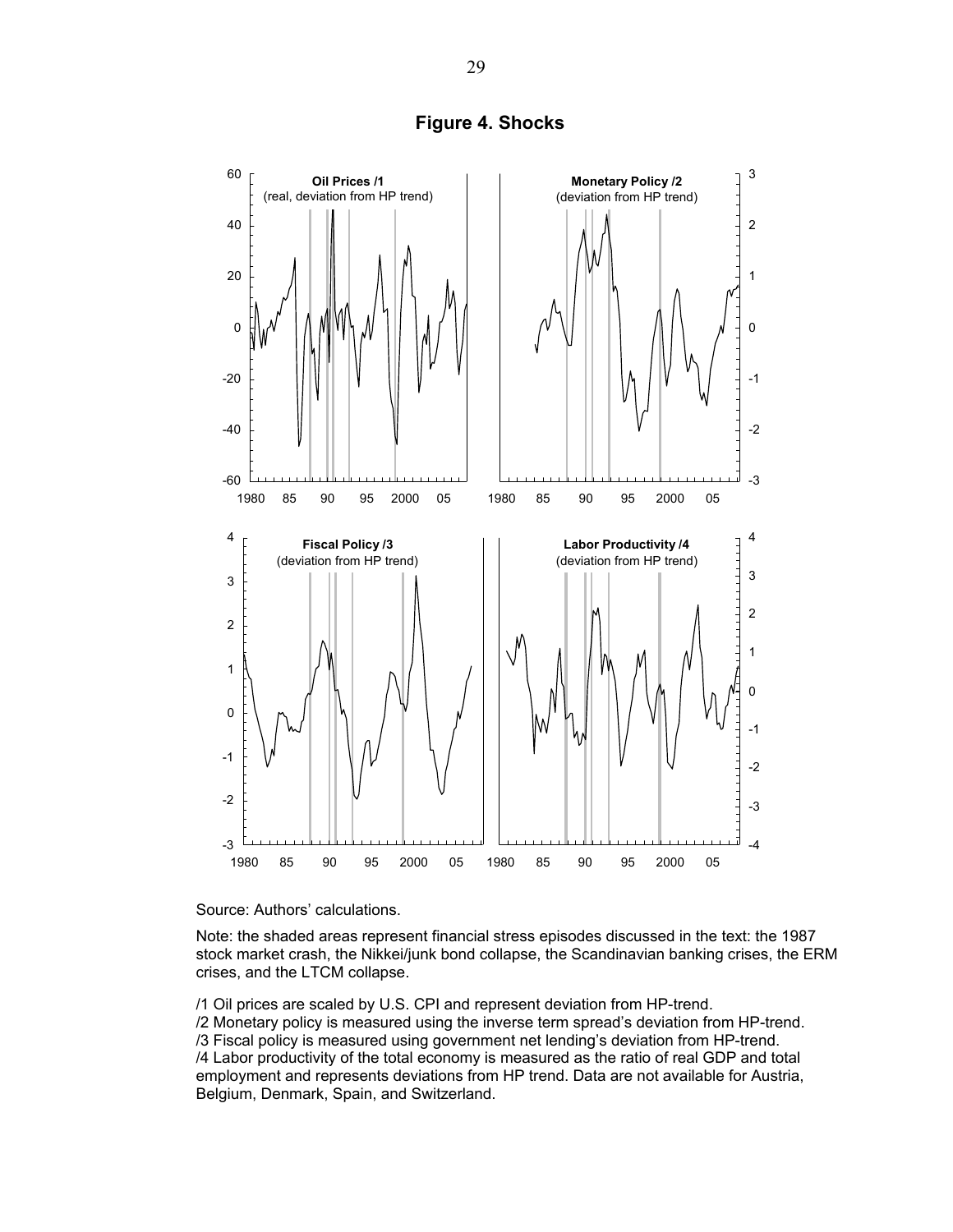# Figure 4. Shocks

Source: Authors' calculations.

Note: the shaded areas represent financial stress episodes discussed in the text: the 1987 stock market crash, the Nikkei/junk bond collapse, the Scandinavian banking crises, the ERM crises, and the LTCM collapse.

/1 Oil prices are scaled by U.S. CPI and represent deviation from HP-trend.
/2 Monetary policy is measured using the inverse term spread's deviation from HP-trend.
/3 Fiscal policy is measured using government net lending's deviation from HP-trend.
/4 Labor productivity of the total economy is measured as the ratio of real GDP and total employment and represents deviations from HP trend. Data are not available for Austria, Belgium, Denmark, Spain, and Switzerland.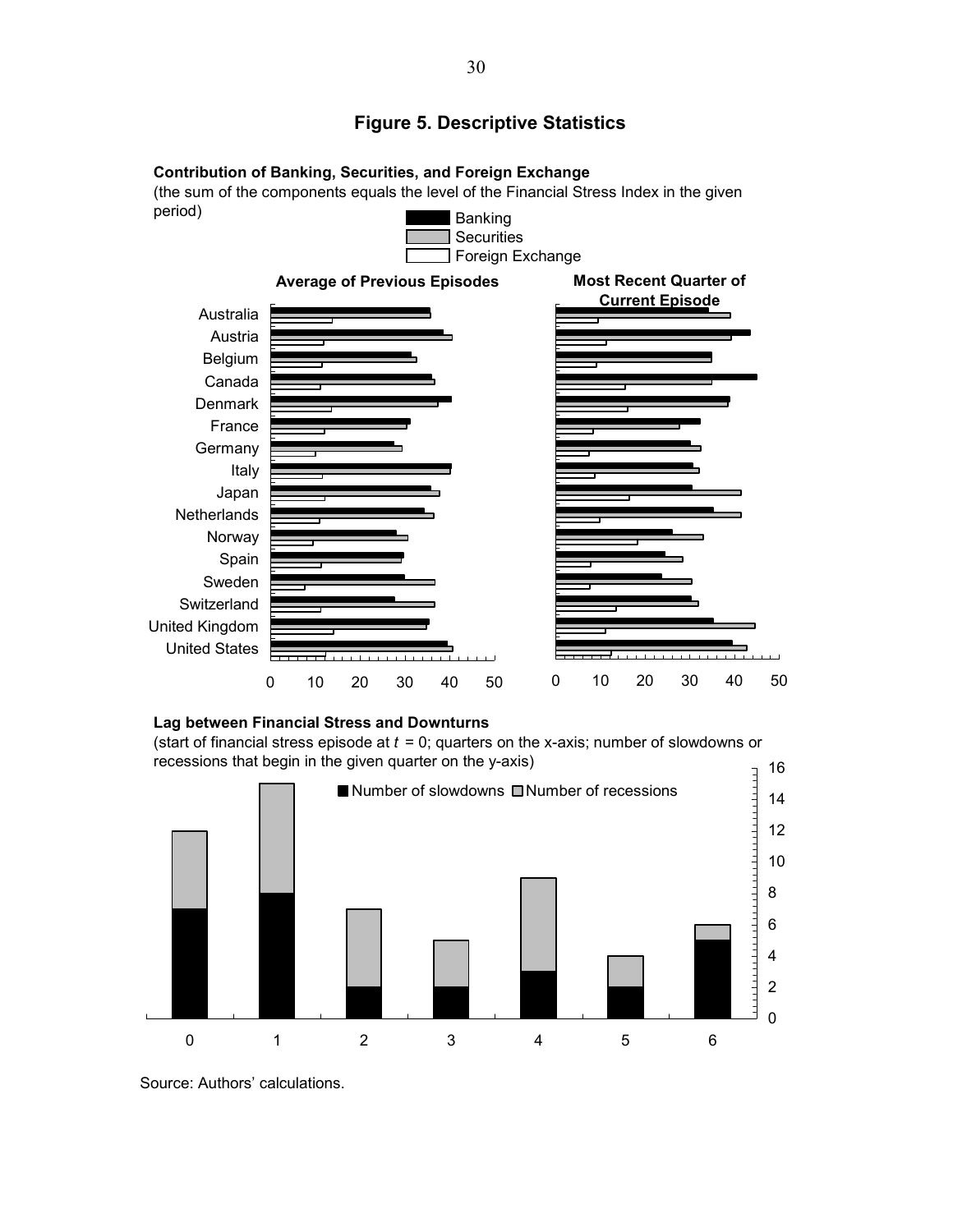# Figure 5. Descriptive Statistics

**Contribution of Banking, Securities, and Foreign Exchange**

(the sum of the components equals the level of the Financial Stress Index in the given period)

Banking
Securities
Foreign Exchange

**Average of Previous Episodes**

**Most Recent Quarter of Current Episode**

Australia
Austria
Belgium
Canada
Denmark
France
Germany
Italy
Japan
Netherlands
Norway
Spain
Sweden
Switzerland
United Kingdom
United States

0 10 20 30 40 50

0 10 20 30 40 50

**Lag between Financial Stress and Downturns**

(start of financial stress episode at $t$ = 0; quarters on the x-axis; number of slowdowns or recessions that begin in the given quarter on the y-axis)

Number of slowdowns
Number of recessions

0 1 2 3 4 5 6

Source: Authors' calculations.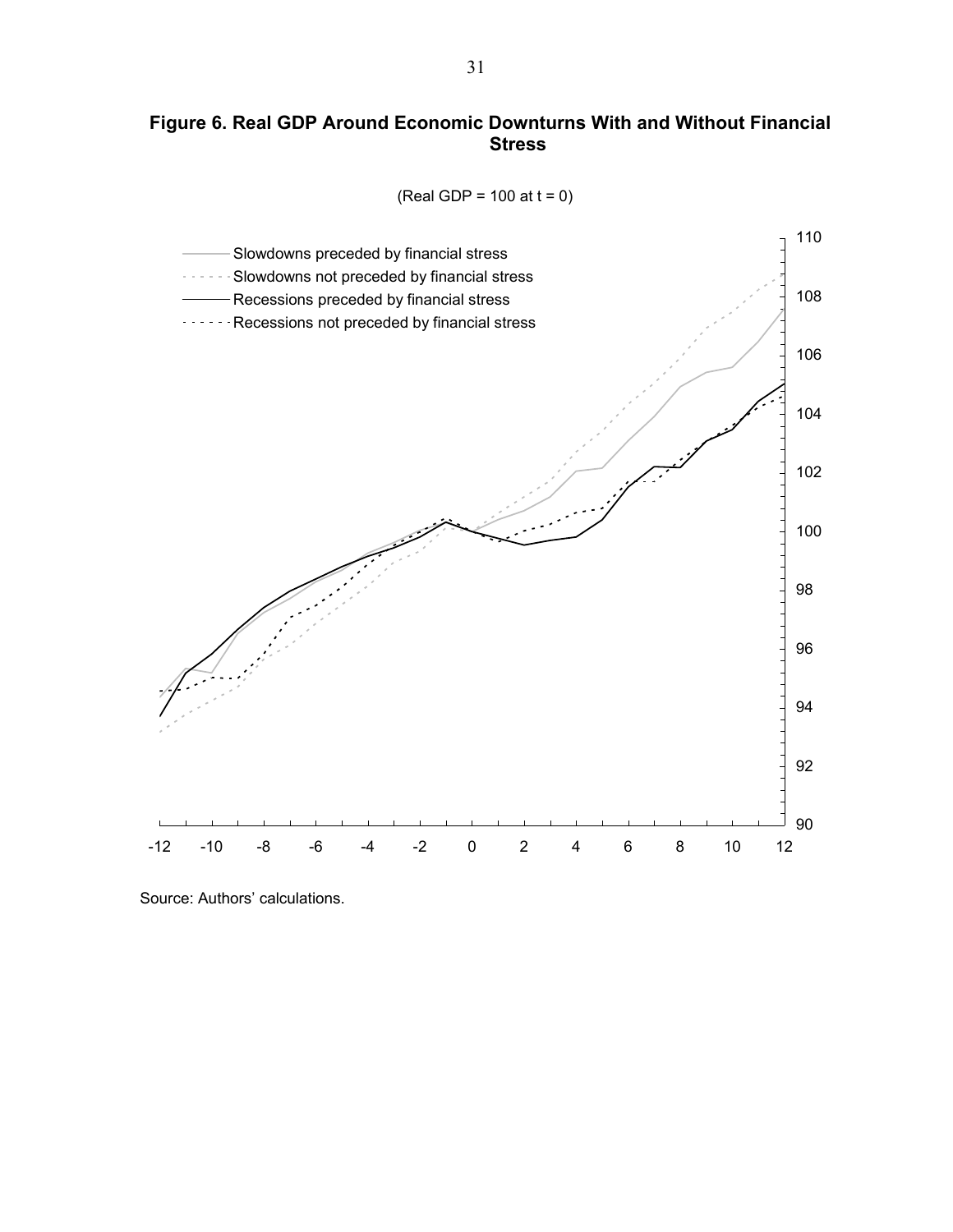**Figure 6. Real GDP Around Economic Downturns With and Without Financial Stress**

(Real GDP = 100 at t = 0)

Source: Authors' calculations.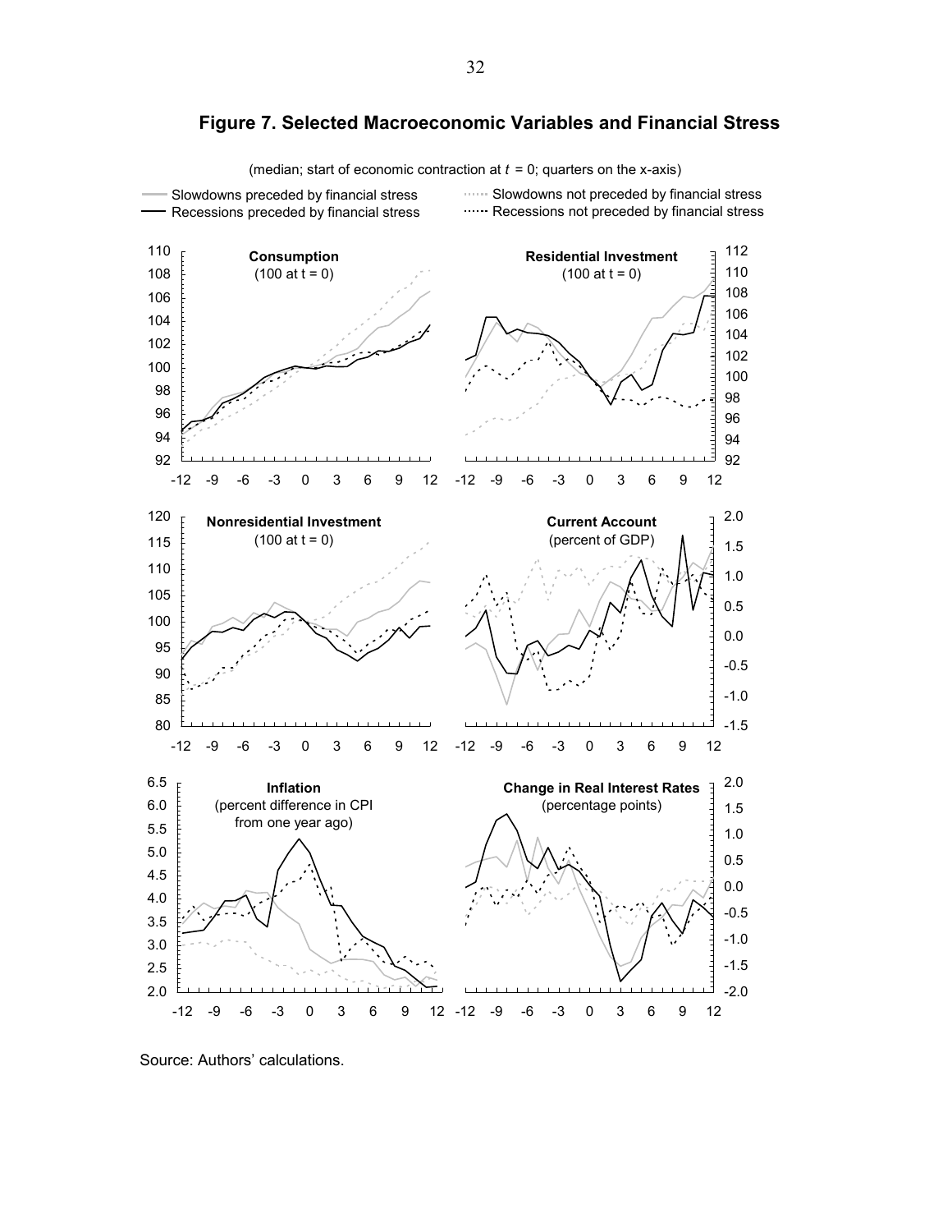# Figure 7. Selected Macroeconomic Variables and Financial Stress

(median; start of economic contraction at $t = 0$; quarters on the x-axis)

Source: Authors' calculations.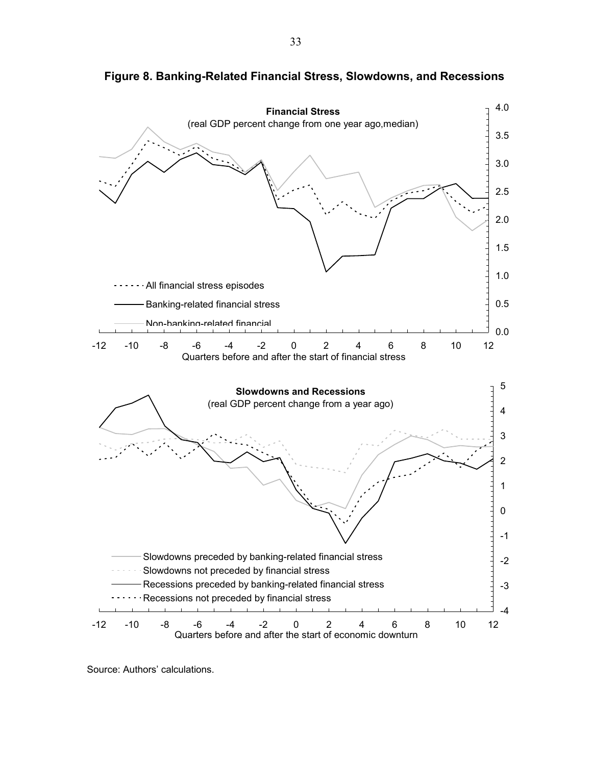**Figure 8. Banking-Related Financial Stress, Slowdowns, and Recessions**

**Financial Stress**
(real GDP percent change from one year ago,median)

- All financial stress episodes
- Banking-related financial stress
- Non-banking-related financial

Quarters before and after the start of financial stress

**Slowdowns and Recessions**
(real GDP percent change from a year ago)

- Slowdowns preceded by banking-related financial stress
- Slowdowns not preceded by financial stress
- Recessions preceded by banking-related financial stress
- Recessions not preceded by financial stress

Quarters before and after the start of economic downturn

Source: Authors' calculations.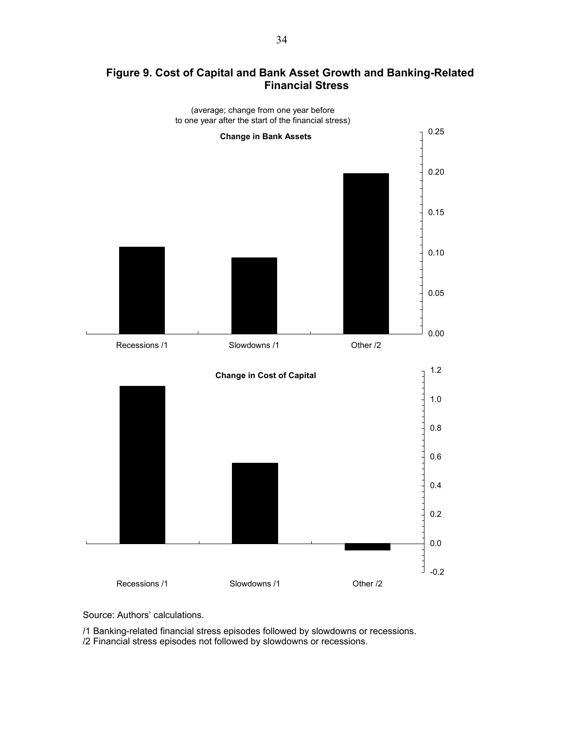**Figure 9. Cost of Capital and Bank Asset Growth and Banking-Related Financial Stress**

(average; change from one year before to one year after the start of the financial stress)

**Change in Bank Assets**

**Change in Cost of Capital**

Recessions /1 Slowdowns /1 Other /2

Source: Authors' calculations.

/1 Banking-related financial stress episodes followed by slowdowns or recessions.
/2 Financial stress episodes not followed by slowdowns or recessions.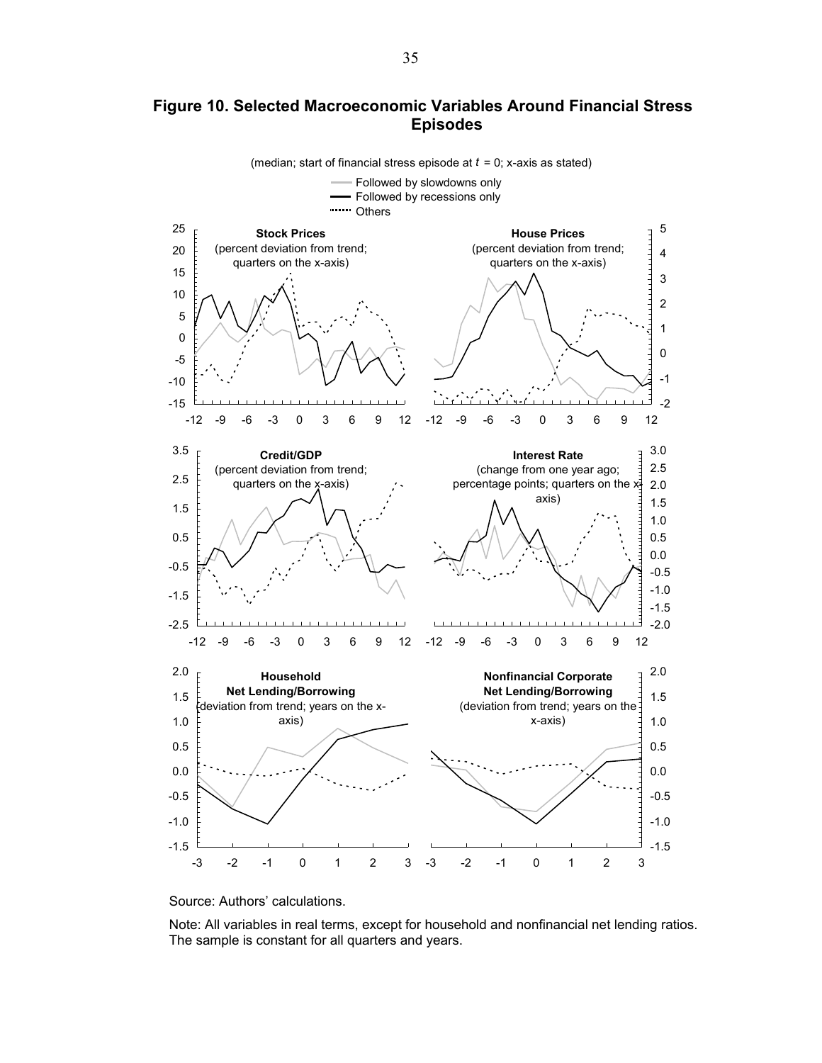## Figure 10. Selected Macroeconomic Variables Around Financial Stress Episodes

(median; start of financial stress episode at $t$ = 0; x-axis as stated)

Source: Authors' calculations.

Note: All variables in real terms, except for household and nonfinancial net lending ratios. The sample is constant for all quarters and years.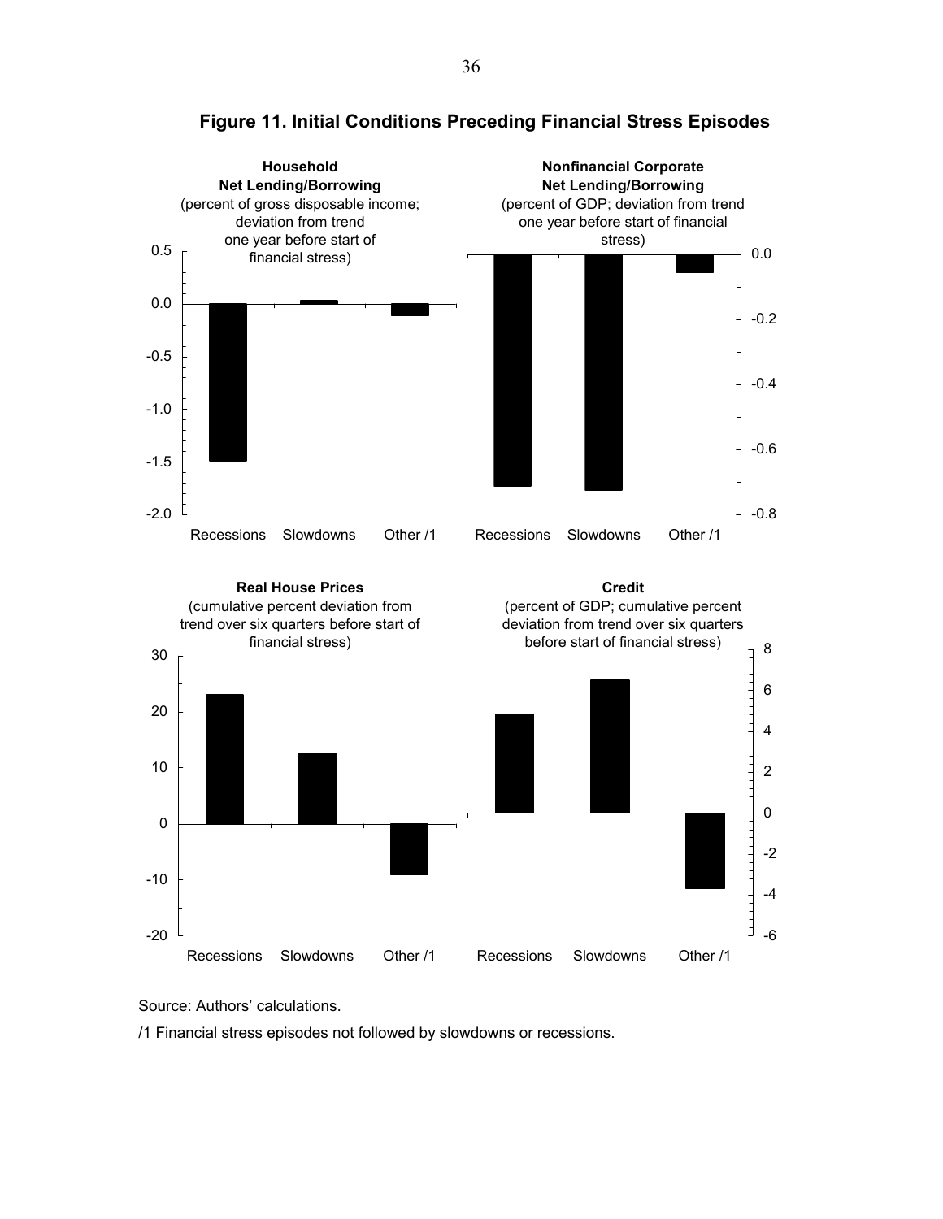## Figure 11. Initial Conditions Preceding Financial Stress Episodes

**Household Net Lending/Borrowing**
(percent of gross disposable income; deviation from trend one year before start of financial stress)

**Nonfinancial Corporate Net Lending/Borrowing**
(percent of GDP; deviation from trend one year before start of financial stress)

**Real House Prices**
(cumulative percent deviation from trend over six quarters before start of financial stress)

**Credit**
(percent of GDP; cumulative percent deviation from trend over six quarters before start of financial stress)

Source: Authors' calculations.

/1 Financial stress episodes not followed by slowdowns or recessions.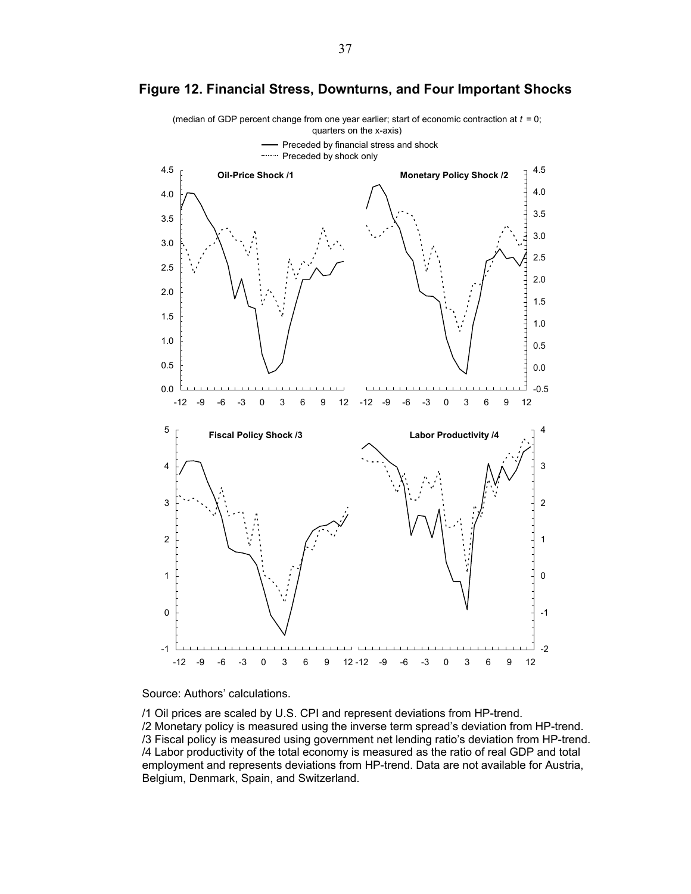**Figure 12. Financial Stress, Downturns, and Four Important Shocks**

(median of GDP percent change from one year earlier; start of economic contraction at $t = 0$; quarters on the x-axis)

Source: Authors' calculations.

/1 Oil prices are scaled by U.S. CPI and represent deviations from HP-trend.
/2 Monetary policy is measured using the inverse term spread's deviation from HP-trend.
/3 Fiscal policy is measured using government net lending ratio's deviation from HP-trend.
/4 Labor productivity of the total economy is measured as the ratio of real GDP and total employment and represents deviations from HP-trend. Data are not available for Austria, Belgium, Denmark, Spain, and Switzerland.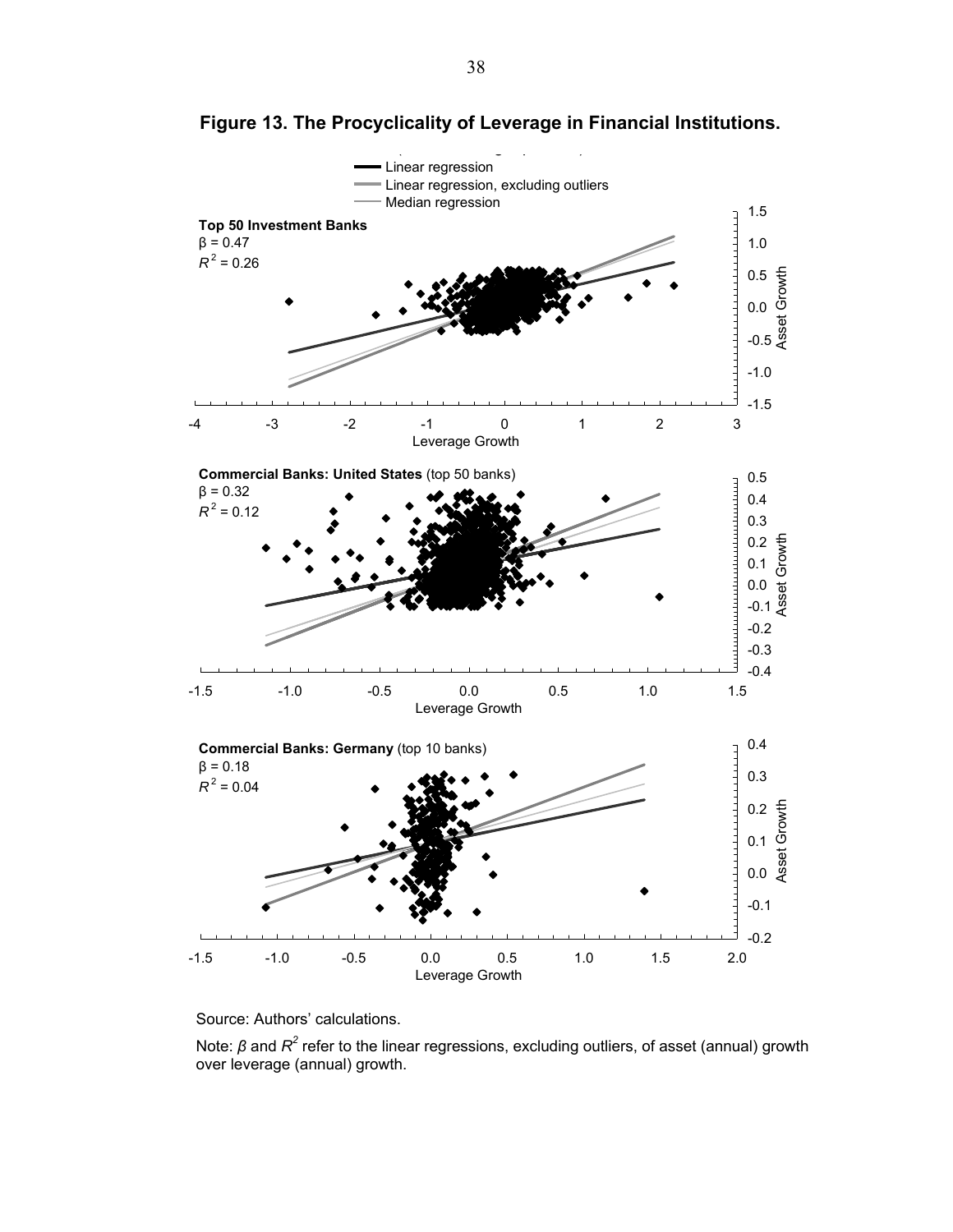**Figure 13. The Procyclicality of Leverage in Financial Institutions.**

Linear regression
Linear regression, excluding outliers
Median regression

**Top 50 Investment Banks**
$\beta = 0.47$
$R^2 = 0.26$

Asset Growth

Leverage Growth

**Commercial Banks: United States** (top 50 banks)
$\beta = 0.32$
$R^2 = 0.12$

Asset Growth

Leverage Growth

**Commercial Banks: Germany** (top 10 banks)
$\beta = 0.18$
$R^2 = 0.04$

Asset Growth

Leverage Growth

Source: Authors' calculations.

Note: $\beta$ and $R^2$ refer to the linear regressions, excluding outliers, of asset (annual) growth over leverage (annual) growth.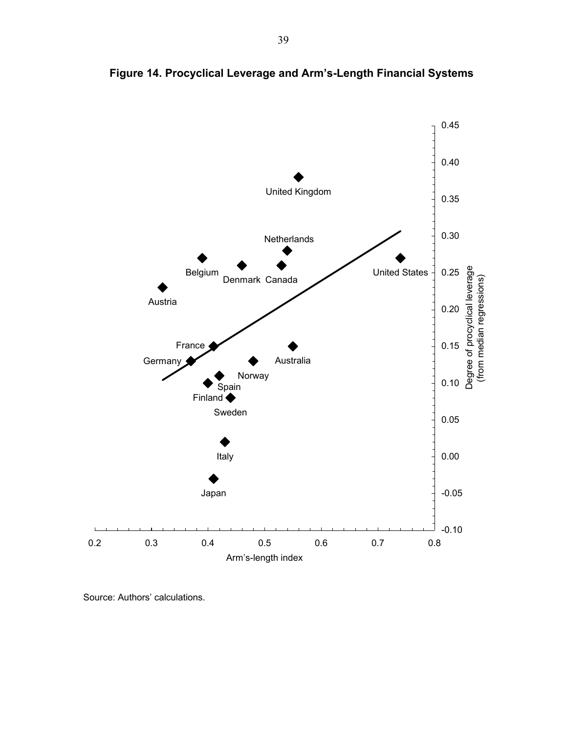**Figure 14. Procyclical Leverage and Arm's-Length Financial Systems**

Source: Authors' calculations.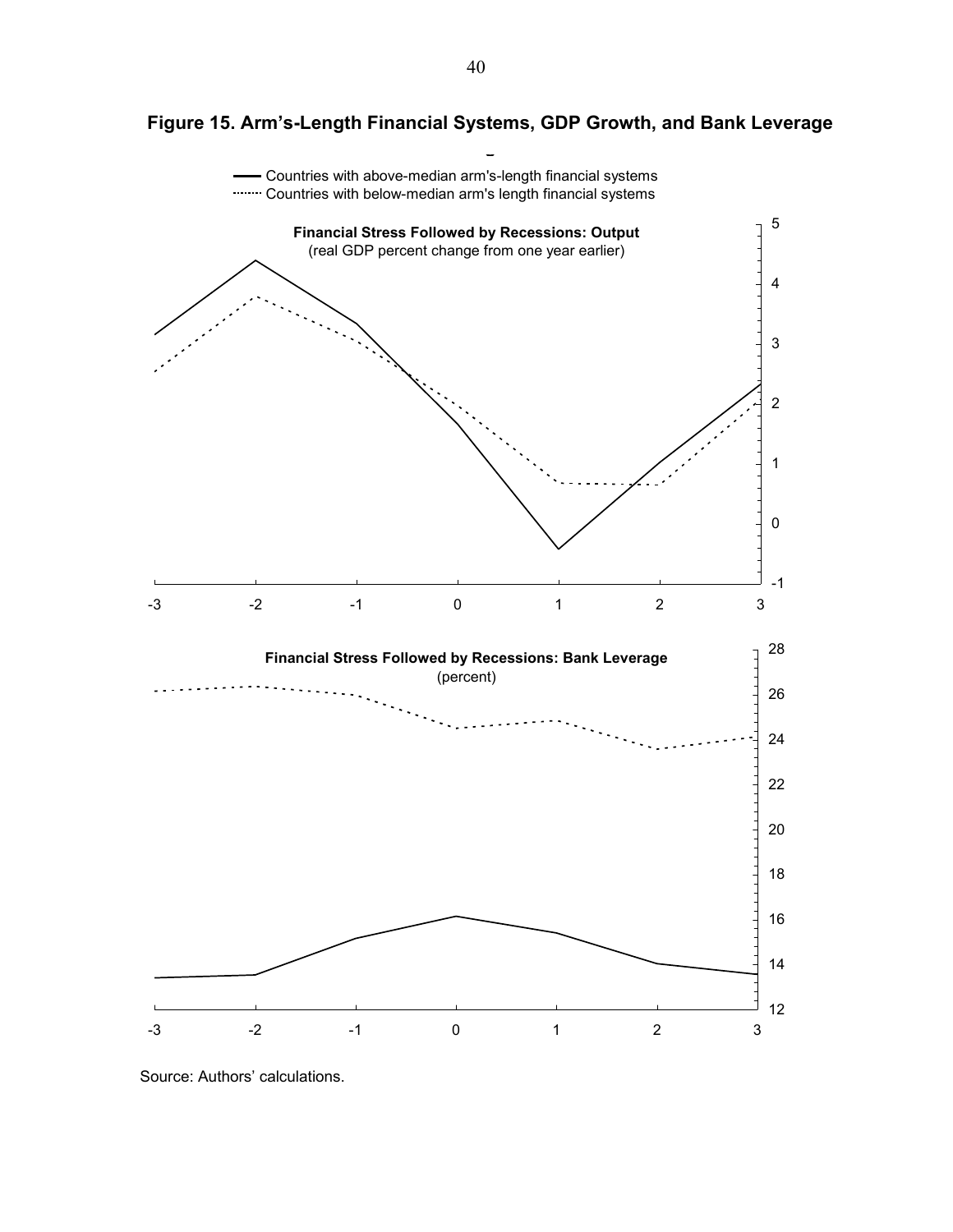# Figure 15. Arm's-Length Financial Systems, GDP Growth, and Bank Leverage

Countries with above-median arm's-length financial systems
Countries with below-median arm's length financial systems

**Financial Stress Followed by Recessions: Output**
(real GDP percent change from one year earlier)

**Financial Stress Followed by Recessions: Bank Leverage**
(percent)

Source: Authors' calculations.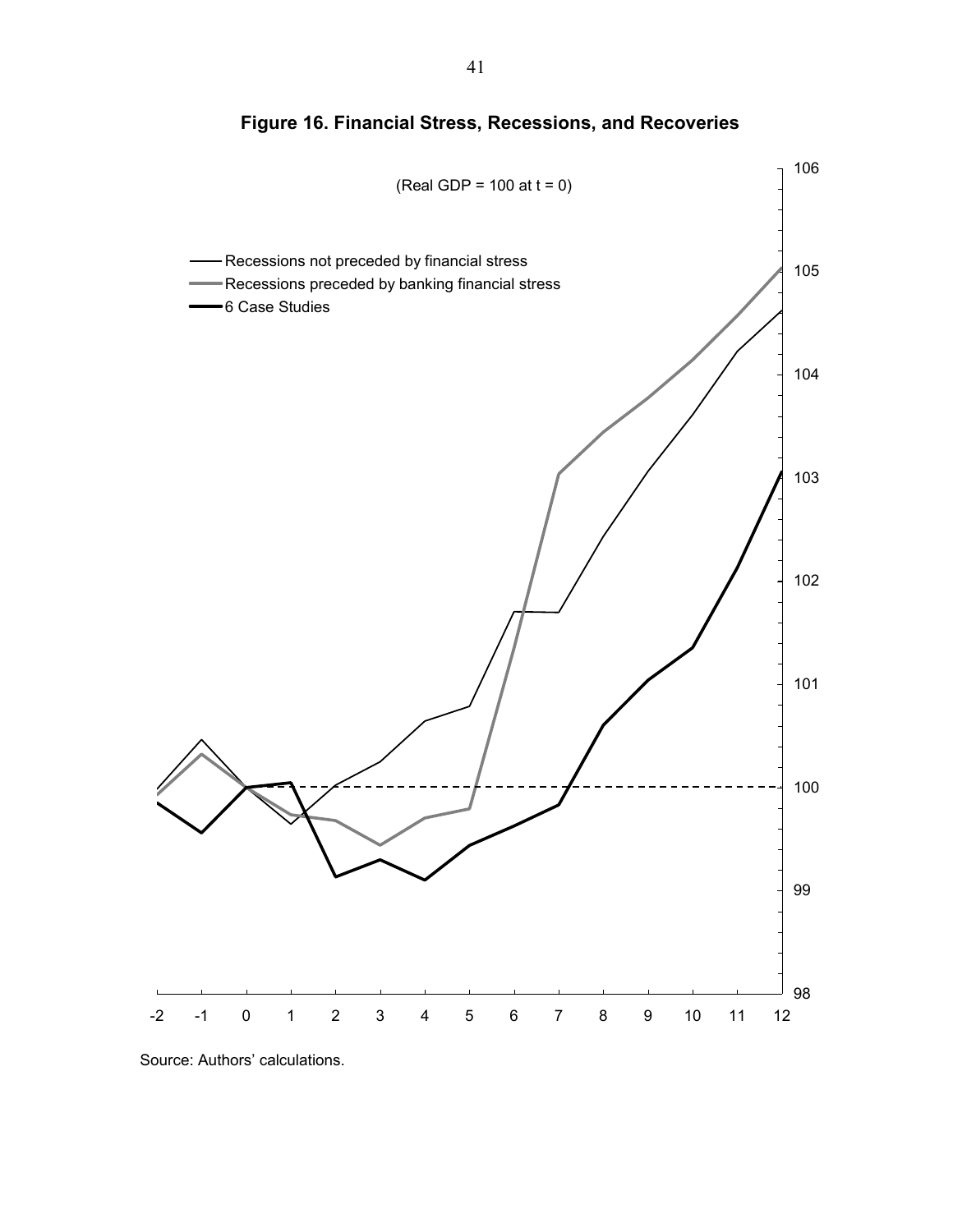# Figure 16. Financial Stress, Recessions, and Recoveries

(Real GDP = 100 at t = 0)

- Recessions not preceded by financial stress
- Recessions preceded by banking financial stress
- 6 Case Studies

Source: Authors' calculations.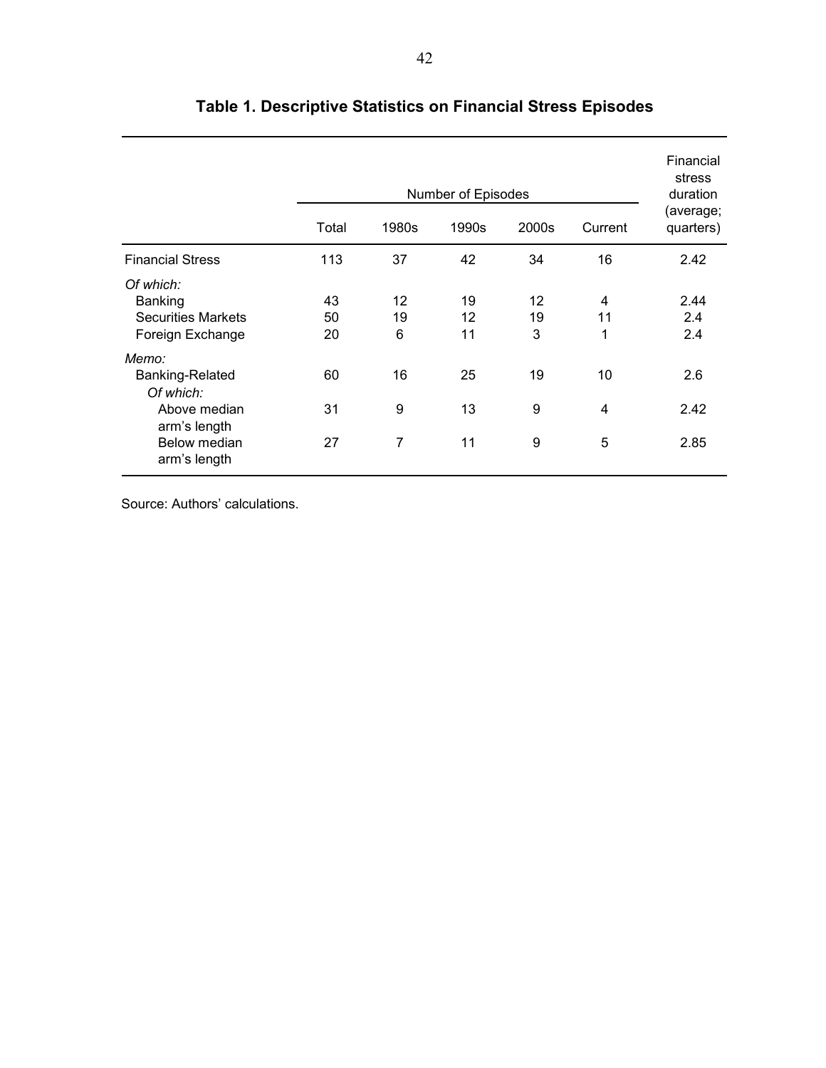## Table 1. Descriptive Statistics on Financial Stress Episodes

| | Number of Episodes | | | | | Financial stress duration (average; quarters) |
|---|---|---|---|---|---|---|
| | Total | 1980s | 1990s | 2000s | Current | |
| Financial Stress | 113 | 37 | 42 | 34 | 16 | 2.42 |
| *Of which:* | | | | | | |
| Banking | 43 | 12 | 19 | 12 | 4 | 2.44 |
| Securities Markets | 50 | 19 | 12 | 19 | 11 | 2.4 |
| Foreign Exchange | 20 | 6 | 11 | 3 | 1 | 2.4 |
| *Memo:* | | | | | | |
| Banking-Related | 60 | 16 | 25 | 19 | 10 | 2.6 |
| *Of which:* | | | | | | |
| Above median arm's length | 31 | 9 | 13 | 9 | 4 | 2.42 |
| Below median arm's length | 27 | 7 | 11 | 9 | 5 | 2.85 |

Source: Authors' calculations.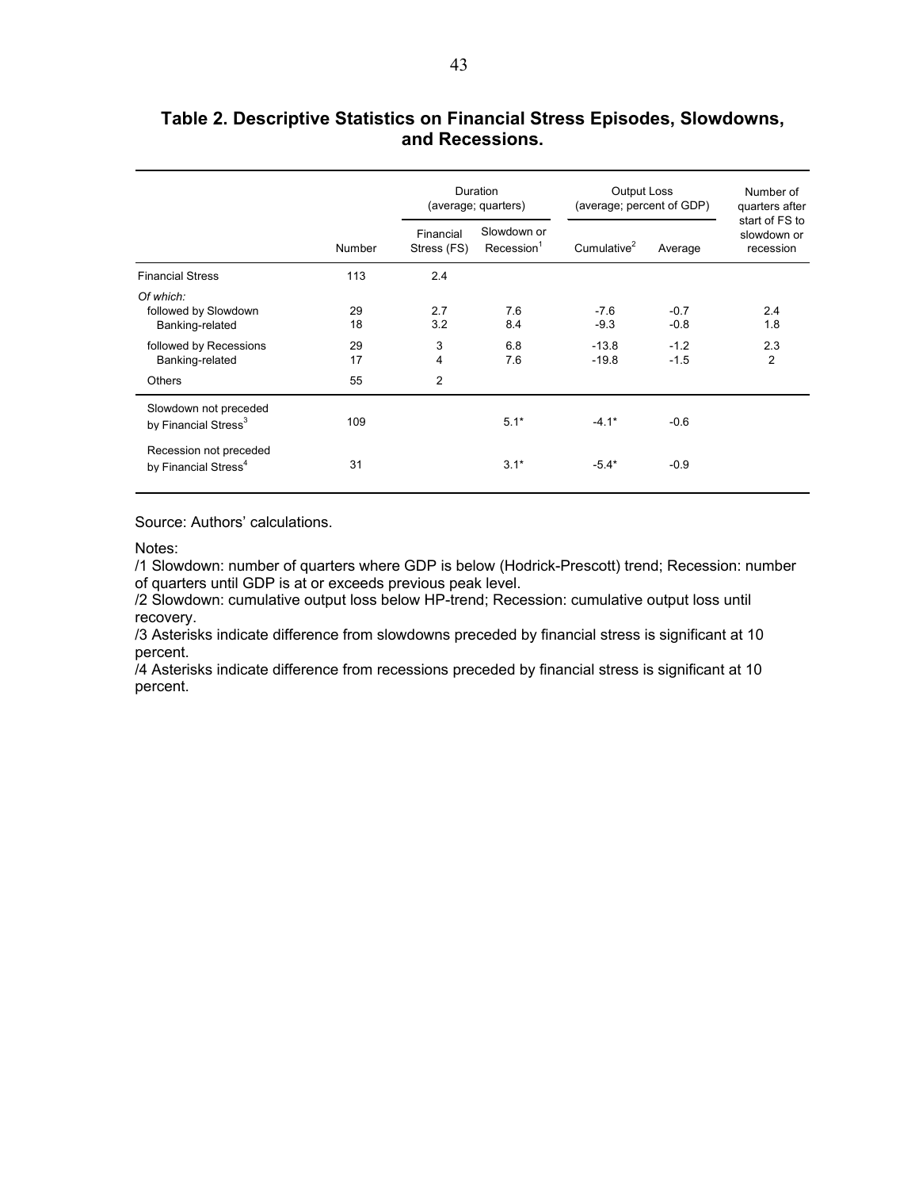## Table 2. Descriptive Statistics on Financial Stress Episodes, Slowdowns, and Recessions.

| | Number | Duration (average; quarters) | | Output Loss (average; percent of GDP) | | Number of quarters after start of FS to slowdown or recession |
|---|---|---|---|---|---|---|
| | | Financial Stress (FS) | Slowdown or Recession[1] | Cumulative[2] | Average | |
| Financial Stress | 113 | 2.4 | | | | |
| *Of which:* | | | | | | |
| followed by Slowdown | 29 | 2.7 | 7.6 | -7.6 | -0.7 | 2.4 |
| Banking-related | 18 | 3.2 | 8.4 | -9.3 | -0.8 | 1.8 |
| followed by Recessions | 29 | 3 | 6.8 | -13.8 | -1.2 | 2.3 |
| Banking-related | 17 | 4 | 7.6 | -19.8 | -1.5 | 2 |
| Others | 55 | 2 | | | | |
| Slowdown not preceded by Financial Stress[3] | 109 | | 5.1* | -4.1* | -0.6 | |
| Recession not preceded by Financial Stress[4] | 31 | | 3.1* | -5.4* | -0.9 | |

Source: Authors' calculations.

Notes:

/1 Slowdown: number of quarters where GDP is below (Hodrick-Prescott) trend; Recession: number of quarters until GDP is at or exceeds previous peak level.

/2 Slowdown: cumulative output loss below HP-trend; Recession: cumulative output loss until recovery.

/3 Asterisks indicate difference from slowdowns preceded by financial stress is significant at 10 percent.

/4 Asterisks indicate difference from recessions preceded by financial stress is significant at 10 percent.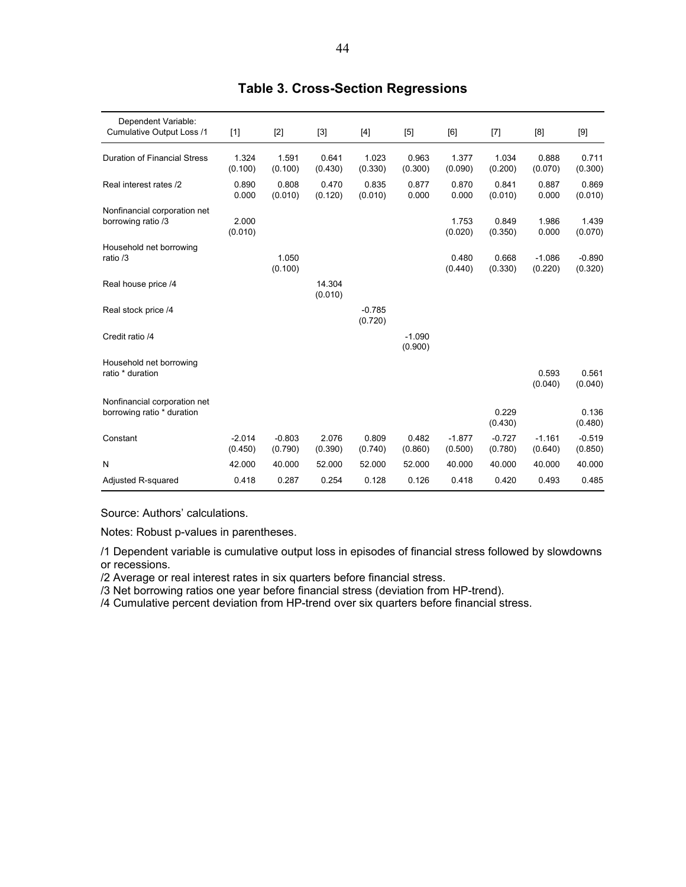# Table 3. Cross-Section Regressions

| Dependent Variable: Cumulative Output Loss /1 | [1] | [2] | [3] | [4] | [5] | [6] | [7] | [8] | [9] |
|---|---|---|---|---|---|---|---|---|---|
| Duration of Financial Stress | 1.324 | 1.591 | 0.641 | 1.023 | 0.963 | 1.377 | 1.034 | 0.888 | 0.711 |
| | (0.100) | (0.100) | (0.430) | (0.330) | (0.300) | (0.090) | (0.200) | (0.070) | (0.300) |
| Real interest rates /2 | 0.890 | 0.808 | 0.470 | 0.835 | 0.877 | 0.870 | 0.841 | 0.887 | 0.869 |
| | 0.000 | (0.010) | (0.120) | (0.010) | 0.000 | 0.000 | (0.010) | 0.000 | (0.010) |
| Nonfinancial corporation net borrowing ratio /3 | 2.000 | | | | | 1.753 | 0.849 | 1.986 | 1.439 |
| | (0.010) | | | | | (0.020) | (0.350) | 0.000 | (0.070) |
| Household net borrowing ratio /3 | | 1.050 | | | | 0.480 | 0.668 | -1.086 | -0.890 |
| | | (0.100) | | | | (0.440) | (0.330) | (0.220) | (0.320) |
| Real house price /4 | | | 14.304 | | | | | | |
| | | | (0.010) | | | | | | |
| Real stock price /4 | | | | -0.785 | | | | | |
| | | | | (0.720) | | | | | |
| Credit ratio /4 | | | | | -1.090 | | | | |
| | | | | | (0.900) | | | | |
| Household net borrowing ratio * duration | | | | | | | | 0.593 | 0.561 |
| | | | | | | | | (0.040) | (0.040) |
| Nonfinancial corporation net borrowing ratio * duration | | | | | | | 0.229 | | 0.136 |
| | | | | | | | (0.430) | | (0.480) |
| Constant | -2.014 | -0.803 | 2.076 | 0.809 | 0.482 | -1.877 | -0.727 | -1.161 | -0.519 |
| | (0.450) | (0.790) | (0.390) | (0.740) | (0.860) | (0.500) | (0.780) | (0.640) | (0.850) |
| N | 42.000 | 40.000 | 52.000 | 52.000 | 52.000 | 40.000 | 40.000 | 40.000 | 40.000 |
| Adjusted R-squared | 0.418 | 0.287 | 0.254 | 0.128 | 0.126 | 0.418 | 0.420 | 0.493 | 0.485 |

Source: Authors' calculations.

Notes: Robust p-values in parentheses.

/1 Dependent variable is cumulative output loss in episodes of financial stress followed by slowdowns or recessions.

/2 Average or real interest rates in six quarters before financial stress.

/3 Net borrowing ratios one year before financial stress (deviation from HP-trend).

/4 Cumulative percent deviation from HP-trend over six quarters before financial stress.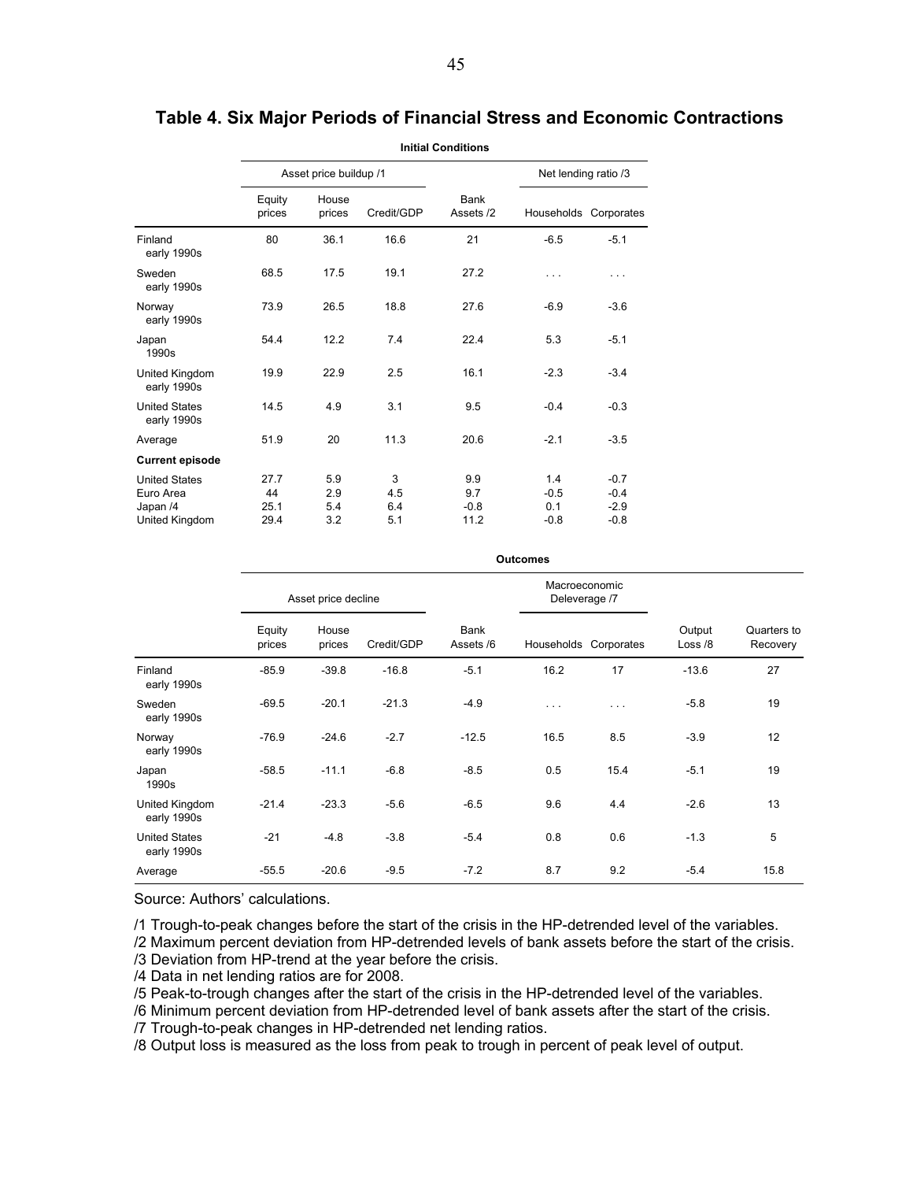## Table 4. Six Major Periods of Financial Stress and Economic Contractions

| | Initial Conditions | | | | | |
|---|---|---|---|---|---|---|
| | Asset price buildup /1 | | | | Net lending ratio /3 | |
| | Equity prices | House prices | Credit/GDP | Bank Assets /2 | Households | Corporates |
| Finland early 1990s | 80 | 36.1 | 16.6 | 21 | -6.5 | -5.1 |
| Sweden early 1990s | 68.5 | 17.5 | 19.1 | 27.2 | . . . | . . . |
| Norway early 1990s | 73.9 | 26.5 | 18.8 | 27.6 | -6.9 | -3.6 |
| Japan 1990s | 54.4 | 12.2 | 7.4 | 22.4 | 5.3 | -5.1 |
| United Kingdom early 1990s | 19.9 | 22.9 | 2.5 | 16.1 | -2.3 | -3.4 |
| United States early 1990s | 14.5 | 4.9 | 3.1 | 9.5 | -0.4 | -0.3 |
| Average | 51.9 | 20 | 11.3 | 20.6 | -2.1 | -3.5 |
| **Current episode** | | | | | | |
| United States | 27.7 | 5.9 | 3 | 9.9 | 1.4 | -0.7 |
| Euro Area | 44 | 2.9 | 4.5 | 9.7 | -0.5 | -0.4 |
| Japan /4 | 25.1 | 5.4 | 6.4 | -0.8 | 0.1 | -2.9 |
| United Kingdom | 29.4 | 3.2 | 5.1 | 11.2 | -0.8 | -0.8 |

| | Outcomes | | | | | | | |
|---|---|---|---|---|---|---|---|---|
| | Asset price decline | | | | Macroeconomic Deleverage /7 | | | |
| | Equity prices | House prices | Credit/GDP | Bank Assets /6 | Households | Corporates | Output Loss /8 | Quarters to Recovery |
| Finland early 1990s | -85.9 | -39.8 | -16.8 | -5.1 | 16.2 | 17 | -13.6 | 27 |
| Sweden early 1990s | -69.5 | -20.1 | -21.3 | -4.9 | . . . | . . . | -5.8 | 19 |
| Norway early 1990s | -76.9 | -24.6 | -2.7 | -12.5 | 16.5 | 8.5 | -3.9 | 12 |
| Japan 1990s | -58.5 | -11.1 | -6.8 | -8.5 | 0.5 | 15.4 | -5.1 | 19 |
| United Kingdom early 1990s | -21.4 | -23.3 | -5.6 | -6.5 | 9.6 | 4.4 | -2.6 | 13 |
| United States early 1990s | -21 | -4.8 | -3.8 | -5.4 | 0.8 | 0.6 | -1.3 | 5 |
| Average | -55.5 | -20.6 | -9.5 | -7.2 | 8.7 | 9.2 | -5.4 | 15.8 |

Source: Authors' calculations.

/1 Trough-to-peak changes before the start of the crisis in the HP-detrended level of the variables.
/2 Maximum percent deviation from HP-detrended levels of bank assets before the start of the crisis.
/3 Deviation from HP-trend at the year before the crisis.
/4 Data in net lending ratios are for 2008.
/5 Peak-to-trough changes after the start of the crisis in the HP-detrended level of the variables.
/6 Minimum percent deviation from HP-detrended level of bank assets after the start of the crisis.
/7 Trough-to-peak changes in HP-detrended net lending ratios.
/8 Output loss is measured as the loss from peak to trough in percent of peak level of output.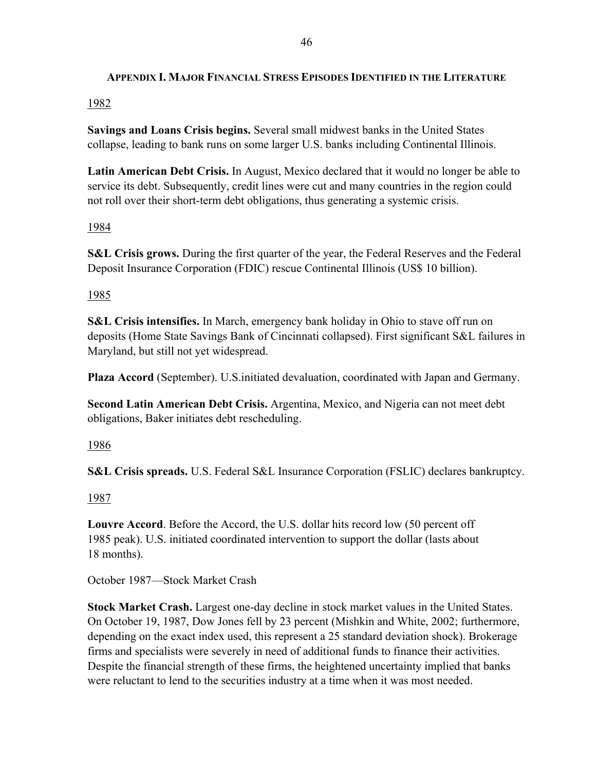## Appendix I. Major Financial Stress Episodes Identified in the Literature

1982

**Savings and Loans Crisis begins.** Several small midwest banks in the United States collapse, leading to bank runs on some larger U.S. banks including Continental Illinois.

**Latin American Debt Crisis.** In August, Mexico declared that it would no longer be able to service its debt. Subsequently, credit lines were cut and many countries in the region could not roll over their short-term debt obligations, thus generating a systemic crisis.

1984

**S&L Crisis grows.** During the first quarter of the year, the Federal Reserves and the Federal Deposit Insurance Corporation (FDIC) rescue Continental Illinois (US$ 10 billion).

1985

**S&L Crisis intensifies.** In March, emergency bank holiday in Ohio to stave off run on deposits (Home State Savings Bank of Cincinnati collapsed). First significant S&L failures in Maryland, but still not yet widespread.

**Plaza Accord** (September). U.S.initiated devaluation, coordinated with Japan and Germany.

**Second Latin American Debt Crisis.** Argentina, Mexico, and Nigeria can not meet debt obligations, Baker initiates debt rescheduling.

1986

**S&L Crisis spreads.** U.S. Federal S&L Insurance Corporation (FSLIC) declares bankruptcy.

1987

**Louvre Accord**. Before the Accord, the U.S. dollar hits record low (50 percent off 1985 peak). U.S. initiated coordinated intervention to support the dollar (lasts about 18 months).

October 1987—Stock Market Crash

**Stock Market Crash.** Largest one-day decline in stock market values in the United States. On October 19, 1987, Dow Jones fell by 23 percent (Mishkin and White, 2002; furthermore, depending on the exact index used, this represent a 25 standard deviation shock). Brokerage firms and specialists were severely in need of additional funds to finance their activities. Despite the financial strength of these firms, the heightened uncertainty implied that banks were reluctant to lend to the securities industry at a time when it was most needed.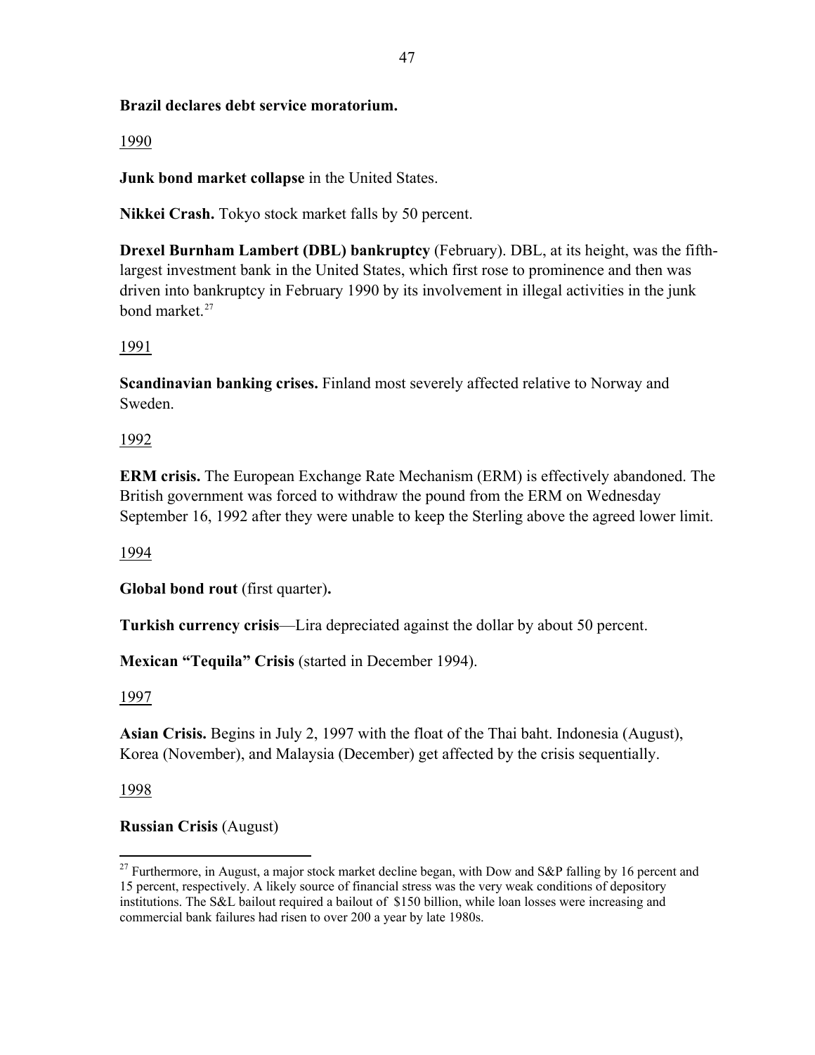**Brazil declares debt service moratorium.**

<u>1990</u>

**Junk bond market collapse** in the United States.

**Nikkei Crash.** Tokyo stock market falls by 50 percent.

**Drexel Burnham Lambert (DBL) bankruptcy** (February). DBL, at its height, was the fifth-largest investment bank in the United States, which first rose to prominence and then was driven into bankruptcy in February 1990 by its involvement in illegal activities in the junk bond market.[27]

<u>1991</u>

**Scandinavian banking crises.** Finland most severely affected relative to Norway and Sweden.

<u>1992</u>

**ERM crisis.** The European Exchange Rate Mechanism (ERM) is effectively abandoned. The British government was forced to withdraw the pound from the ERM on Wednesday September 16, 1992 after they were unable to keep the Sterling above the agreed lower limit.

<u>1994</u>

**Global bond rout** (first quarter)**.**

**Turkish currency crisis**—Lira depreciated against the dollar by about 50 percent.

**Mexican "Tequila" Crisis** (started in December 1994).

<u>1997</u>

**Asian Crisis.** Begins in July 2, 1997 with the float of the Thai baht. Indonesia (August), Korea (November), and Malaysia (December) get affected by the crisis sequentially.

<u>1998</u>

**Russian Crisis** (August)

---

[27] Furthermore, in August, a major stock market decline began, with Dow and S&P falling by 16 percent and 15 percent, respectively. A likely source of financial stress was the very weak conditions of depository institutions. The S&L bailout required a bailout of $150 billion, while loan losses were increasing and commercial bank failures had risen to over 200 a year by late 1980s.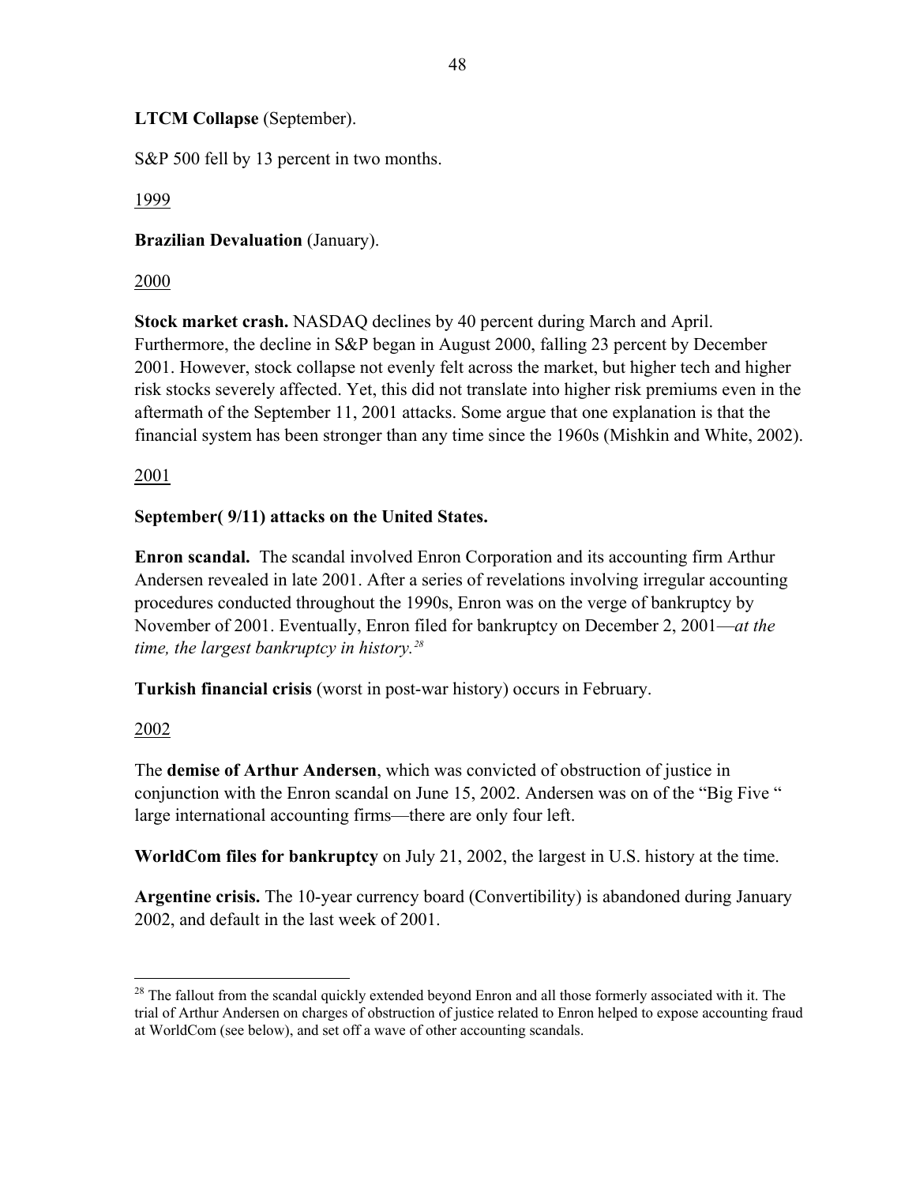**LTCM Collapse** (September).

S&P 500 fell by 13 percent in two months.

<u>1999</u>

**Brazilian Devaluation** (January).

<u>2000</u>

**Stock market crash.** NASDAQ declines by 40 percent during March and April. Furthermore, the decline in S&P began in August 2000, falling 23 percent by December 2001. However, stock collapse not evenly felt across the market, but higher tech and higher risk stocks severely affected. Yet, this did not translate into higher risk premiums even in the aftermath of the September 11, 2001 attacks. Some argue that one explanation is that the financial system has been stronger than any time since the 1960s (Mishkin and White, 2002).

<u>2001</u>

**September( 9/11) attacks on the United States.**

**Enron scandal.** The scandal involved Enron Corporation and its accounting firm Arthur Andersen revealed in late 2001. After a series of revelations involving irregular accounting procedures conducted throughout the 1990s, Enron was on the verge of bankruptcy by November of 2001. Eventually, Enron filed for bankruptcy on December 2, 2001—*at the time, the largest bankruptcy in history.*[28]

**Turkish financial crisis** (worst in post-war history) occurs in February.

<u>2002</u>

The **demise of Arthur Andersen**, which was convicted of obstruction of justice in conjunction with the Enron scandal on June 15, 2002. Andersen was on of the "Big Five " large international accounting firms—there are only four left.

**WorldCom files for bankruptcy** on July 21, 2002, the largest in U.S. history at the time.

**Argentine crisis.** The 10-year currency board (Convertibility) is abandoned during January 2002, and default in the last week of 2001.

---

[28] The fallout from the scandal quickly extended beyond Enron and all those formerly associated with it. The trial of Arthur Andersen on charges of obstruction of justice related to Enron helped to expose accounting fraud at WorldCom (see below), and set off a wave of other accounting scandals.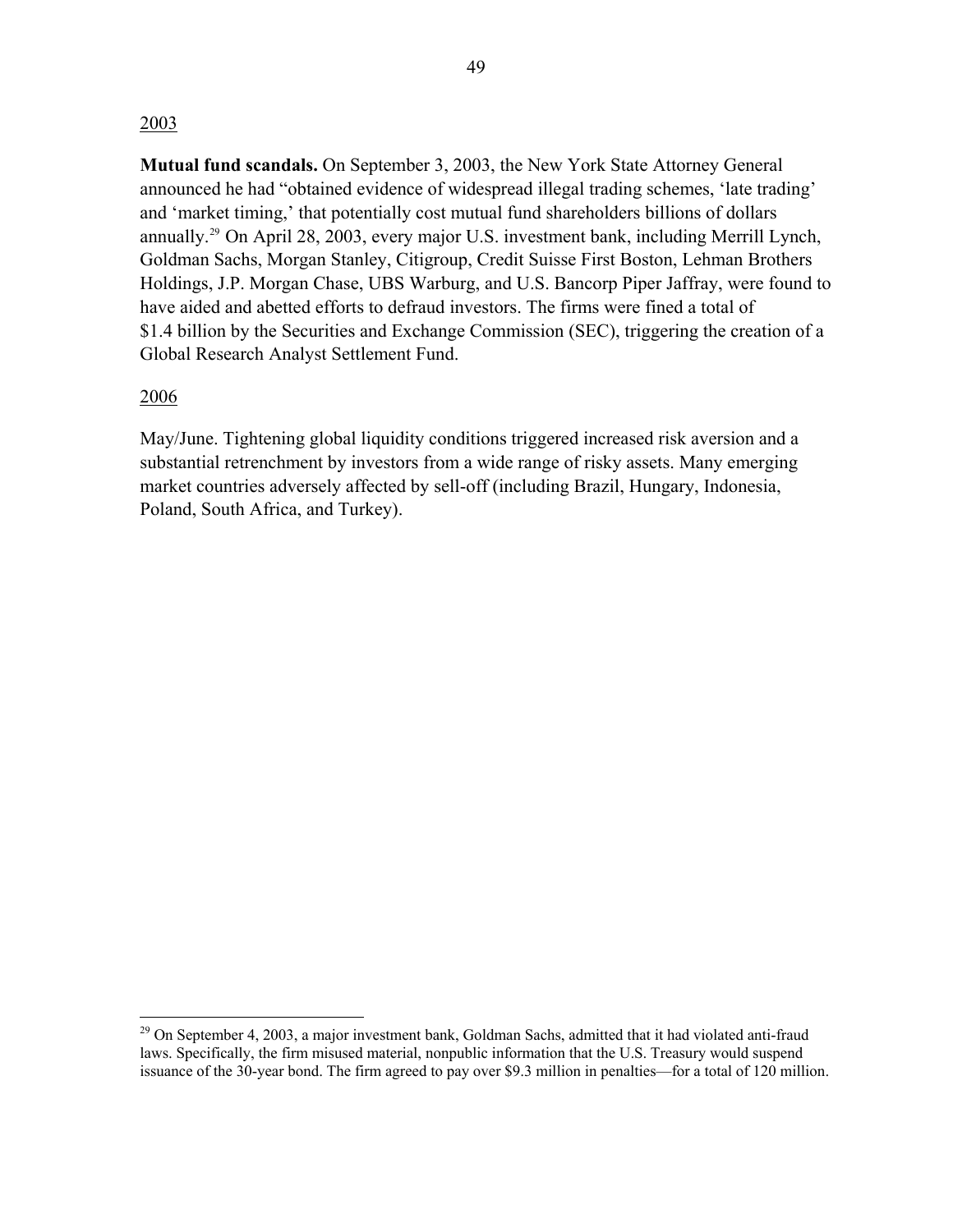2003

**Mutual fund scandals.** On September 3, 2003, the New York State Attorney General announced he had "obtained evidence of widespread illegal trading schemes, 'late trading' and 'market timing,' that potentially cost mutual fund shareholders billions of dollars annually.[29] On April 28, 2003, every major U.S. investment bank, including Merrill Lynch, Goldman Sachs, Morgan Stanley, Citigroup, Credit Suisse First Boston, Lehman Brothers Holdings, J.P. Morgan Chase, UBS Warburg, and U.S. Bancorp Piper Jaffray, were found to have aided and abetted efforts to defraud investors. The firms were fined a total of $1.4 billion by the Securities and Exchange Commission (SEC), triggering the creation of a Global Research Analyst Settlement Fund.

2006

May/June. Tightening global liquidity conditions triggered increased risk aversion and a substantial retrenchment by investors from a wide range of risky assets. Many emerging market countries adversely affected by sell-off (including Brazil, Hungary, Indonesia, Poland, South Africa, and Turkey).

---

[29] On September 4, 2003, a major investment bank, Goldman Sachs, admitted that it had violated anti-fraud laws. Specifically, the firm misused material, nonpublic information that the U.S. Treasury would suspend issuance of the 30-year bond. The firm agreed to pay over $9.3 million in penalties—for a total of 120 million.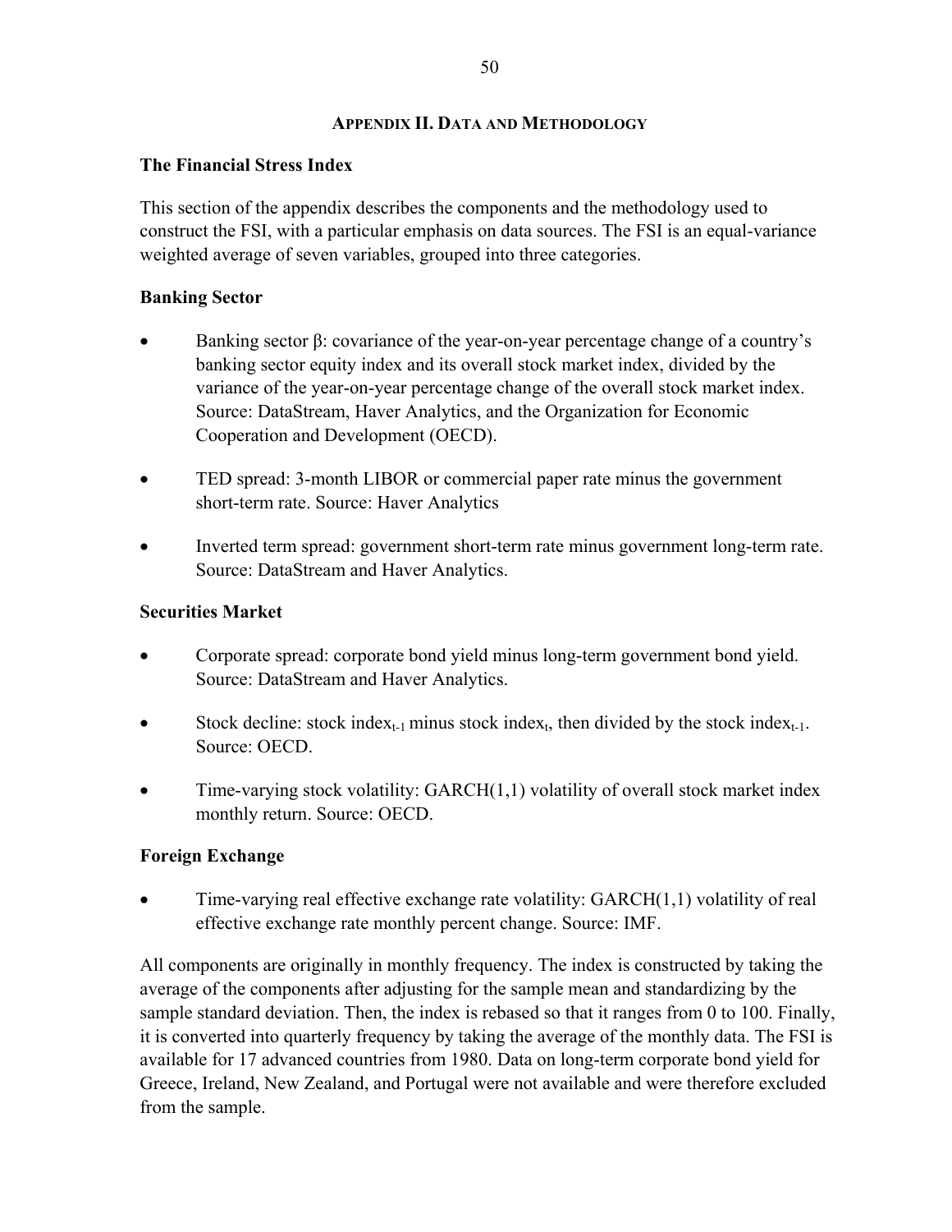## Appendix II. Data and Methodology

### The Financial Stress Index

This section of the appendix describes the components and the methodology used to construct the FSI, with a particular emphasis on data sources. The FSI is an equal-variance weighted average of seven variables, grouped into three categories.

### Banking Sector

- Banking sector β: covariance of the year-on-year percentage change of a country's banking sector equity index and its overall stock market index, divided by the variance of the year-on-year percentage change of the overall stock market index. Source: DataStream, Haver Analytics, and the Organization for Economic Cooperation and Development (OECD).
- TED spread: 3-month LIBOR or commercial paper rate minus the government short-term rate. Source: Haver Analytics
- Inverted term spread: government short-term rate minus government long-term rate. Source: DataStream and Haver Analytics.

### Securities Market

- Corporate spread: corporate bond yield minus long-term government bond yield. Source: DataStream and Haver Analytics.
- Stock decline: stock index$_{t-1}$ minus stock index$_t$, then divided by the stock index$_{t-1}$. Source: OECD.
- Time-varying stock volatility: GARCH(1,1) volatility of overall stock market index monthly return. Source: OECD.

### Foreign Exchange

- Time-varying real effective exchange rate volatility: GARCH(1,1) volatility of real effective exchange rate monthly percent change. Source: IMF.

All components are originally in monthly frequency. The index is constructed by taking the average of the components after adjusting for the sample mean and standardizing by the sample standard deviation. Then, the index is rebased so that it ranges from 0 to 100. Finally, it is converted into quarterly frequency by taking the average of the monthly data. The FSI is available for 17 advanced countries from 1980. Data on long-term corporate bond yield for Greece, Ireland, New Zealand, and Portugal were not available and were therefore excluded from the sample.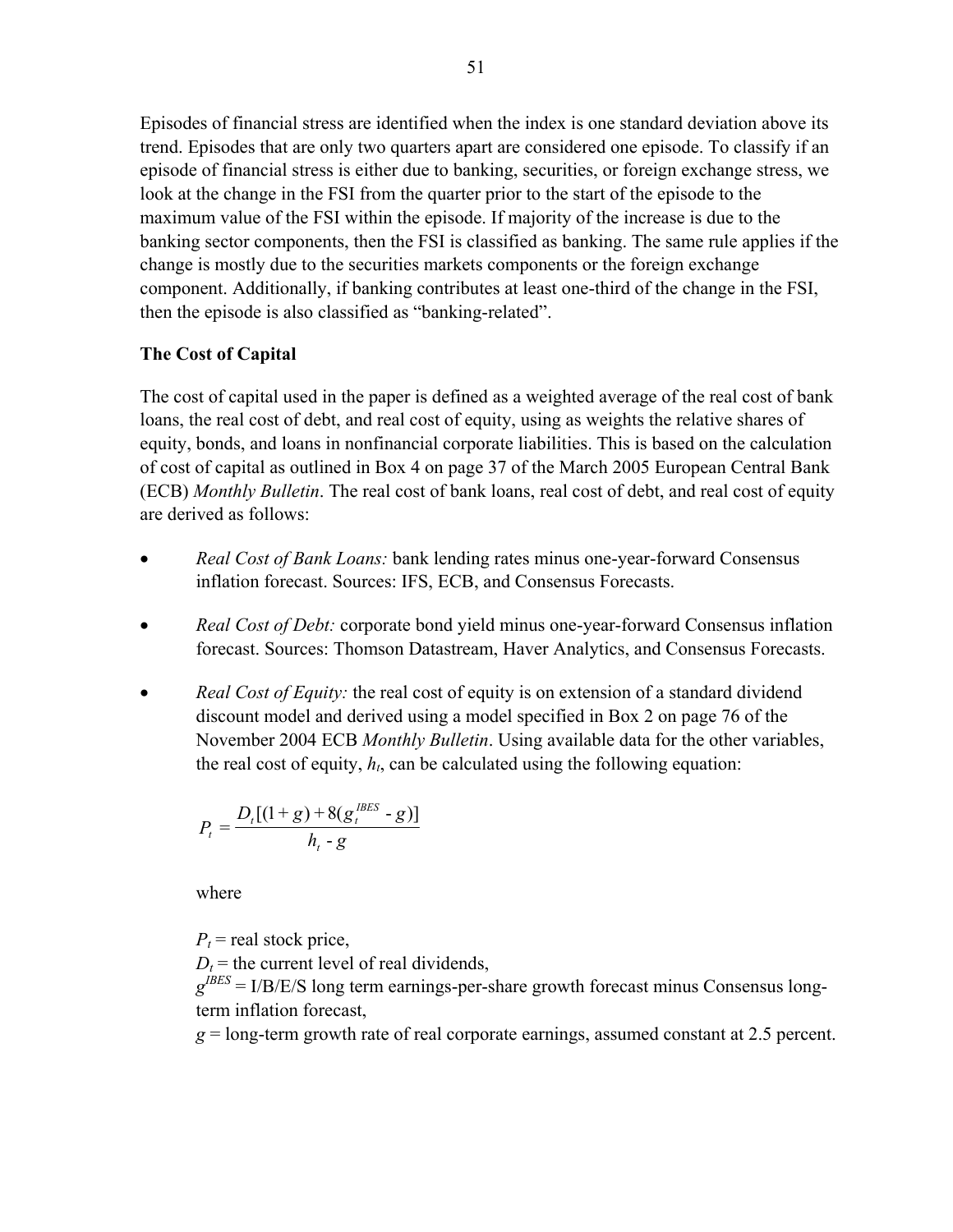Episodes of financial stress are identified when the index is one standard deviation above its trend. Episodes that are only two quarters apart are considered one episode. To classify if an episode of financial stress is either due to banking, securities, or foreign exchange stress, we look at the change in the FSI from the quarter prior to the start of the episode to the maximum value of the FSI within the episode. If majority of the increase is due to the banking sector components, then the FSI is classified as banking. The same rule applies if the change is mostly due to the securities markets components or the foreign exchange component. Additionally, if banking contributes at least one-third of the change in the FSI, then the episode is also classified as "banking-related".

**The Cost of Capital**

The cost of capital used in the paper is defined as a weighted average of the real cost of bank loans, the real cost of debt, and real cost of equity, using as weights the relative shares of equity, bonds, and loans in nonfinancial corporate liabilities. This is based on the calculation of cost of capital as outlined in Box 4 on page 37 of the March 2005 European Central Bank (ECB) *Monthly Bulletin*. The real cost of bank loans, real cost of debt, and real cost of equity are derived as follows:

- *Real Cost of Bank Loans:* bank lending rates minus one-year-forward Consensus inflation forecast. Sources: IFS, ECB, and Consensus Forecasts.
- *Real Cost of Debt:* corporate bond yield minus one-year-forward Consensus inflation forecast. Sources: Thomson Datastream, Haver Analytics, and Consensus Forecasts.
- *Real Cost of Equity:* the real cost of equity is on extension of a standard dividend discount model and derived using a model specified in Box 2 on page 76 of the November 2004 ECB *Monthly Bulletin*. Using available data for the other variables, the real cost of equity, $h_t$, can be calculated using the following equation:

$$P_t = \frac{D_t[(1+g) + 8(g_t^{IBES} - g)]}{h_t - g}$$

where

$P_t$ = real stock price,
$D_t$ = the current level of real dividends,
$g^{IBES}$ = I/B/E/S long term earnings-per-share growth forecast minus Consensus long-term inflation forecast,
$g$ = long-term growth rate of real corporate earnings, assumed constant at 2.5 percent.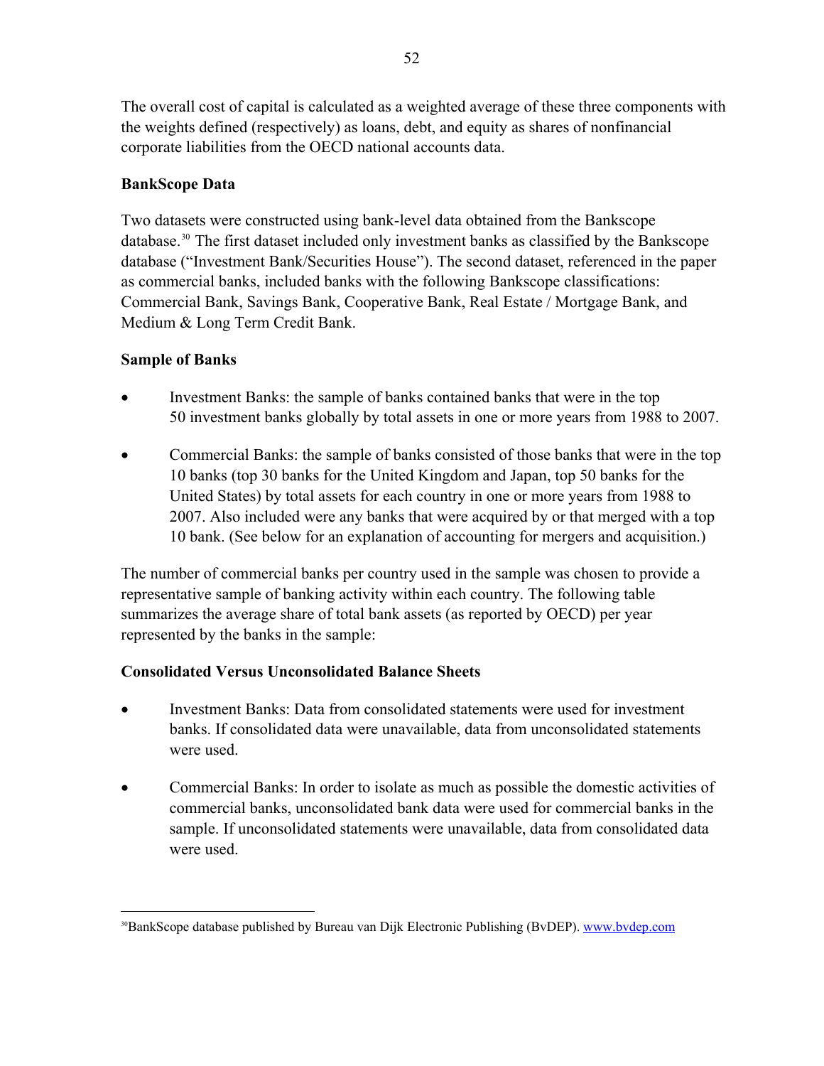The overall cost of capital is calculated as a weighted average of these three components with the weights defined (respectively) as loans, debt, and equity as shares of nonfinancial corporate liabilities from the OECD national accounts data.

**BankScope Data**

Two datasets were constructed using bank-level data obtained from the Bankscope database.[30] The first dataset included only investment banks as classified by the Bankscope database ("Investment Bank/Securities House"). The second dataset, referenced in the paper as commercial banks, included banks with the following Bankscope classifications: Commercial Bank, Savings Bank, Cooperative Bank, Real Estate / Mortgage Bank, and Medium & Long Term Credit Bank.

**Sample of Banks**

- Investment Banks: the sample of banks contained banks that were in the top 50 investment banks globally by total assets in one or more years from 1988 to 2007.

- Commercial Banks: the sample of banks consisted of those banks that were in the top 10 banks (top 30 banks for the United Kingdom and Japan, top 50 banks for the United States) by total assets for each country in one or more years from 1988 to 2007. Also included were any banks that were acquired by or that merged with a top 10 bank. (See below for an explanation of accounting for mergers and acquisition.)

The number of commercial banks per country used in the sample was chosen to provide a representative sample of banking activity within each country. The following table summarizes the average share of total bank assets (as reported by OECD) per year represented by the banks in the sample:

**Consolidated Versus Unconsolidated Balance Sheets**

- Investment Banks: Data from consolidated statements were used for investment banks. If consolidated data were unavailable, data from unconsolidated statements were used.

- Commercial Banks: In order to isolate as much as possible the domestic activities of commercial banks, unconsolidated bank data were used for commercial banks in the sample. If unconsolidated statements were unavailable, data from consolidated data were used.

[30] BankScope database published by Bureau van Dijk Electronic Publishing (BvDEP). www.bvdep.com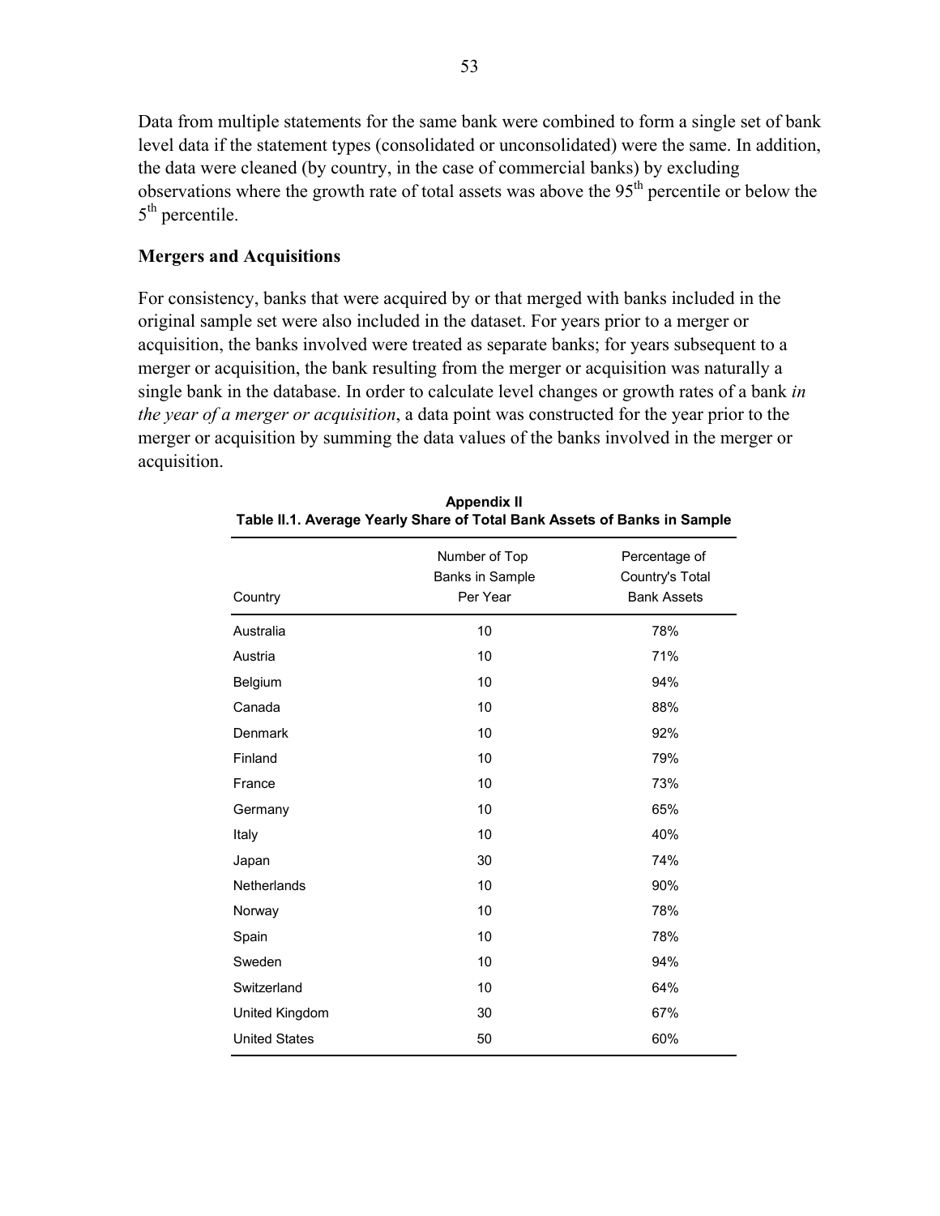Data from multiple statements for the same bank were combined to form a single set of bank level data if the statement types (consolidated or unconsolidated) were the same. In addition, the data were cleaned (by country, in the case of commercial banks) by excluding observations where the growth rate of total assets was above the $95^{th}$ percentile or below the $5^{th}$ percentile.

### Mergers and Acquisitions

For consistency, banks that were acquired by or that merged with banks included in the original sample set were also included in the dataset. For years prior to a merger or acquisition, the banks involved were treated as separate banks; for years subsequent to a merger or acquisition, the bank resulting from the merger or acquisition was naturally a single bank in the database. In order to calculate level changes or growth rates of a bank *in the year of a merger or acquisition*, a data point was constructed for the year prior to the merger or acquisition by summing the data values of the banks involved in the merger or acquisition.

**Appendix II**
**Table II.1. Average Yearly Share of Total Bank Assets of Banks in Sample**

| Country | Number of Top Banks in Sample Per Year | Percentage of Country's Total Bank Assets |
|---|---|---|
| Australia | 10 | 78% |
| Austria | 10 | 71% |
| Belgium | 10 | 94% |
| Canada | 10 | 88% |
| Denmark | 10 | 92% |
| Finland | 10 | 79% |
| France | 10 | 73% |
| Germany | 10 | 65% |
| Italy | 10 | 40% |
| Japan | 30 | 74% |
| Netherlands | 10 | 90% |
| Norway | 10 | 78% |
| Spain | 10 | 78% |
| Sweden | 10 | 94% |
| Switzerland | 10 | 64% |
| United Kingdom | 30 | 67% |
| United States | 50 | 60% |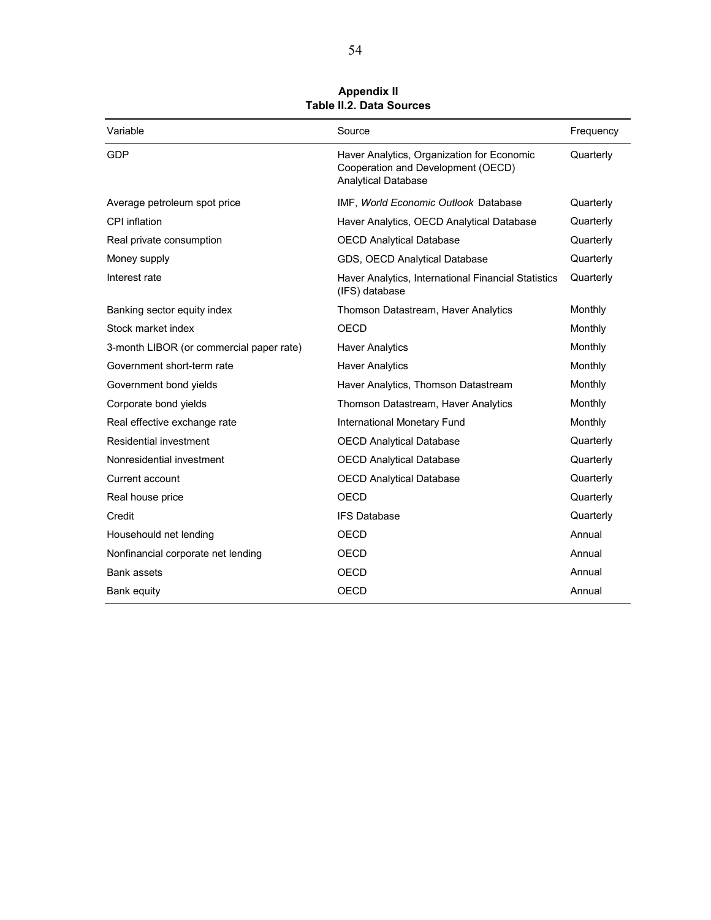**Appendix II**
**Table II.2. Data Sources**

| Variable | Source | Frequency |
|---|---|---|
| GDP | Haver Analytics, Organization for Economic Cooperation and Development (OECD) Analytical Database | Quarterly |
| Average petroleum spot price | IMF, *World Economic Outlook* Database | Quarterly |
| CPI inflation | Haver Analytics, OECD Analytical Database | Quarterly |
| Real private consumption | OECD Analytical Database | Quarterly |
| Money supply | GDS, OECD Analytical Database | Quarterly |
| Interest rate | Haver Analytics, International Financial Statistics (IFS) database | Quarterly |
| Banking sector equity index | Thomson Datastream, Haver Analytics | Monthly |
| Stock market index | OECD | Monthly |
| 3-month LIBOR (or commercial paper rate) | Haver Analytics | Monthly |
| Government short-term rate | Haver Analytics | Monthly |
| Government bond yields | Haver Analytics, Thomson Datastream | Monthly |
| Corporate bond yields | Thomson Datastream, Haver Analytics | Monthly |
| Real effective exchange rate | International Monetary Fund | Monthly |
| Residential investment | OECD Analytical Database | Quarterly |
| Nonresidential investment | OECD Analytical Database | Quarterly |
| Current account | OECD Analytical Database | Quarterly |
| Real house price | OECD | Quarterly |
| Credit | IFS Database | Quarterly |
| Househould net lending | OECD | Annual |
| Nonfinancial corporate net lending | OECD | Annual |
| Bank assets | OECD | Annual |
| Bank equity | OECD | Annual |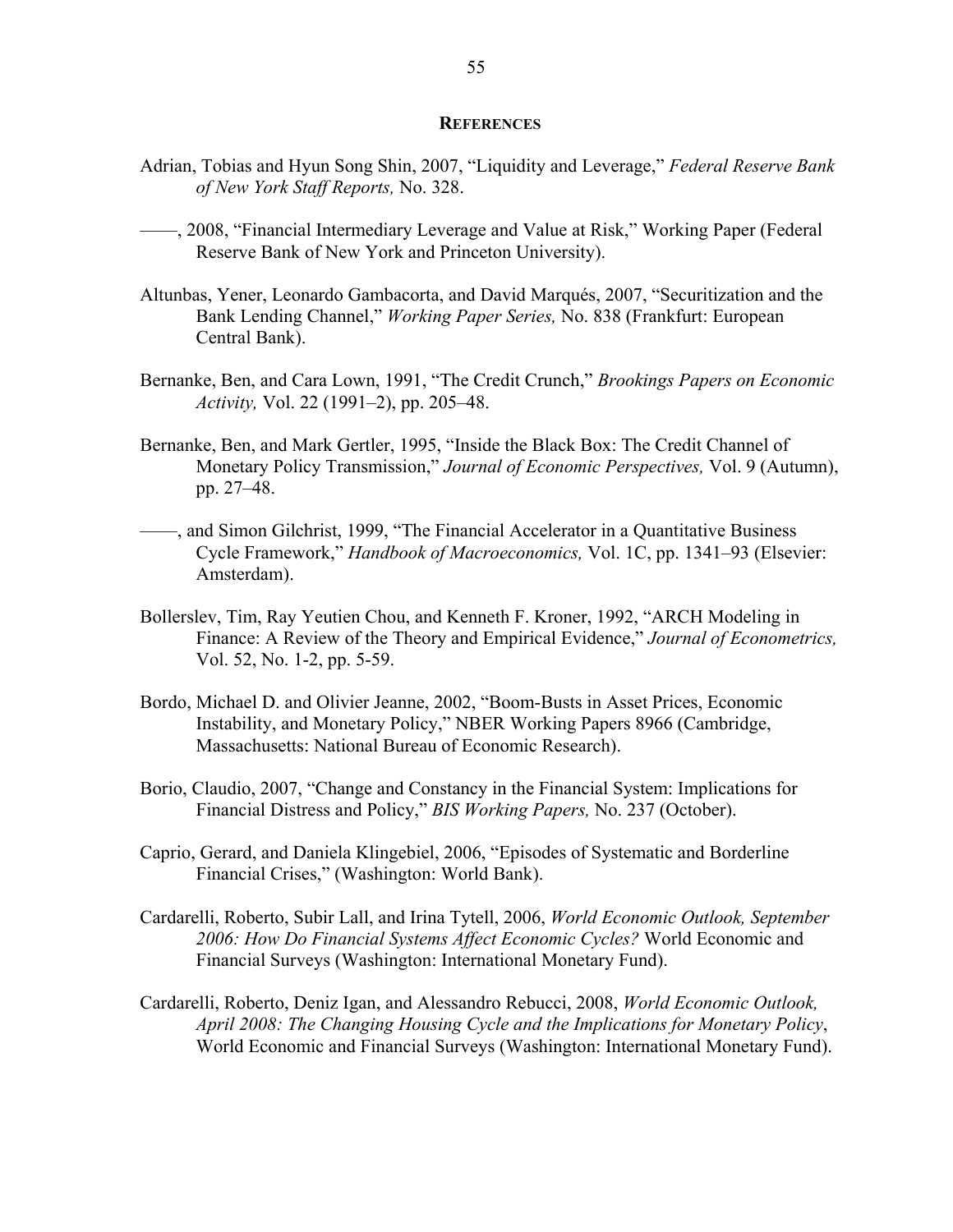## REFERENCES

Adrian, Tobias and Hyun Song Shin, 2007, "Liquidity and Leverage," *Federal Reserve Bank of New York Staff Reports,* No. 328.

——, 2008, "Financial Intermediary Leverage and Value at Risk," Working Paper (Federal Reserve Bank of New York and Princeton University).

Altunbas, Yener, Leonardo Gambacorta, and David Marqués, 2007, "Securitization and the Bank Lending Channel," *Working Paper Series,* No. 838 (Frankfurt: European Central Bank).

Bernanke, Ben, and Cara Lown, 1991, "The Credit Crunch," *Brookings Papers on Economic Activity,* Vol. 22 (1991–2), pp. 205–48.

Bernanke, Ben, and Mark Gertler, 1995, "Inside the Black Box: The Credit Channel of Monetary Policy Transmission," *Journal of Economic Perspectives,* Vol. 9 (Autumn), pp. 27–48.

——, and Simon Gilchrist, 1999, "The Financial Accelerator in a Quantitative Business Cycle Framework," *Handbook of Macroeconomics,* Vol. 1C, pp. 1341–93 (Elsevier: Amsterdam).

Bollerslev, Tim, Ray Yeutien Chou, and Kenneth F. Kroner, 1992, "ARCH Modeling in Finance: A Review of the Theory and Empirical Evidence," *Journal of Econometrics,* Vol. 52, No. 1-2, pp. 5-59.

Bordo, Michael D. and Olivier Jeanne, 2002, "Boom-Busts in Asset Prices, Economic Instability, and Monetary Policy," NBER Working Papers 8966 (Cambridge, Massachusetts: National Bureau of Economic Research).

Borio, Claudio, 2007, "Change and Constancy in the Financial System: Implications for Financial Distress and Policy," *BIS Working Papers,* No. 237 (October).

Caprio, Gerard, and Daniela Klingebiel, 2006, "Episodes of Systematic and Borderline Financial Crises," (Washington: World Bank).

Cardarelli, Roberto, Subir Lall, and Irina Tytell, 2006, *World Economic Outlook, September 2006: How Do Financial Systems Affect Economic Cycles?* World Economic and Financial Surveys (Washington: International Monetary Fund).

Cardarelli, Roberto, Deniz Igan, and Alessandro Rebucci, 2008, *World Economic Outlook, April 2008: The Changing Housing Cycle and the Implications for Monetary Policy*, World Economic and Financial Surveys (Washington: International Monetary Fund).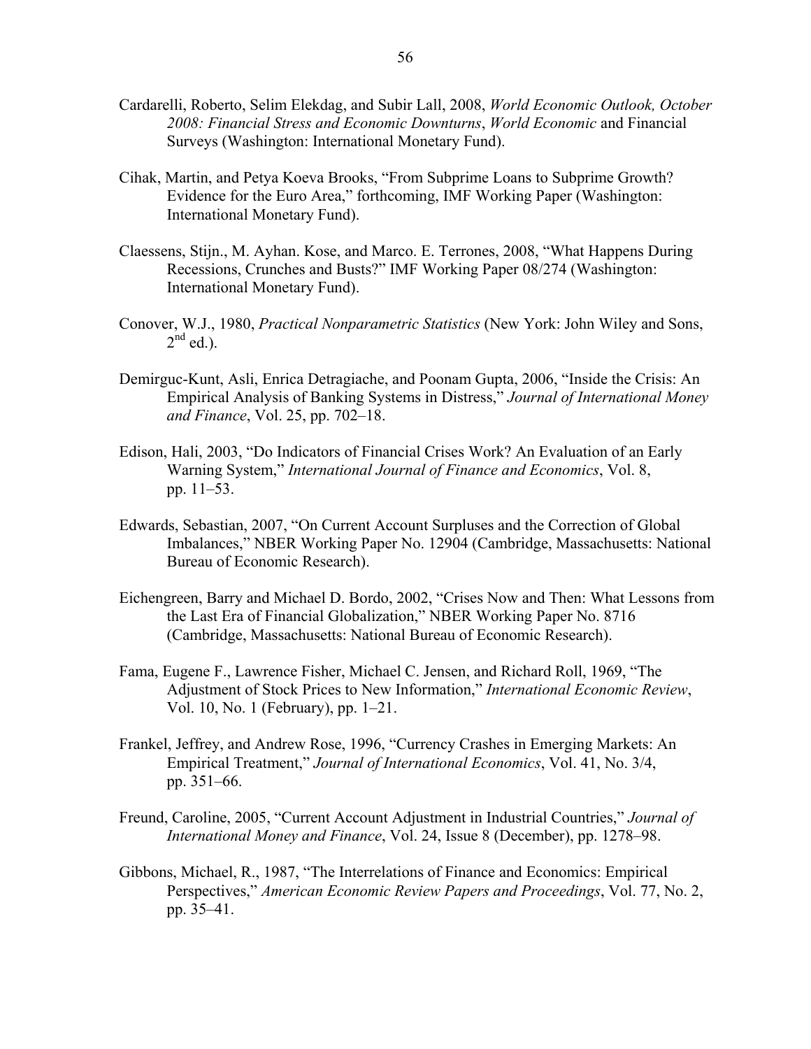Cardarelli, Roberto, Selim Elekdag, and Subir Lall, 2008, *World Economic Outlook, October 2008: Financial Stress and Economic Downturns*, *World Economic* and Financial Surveys (Washington: International Monetary Fund).

Cihak, Martin, and Petya Koeva Brooks, "From Subprime Loans to Subprime Growth? Evidence for the Euro Area," forthcoming, IMF Working Paper (Washington: International Monetary Fund).

Claessens, Stijn., M. Ayhan. Kose, and Marco. E. Terrones, 2008, "What Happens During Recessions, Crunches and Busts?" IMF Working Paper 08/274 (Washington: International Monetary Fund).

Conover, W.J., 1980, *Practical Nonparametric Statistics* (New York: John Wiley and Sons, 2nd ed.).

Demirguc-Kunt, Asli, Enrica Detragiache, and Poonam Gupta, 2006, "Inside the Crisis: An Empirical Analysis of Banking Systems in Distress," *Journal of International Money and Finance*, Vol. 25, pp. 702–18.

Edison, Hali, 2003, "Do Indicators of Financial Crises Work? An Evaluation of an Early Warning System," *International Journal of Finance and Economics*, Vol. 8, pp. 11–53.

Edwards, Sebastian, 2007, "On Current Account Surpluses and the Correction of Global Imbalances," NBER Working Paper No. 12904 (Cambridge, Massachusetts: National Bureau of Economic Research).

Eichengreen, Barry and Michael D. Bordo, 2002, "Crises Now and Then: What Lessons from the Last Era of Financial Globalization," NBER Working Paper No. 8716 (Cambridge, Massachusetts: National Bureau of Economic Research).

Fama, Eugene F., Lawrence Fisher, Michael C. Jensen, and Richard Roll, 1969, "The Adjustment of Stock Prices to New Information," *International Economic Review*, Vol. 10, No. 1 (February), pp. 1–21.

Frankel, Jeffrey, and Andrew Rose, 1996, "Currency Crashes in Emerging Markets: An Empirical Treatment," *Journal of International Economics*, Vol. 41, No. 3/4, pp. 351–66.

Freund, Caroline, 2005, "Current Account Adjustment in Industrial Countries," *Journal of International Money and Finance*, Vol. 24, Issue 8 (December), pp. 1278–98.

Gibbons, Michael, R., 1987, "The Interrelations of Finance and Economics: Empirical Perspectives," *American Economic Review Papers and Proceedings*, Vol. 77, No. 2, pp. 35–41.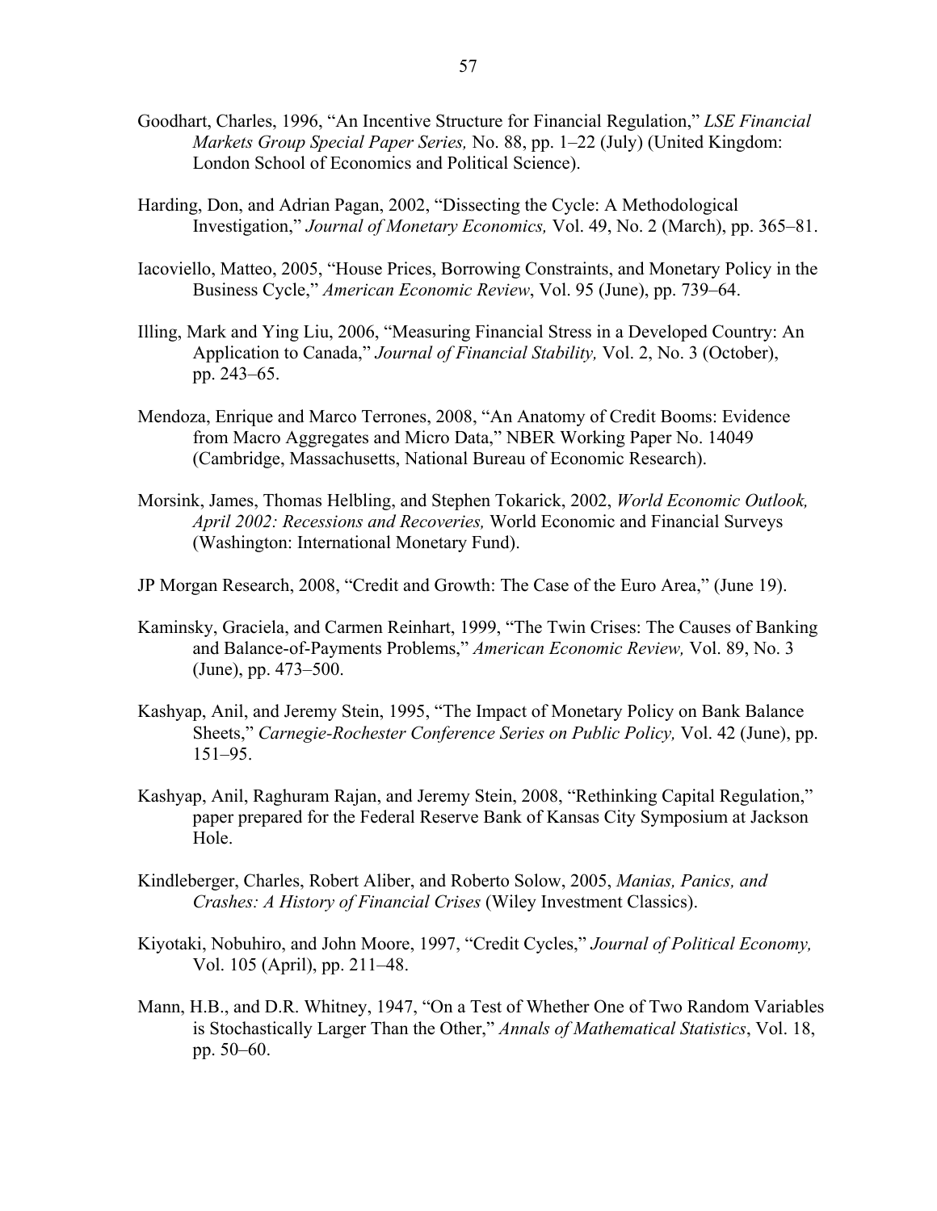Goodhart, Charles, 1996, "An Incentive Structure for Financial Regulation," *LSE Financial Markets Group Special Paper Series,* No. 88, pp. 1–22 (July) (United Kingdom: London School of Economics and Political Science).

Harding, Don, and Adrian Pagan, 2002, "Dissecting the Cycle: A Methodological Investigation," *Journal of Monetary Economics,* Vol. 49, No. 2 (March), pp. 365–81.

Iacoviello, Matteo, 2005, "House Prices, Borrowing Constraints, and Monetary Policy in the Business Cycle," *American Economic Review*, Vol. 95 (June), pp. 739–64.

Illing, Mark and Ying Liu, 2006, "Measuring Financial Stress in a Developed Country: An Application to Canada," *Journal of Financial Stability,* Vol. 2, No. 3 (October), pp. 243–65.

Mendoza, Enrique and Marco Terrones, 2008, "An Anatomy of Credit Booms: Evidence from Macro Aggregates and Micro Data," NBER Working Paper No. 14049 (Cambridge, Massachusetts, National Bureau of Economic Research).

Morsink, James, Thomas Helbling, and Stephen Tokarick, 2002, *World Economic Outlook, April 2002: Recessions and Recoveries,* World Economic and Financial Surveys (Washington: International Monetary Fund).

JP Morgan Research, 2008, "Credit and Growth: The Case of the Euro Area," (June 19).

Kaminsky, Graciela, and Carmen Reinhart, 1999, "The Twin Crises: The Causes of Banking and Balance-of-Payments Problems," *American Economic Review,* Vol. 89, No. 3 (June), pp. 473–500.

Kashyap, Anil, and Jeremy Stein, 1995, "The Impact of Monetary Policy on Bank Balance Sheets," *Carnegie-Rochester Conference Series on Public Policy,* Vol. 42 (June), pp. 151–95.

Kashyap, Anil, Raghuram Rajan, and Jeremy Stein, 2008, "Rethinking Capital Regulation," paper prepared for the Federal Reserve Bank of Kansas City Symposium at Jackson Hole.

Kindleberger, Charles, Robert Aliber, and Roberto Solow, 2005, *Manias, Panics, and Crashes: A History of Financial Crises* (Wiley Investment Classics).

Kiyotaki, Nobuhiro, and John Moore, 1997, "Credit Cycles," *Journal of Political Economy,* Vol. 105 (April), pp. 211–48.

Mann, H.B., and D.R. Whitney, 1947, "On a Test of Whether One of Two Random Variables is Stochastically Larger Than the Other," *Annals of Mathematical Statistics*, Vol. 18, pp. 50–60.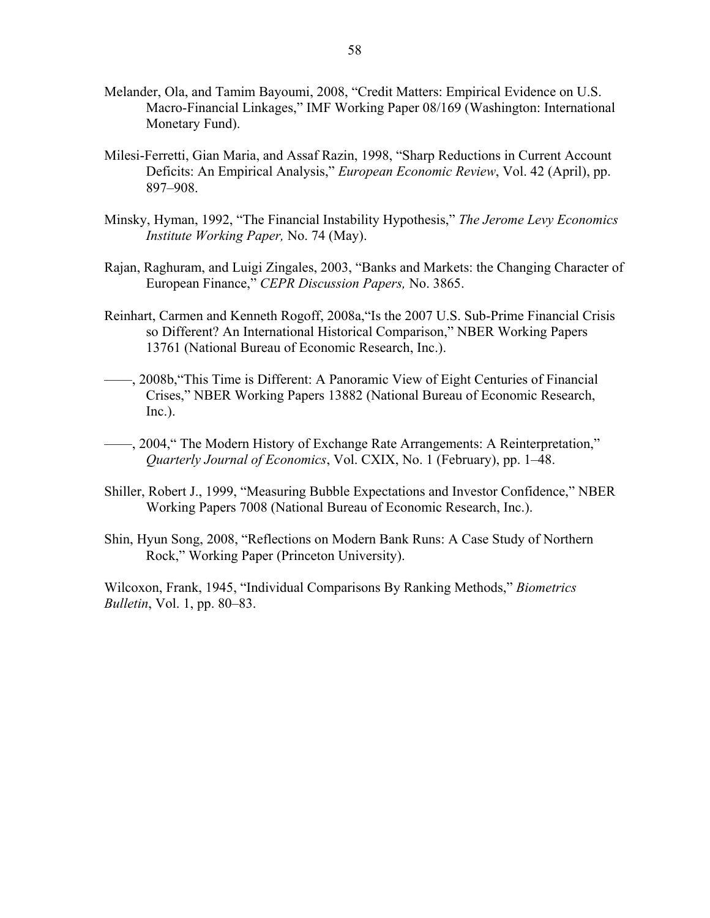Melander, Ola, and Tamim Bayoumi, 2008, "Credit Matters: Empirical Evidence on U.S. Macro-Financial Linkages," IMF Working Paper 08/169 (Washington: International Monetary Fund).

Milesi-Ferretti, Gian Maria, and Assaf Razin, 1998, "Sharp Reductions in Current Account Deficits: An Empirical Analysis," *European Economic Review*, Vol. 42 (April), pp. 897–908.

Minsky, Hyman, 1992, "The Financial Instability Hypothesis," *The Jerome Levy Economics Institute Working Paper,* No. 74 (May).

Rajan, Raghuram, and Luigi Zingales, 2003, "Banks and Markets: the Changing Character of European Finance," *CEPR Discussion Papers,* No. 3865.

Reinhart, Carmen and Kenneth Rogoff, 2008a,"Is the 2007 U.S. Sub-Prime Financial Crisis so Different? An International Historical Comparison," NBER Working Papers 13761 (National Bureau of Economic Research, Inc.).

——, 2008b,"This Time is Different: A Panoramic View of Eight Centuries of Financial Crises," NBER Working Papers 13882 (National Bureau of Economic Research, Inc.).

——, 2004," The Modern History of Exchange Rate Arrangements: A Reinterpretation," *Quarterly Journal of Economics*, Vol. CXIX, No. 1 (February), pp. 1–48.

Shiller, Robert J., 1999, "Measuring Bubble Expectations and Investor Confidence," NBER Working Papers 7008 (National Bureau of Economic Research, Inc.).

Shin, Hyun Song, 2008, "Reflections on Modern Bank Runs: A Case Study of Northern Rock," Working Paper (Princeton University).

Wilcoxon, Frank, 1945, "Individual Comparisons By Ranking Methods," *Biometrics Bulletin*, Vol. 1, pp. 80–83.